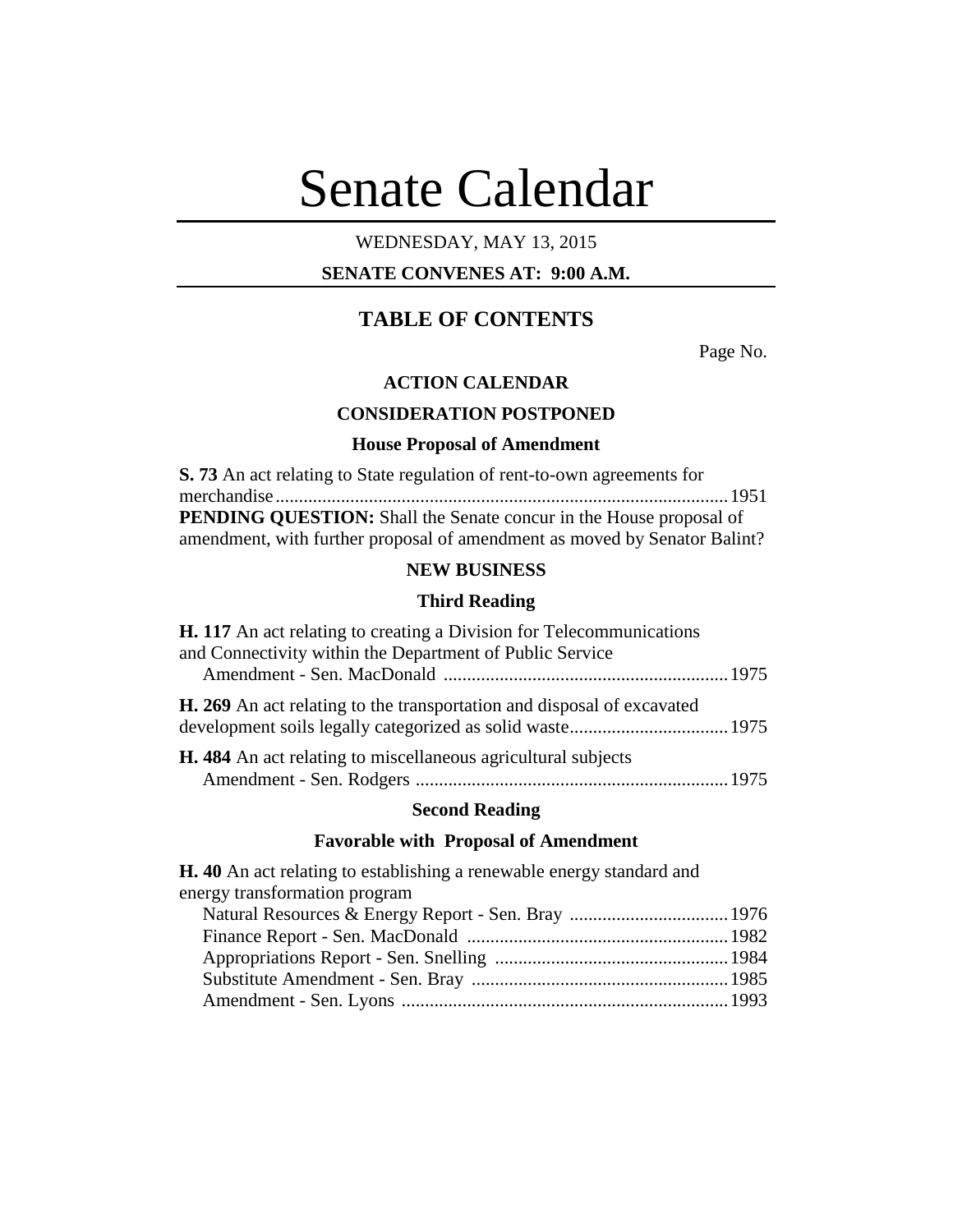# Senate Calendar

WEDNESDAY, MAY 13, 2015

**SENATE CONVENES AT: 9:00 A.M.**

## TABLE OF CONTENTS

Page No.

### ACTION CALENDAR

### CONSIDERATION POSTPONED

#### House Proposal of Amendment

**S. 73** An act relating to State regulation of rent-to-own agreements for merchandise................................................................................................1951

**PENDING QUESTION:** Shall the Senate concur in the House proposal of amendment, with further proposal of amendment as moved by Senator Balint?

### NEW BUSINESS

#### Third Reading

**H. 117** An act relating to creating a Division for Telecommunications and Connectivity within the Department of Public Service

Amendment - Sen. MacDonald .............................................................1975

**H. 269** An act relating to the transportation and disposal of excavated development soils legally categorized as solid waste..................................1975

**H. 484** An act relating to miscellaneous agricultural subjects

Amendment - Sen. Rodgers ...................................................................1975

#### Second Reading

#### Favorable with Proposal of Amendment

**H. 40** An act relating to establishing a renewable energy standard and energy transformation program

Natural Resources & Energy Report - Sen. Bray ..................................1976

Finance Report - Sen. MacDonald ........................................................1982

Appropriations Report - Sen. Snelling ..................................................1984

Substitute Amendment - Sen. Bray .......................................................1985

Amendment - Sen. Lyons ......................................................................1993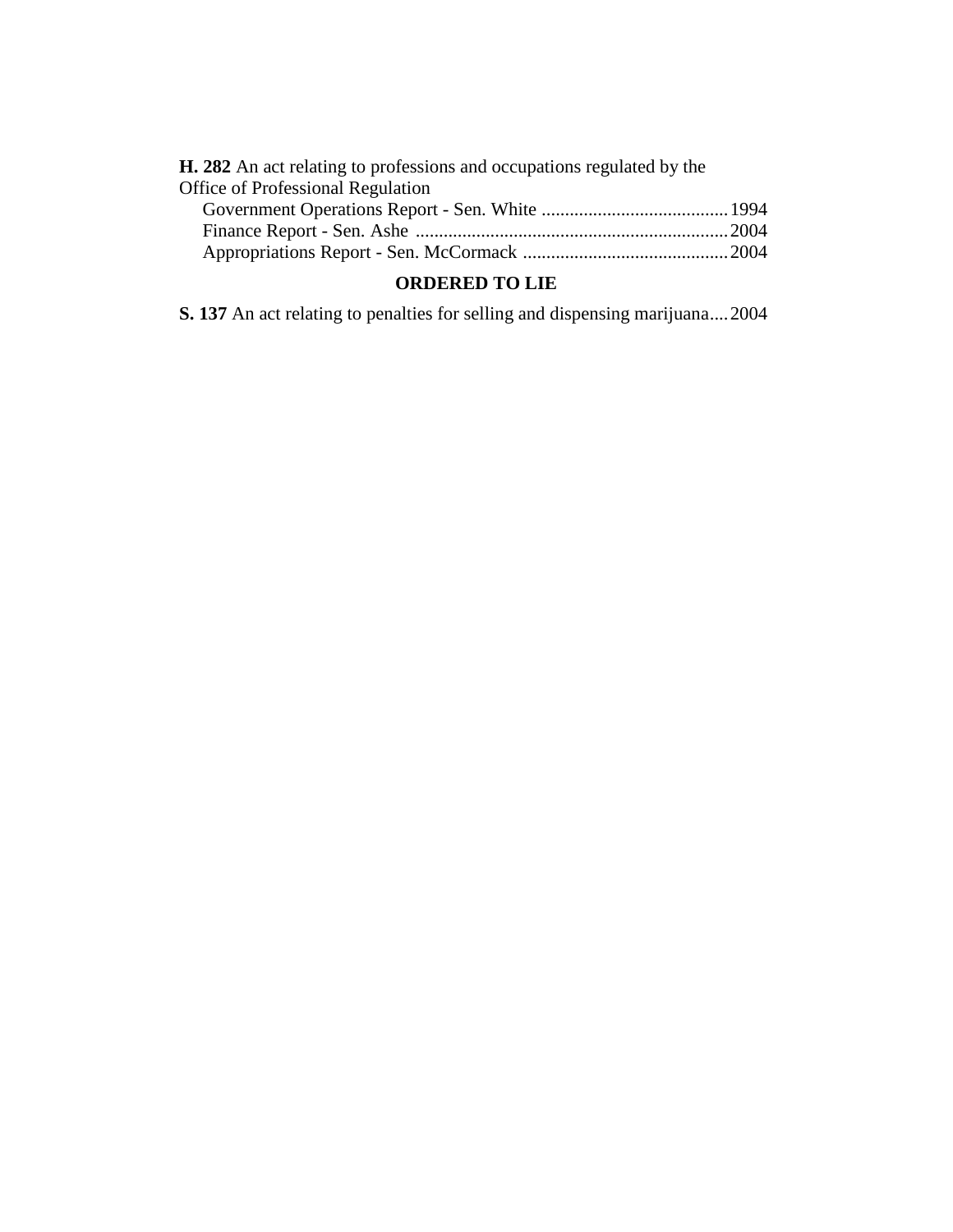**H. 282** An act relating to professions and occupations regulated by the Office of Professional Regulation

Government Operations Report - Sen. White ........................................ 1994

Finance Report - Sen. Ashe .................................................................. 2004

Appropriations Report - Sen. McCormack ............................................ 2004

## ORDERED TO LIE

**S. 137** An act relating to penalties for selling and dispensing marijuana .... 2004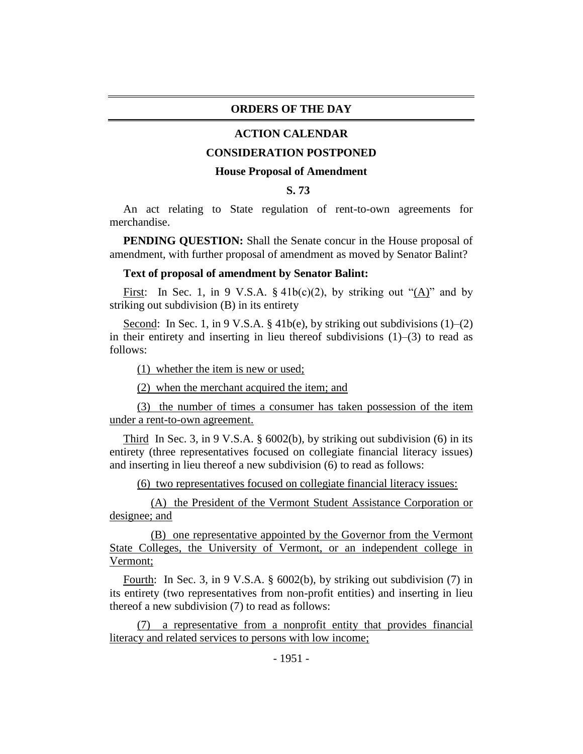## ORDERS OF THE DAY

### ACTION CALENDAR

### CONSIDERATION POSTPONED

#### House Proposal of Amendment

#### S. 73

An act relating to State regulation of rent-to-own agreements for merchandise.

**PENDING QUESTION:** Shall the Senate concur in the House proposal of amendment, with further proposal of amendment as moved by Senator Balint?

**Text of proposal of amendment by Senator Balint:**

First: In Sec. 1, in 9 V.S.A. § 41b(c)(2), by striking out "(A)" and by striking out subdivision (B) in its entirety

Second: In Sec. 1, in 9 V.S.A. § 41b(e), by striking out subdivisions (1)–(2) in their entirety and inserting in lieu thereof subdivisions (1)–(3) to read as follows:

(1) whether the item is new or used;

(2) when the merchant acquired the item; and

(3) the number of times a consumer has taken possession of the item under a rent-to-own agreement.

Third In Sec. 3, in 9 V.S.A. § 6002(b), by striking out subdivision (6) in its entirety (three representatives focused on collegiate financial literacy issues) and inserting in lieu thereof a new subdivision (6) to read as follows:

(6) two representatives focused on collegiate financial literacy issues:

(A) the President of the Vermont Student Assistance Corporation or designee; and

(B) one representative appointed by the Governor from the Vermont State Colleges, the University of Vermont, or an independent college in Vermont;

Fourth: In Sec. 3, in 9 V.S.A. § 6002(b), by striking out subdivision (7) in its entirety (two representatives from non-profit entities) and inserting in lieu thereof a new subdivision (7) to read as follows:

(7) a representative from a nonprofit entity that provides financial literacy and related services to persons with low income;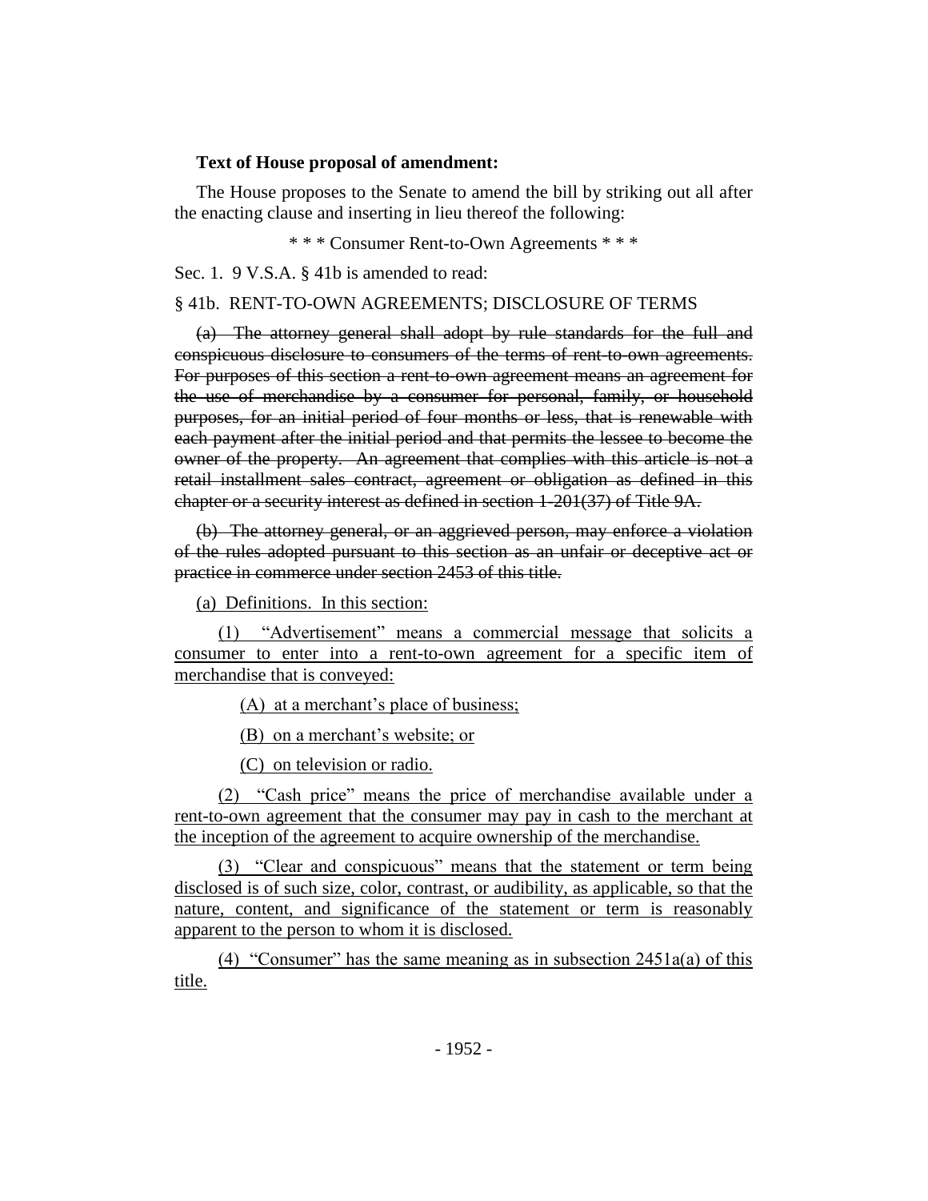**Text of House proposal of amendment:**

The House proposes to the Senate to amend the bill by striking out all after the enacting clause and inserting in lieu thereof the following:

\* \* \* Consumer Rent-to-Own Agreements \* \* \*

Sec. 1. 9 V.S.A. § 41b is amended to read:

§ 41b. RENT-TO-OWN AGREEMENTS; DISCLOSURE OF TERMS

~~(a) The attorney general shall adopt by rule standards for the full and conspicuous disclosure to consumers of the terms of rent-to-own agreements. For purposes of this section a rent-to-own agreement means an agreement for the use of merchandise by a consumer for personal, family, or household purposes, for an initial period of four months or less, that is renewable with each payment after the initial period and that permits the lessee to become the owner of the property. An agreement that complies with this article is not a retail installment sales contract, agreement or obligation as defined in this chapter or a security interest as defined in section 1-201(37) of Title 9A.~~

~~(b) The attorney general, or an aggrieved person, may enforce a violation of the rules adopted pursuant to this section as an unfair or deceptive act or practice in commerce under section 2453 of this title.~~

<u>(a) Definitions. In this section:</u>

<u>(1) "Advertisement" means a commercial message that solicits a consumer to enter into a rent-to-own agreement for a specific item of merchandise that is conveyed:</u>

<u>(A) at a merchant's place of business;</u>

<u>(B) on a merchant's website; or</u>

<u>(C) on television or radio.</u>

<u>(2) "Cash price" means the price of merchandise available under a rent-to-own agreement that the consumer may pay in cash to the merchant at the inception of the agreement to acquire ownership of the merchandise.</u>

<u>(3) "Clear and conspicuous" means that the statement or term being disclosed is of such size, color, contrast, or audibility, as applicable, so that the nature, content, and significance of the statement or term is reasonably apparent to the person to whom it is disclosed.</u>

<u>(4) "Consumer" has the same meaning as in subsection 2451a(a) of this title.</u>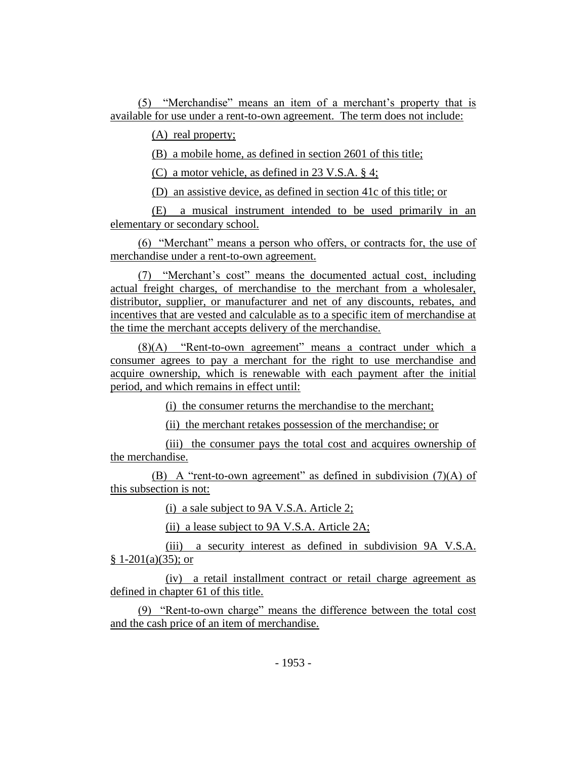(5) "Merchandise" means an item of a merchant's property that is available for use under a rent-to-own agreement. The term does not include:

(A) real property;

(B) a mobile home, as defined in section 2601 of this title;

(C) a motor vehicle, as defined in 23 V.S.A. § 4;

(D) an assistive device, as defined in section 41c of this title; or

(E) a musical instrument intended to be used primarily in an elementary or secondary school.

(6) "Merchant" means a person who offers, or contracts for, the use of merchandise under a rent-to-own agreement.

(7) "Merchant's cost" means the documented actual cost, including actual freight charges, of merchandise to the merchant from a wholesaler, distributor, supplier, or manufacturer and net of any discounts, rebates, and incentives that are vested and calculable as to a specific item of merchandise at the time the merchant accepts delivery of the merchandise.

(8)(A) "Rent-to-own agreement" means a contract under which a consumer agrees to pay a merchant for the right to use merchandise and acquire ownership, which is renewable with each payment after the initial period, and which remains in effect until:

(i) the consumer returns the merchandise to the merchant;

(ii) the merchant retakes possession of the merchandise; or

(iii) the consumer pays the total cost and acquires ownership of the merchandise.

(B) A "rent-to-own agreement" as defined in subdivision (7)(A) of this subsection is not:

(i) a sale subject to 9A V.S.A. Article 2;

(ii) a lease subject to 9A V.S.A. Article 2A;

(iii) a security interest as defined in subdivision 9A V.S.A. § 1-201(a)(35); or

(iv) a retail installment contract or retail charge agreement as defined in chapter 61 of this title.

(9) "Rent-to-own charge" means the difference between the total cost and the cash price of an item of merchandise.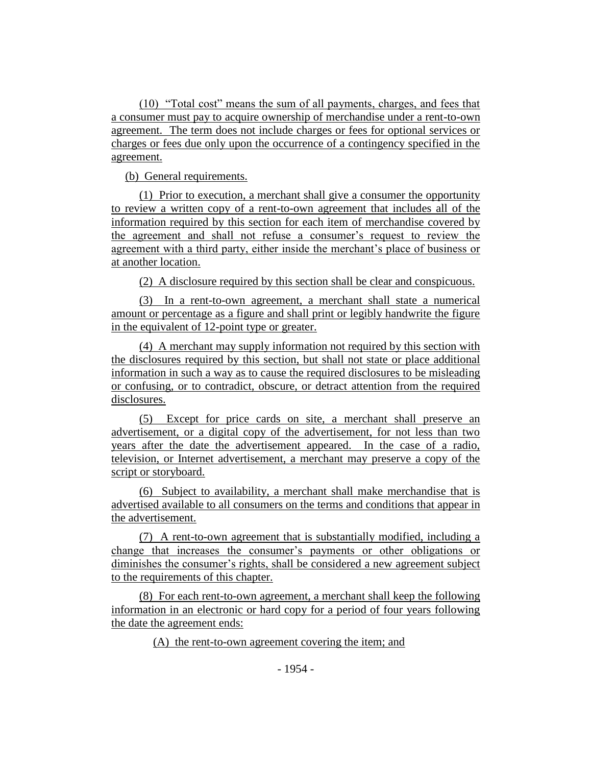(10) "Total cost" means the sum of all payments, charges, and fees that a consumer must pay to acquire ownership of merchandise under a rent-to-own agreement. The term does not include charges or fees for optional services or charges or fees due only upon the occurrence of a contingency specified in the agreement.

(b) General requirements.

(1) Prior to execution, a merchant shall give a consumer the opportunity to review a written copy of a rent-to-own agreement that includes all of the information required by this section for each item of merchandise covered by the agreement and shall not refuse a consumer's request to review the agreement with a third party, either inside the merchant's place of business or at another location.

(2) A disclosure required by this section shall be clear and conspicuous.

(3) In a rent-to-own agreement, a merchant shall state a numerical amount or percentage as a figure and shall print or legibly handwrite the figure in the equivalent of 12-point type or greater.

(4) A merchant may supply information not required by this section with the disclosures required by this section, but shall not state or place additional information in such a way as to cause the required disclosures to be misleading or confusing, or to contradict, obscure, or detract attention from the required disclosures.

(5) Except for price cards on site, a merchant shall preserve an advertisement, or a digital copy of the advertisement, for not less than two years after the date the advertisement appeared. In the case of a radio, television, or Internet advertisement, a merchant may preserve a copy of the script or storyboard.

(6) Subject to availability, a merchant shall make merchandise that is advertised available to all consumers on the terms and conditions that appear in the advertisement.

(7) A rent-to-own agreement that is substantially modified, including a change that increases the consumer's payments or other obligations or diminishes the consumer's rights, shall be considered a new agreement subject to the requirements of this chapter.

(8) For each rent-to-own agreement, a merchant shall keep the following information in an electronic or hard copy for a period of four years following the date the agreement ends:

(A) the rent-to-own agreement covering the item; and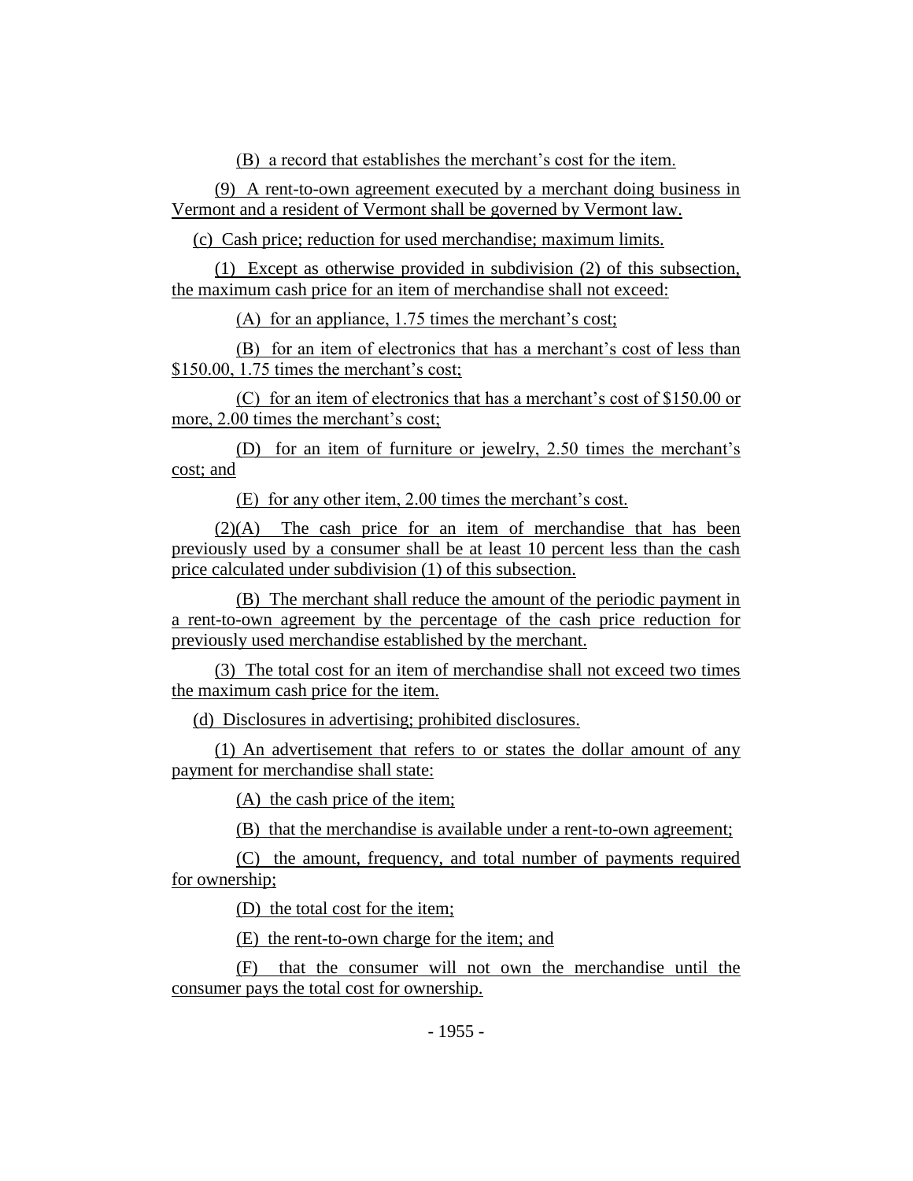(B) a record that establishes the merchant's cost for the item.

(9) A rent-to-own agreement executed by a merchant doing business in Vermont and a resident of Vermont shall be governed by Vermont law.

(c) Cash price; reduction for used merchandise; maximum limits.

(1) Except as otherwise provided in subdivision (2) of this subsection, the maximum cash price for an item of merchandise shall not exceed:

(A) for an appliance, 1.75 times the merchant's cost;

(B) for an item of electronics that has a merchant's cost of less than $150.00, 1.75 times the merchant's cost;

(C) for an item of electronics that has a merchant's cost of $150.00 or more, 2.00 times the merchant's cost;

(D) for an item of furniture or jewelry, 2.50 times the merchant's cost; and

(E) for any other item, 2.00 times the merchant's cost.

(2)(A) The cash price for an item of merchandise that has been previously used by a consumer shall be at least 10 percent less than the cash price calculated under subdivision (1) of this subsection.

(B) The merchant shall reduce the amount of the periodic payment in a rent-to-own agreement by the percentage of the cash price reduction for previously used merchandise established by the merchant.

(3) The total cost for an item of merchandise shall not exceed two times the maximum cash price for the item.

(d) Disclosures in advertising; prohibited disclosures.

(1) An advertisement that refers to or states the dollar amount of any payment for merchandise shall state:

(A) the cash price of the item;

(B) that the merchandise is available under a rent-to-own agreement;

(C) the amount, frequency, and total number of payments required for ownership;

(D) the total cost for the item;

(E) the rent-to-own charge for the item; and

(F) that the consumer will not own the merchandise until the consumer pays the total cost for ownership.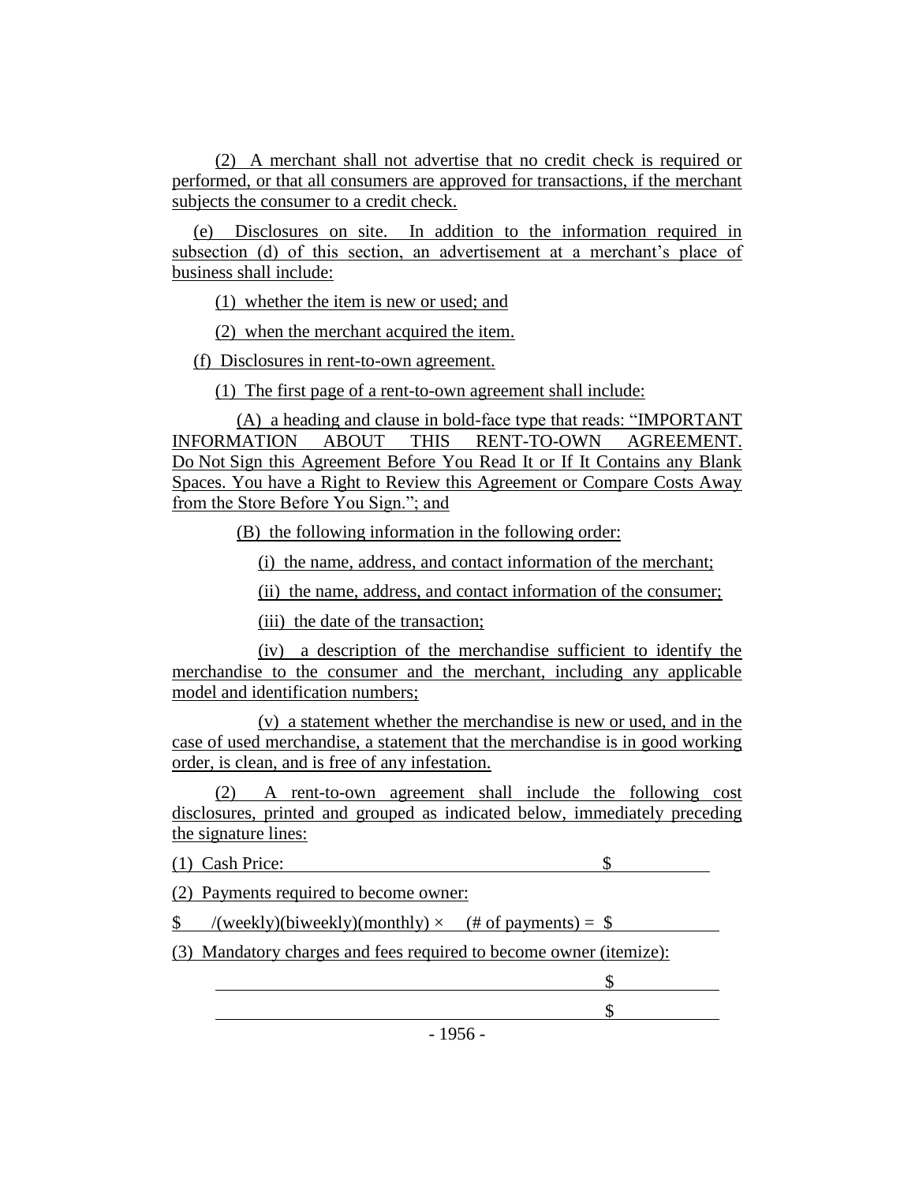(2) A merchant shall not advertise that no credit check is required or performed, or that all consumers are approved for transactions, if the merchant subjects the consumer to a credit check.

(e) Disclosures on site. In addition to the information required in subsection (d) of this section, an advertisement at a merchant's place of business shall include:

(1) whether the item is new or used; and

(2) when the merchant acquired the item.

(f) Disclosures in rent-to-own agreement.

(1) The first page of a rent-to-own agreement shall include:

(A) a heading and clause in bold-face type that reads: "IMPORTANT INFORMATION ABOUT THIS RENT-TO-OWN AGREEMENT. Do Not Sign this Agreement Before You Read It or If It Contains any Blank Spaces. You have a Right to Review this Agreement or Compare Costs Away from the Store Before You Sign."; and

(B) the following information in the following order:

(i) the name, address, and contact information of the merchant;

(ii) the name, address, and contact information of the consumer;

(iii) the date of the transaction;

(iv) a description of the merchandise sufficient to identify the merchandise to the consumer and the merchant, including any applicable model and identification numbers;

(v) a statement whether the merchandise is new or used, and in the case of used merchandise, a statement that the merchandise is in good working order, is clean, and is free of any infestation.

(2) A rent-to-own agreement shall include the following cost disclosures, printed and grouped as indicated below, immediately preceding the signature lines:

(1) Cash Price: \_\_\_\_\_\_\_\_\_\_\_\_\_\_\_\_\_\_\_\_\_\_\_\_\_\_\_\_\_\_\_\_ $\_\_\_\_\_\_\_\_

(2) Payments required to become owner:

$ \_\_\_ /(weekly)(biweekly)(monthly) × \_\_\_ (# of payments) = $\_\_\_\_\_\_\_\_

(3) Mandatory charges and fees required to become owner (itemize):

\_\_\_\_\_\_\_\_\_\_\_\_\_\_\_\_\_\_\_\_\_\_\_\_\_\_\_\_\_\_\_\_\_\_\_\_\_\_\_\_ $\_\_\_\_\_\_\_\_

\_\_\_\_\_\_\_\_\_\_\_\_\_\_\_\_\_\_\_\_\_\_\_\_\_\_\_\_\_\_\_\_\_\_\_\_\_\_\_\_ $\_\_\_\_\_\_\_\_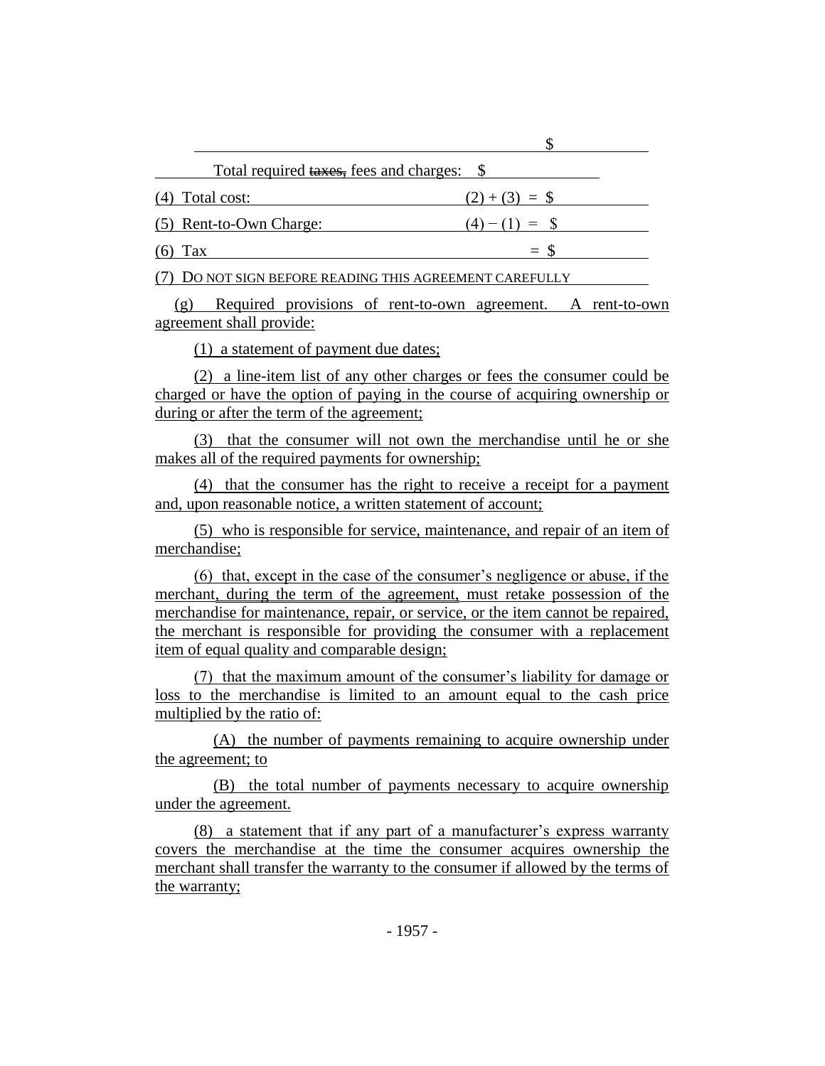| | $ |
|---|---|
| Total required ~~taxes,~~ fees and charges: | $ |
| (4) Total cost: | (2) + (3) = $ |
| (5) Rent-to-Own Charge: | (4) − (1) = $ |
| (6) Tax | = $ |
| (7) DO NOT SIGN BEFORE READING THIS AGREEMENT CAREFULLY | |

(g) Required provisions of rent-to-own agreement. A rent-to-own agreement shall provide:

(1) a statement of payment due dates;

(2) a line-item list of any other charges or fees the consumer could be charged or have the option of paying in the course of acquiring ownership or during or after the term of the agreement;

(3) that the consumer will not own the merchandise until he or she makes all of the required payments for ownership;

(4) that the consumer has the right to receive a receipt for a payment and, upon reasonable notice, a written statement of account;

(5) who is responsible for service, maintenance, and repair of an item of merchandise;

(6) that, except in the case of the consumer's negligence or abuse, if the merchant, during the term of the agreement, must retake possession of the merchandise for maintenance, repair, or service, or the item cannot be repaired, the merchant is responsible for providing the consumer with a replacement item of equal quality and comparable design;

(7) that the maximum amount of the consumer's liability for damage or loss to the merchandise is limited to an amount equal to the cash price multiplied by the ratio of:

(A) the number of payments remaining to acquire ownership under the agreement; to

(B) the total number of payments necessary to acquire ownership under the agreement.

(8) a statement that if any part of a manufacturer's express warranty covers the merchandise at the time the consumer acquires ownership the merchant shall transfer the warranty to the consumer if allowed by the terms of the warranty;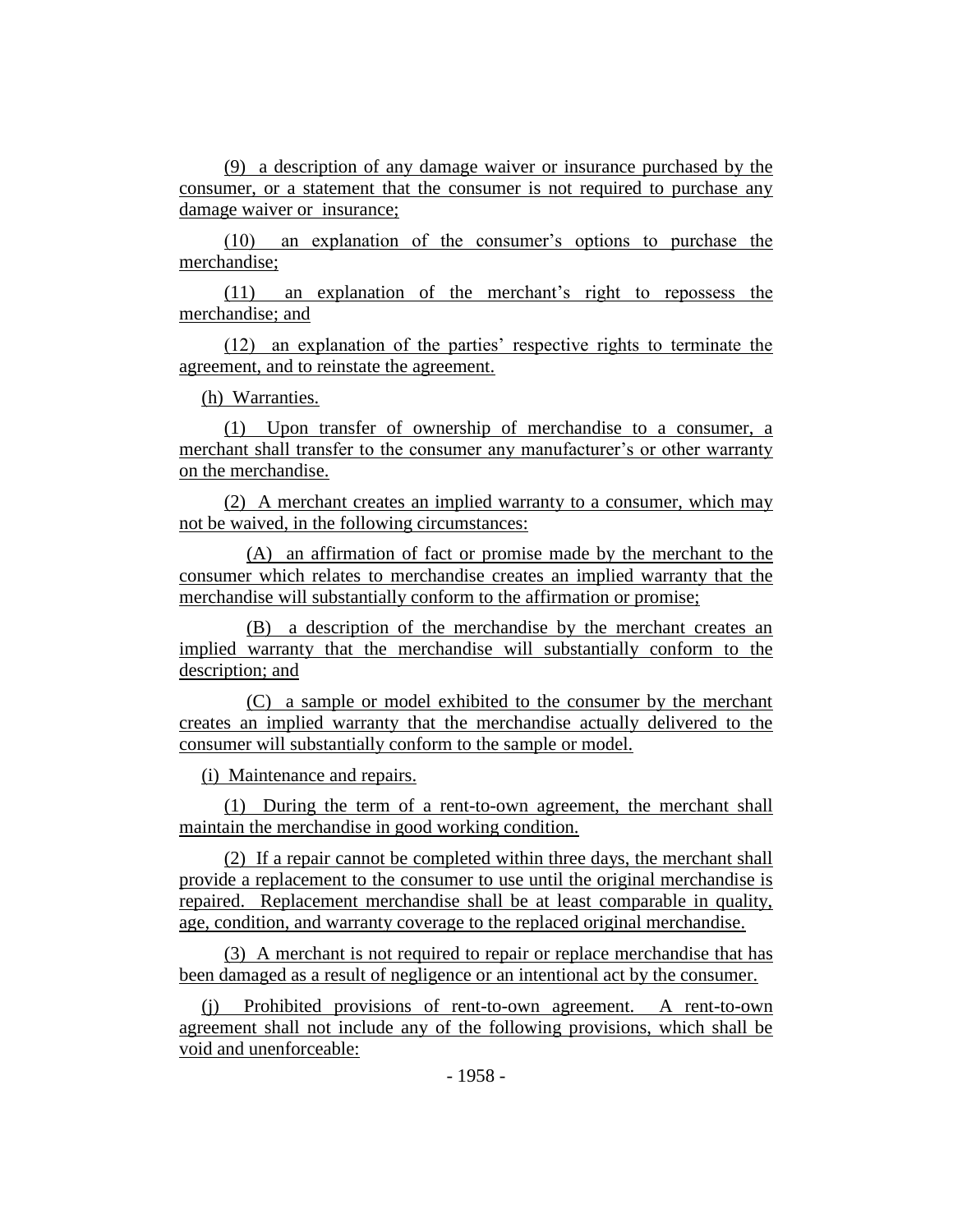(9) a description of any damage waiver or insurance purchased by the consumer, or a statement that the consumer is not required to purchase any damage waiver or insurance;

(10) an explanation of the consumer's options to purchase the merchandise;

(11) an explanation of the merchant's right to repossess the merchandise; and

(12) an explanation of the parties' respective rights to terminate the agreement, and to reinstate the agreement.

(h) Warranties.

(1) Upon transfer of ownership of merchandise to a consumer, a merchant shall transfer to the consumer any manufacturer's or other warranty on the merchandise.

(2) A merchant creates an implied warranty to a consumer, which may not be waived, in the following circumstances:

(A) an affirmation of fact or promise made by the merchant to the consumer which relates to merchandise creates an implied warranty that the merchandise will substantially conform to the affirmation or promise;

(B) a description of the merchandise by the merchant creates an implied warranty that the merchandise will substantially conform to the description; and

(C) a sample or model exhibited to the consumer by the merchant creates an implied warranty that the merchandise actually delivered to the consumer will substantially conform to the sample or model.

(i) Maintenance and repairs.

(1) During the term of a rent-to-own agreement, the merchant shall maintain the merchandise in good working condition.

(2) If a repair cannot be completed within three days, the merchant shall provide a replacement to the consumer to use until the original merchandise is repaired. Replacement merchandise shall be at least comparable in quality, age, condition, and warranty coverage to the replaced original merchandise.

(3) A merchant is not required to repair or replace merchandise that has been damaged as a result of negligence or an intentional act by the consumer.

(j) Prohibited provisions of rent-to-own agreement. A rent-to-own agreement shall not include any of the following provisions, which shall be void and unenforceable: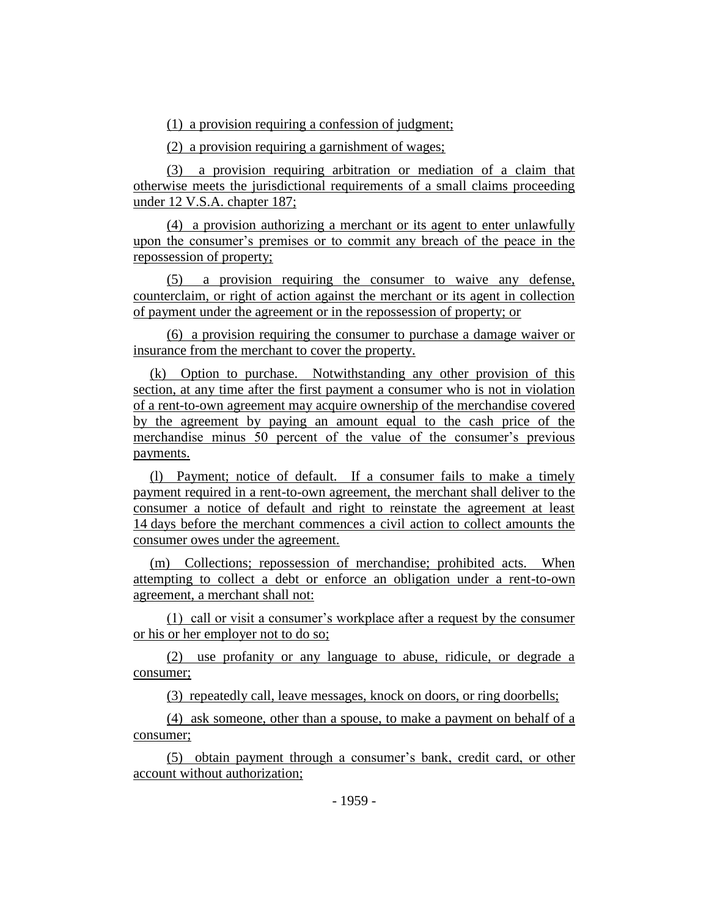(1) a provision requiring a confession of judgment;

(2) a provision requiring a garnishment of wages;

(3) a provision requiring arbitration or mediation of a claim that otherwise meets the jurisdictional requirements of a small claims proceeding under 12 V.S.A. chapter 187;

(4) a provision authorizing a merchant or its agent to enter unlawfully upon the consumer's premises or to commit any breach of the peace in the repossession of property;

(5) a provision requiring the consumer to waive any defense, counterclaim, or right of action against the merchant or its agent in collection of payment under the agreement or in the repossession of property; or

(6) a provision requiring the consumer to purchase a damage waiver or insurance from the merchant to cover the property.

(k) Option to purchase. Notwithstanding any other provision of this section, at any time after the first payment a consumer who is not in violation of a rent-to-own agreement may acquire ownership of the merchandise covered by the agreement by paying an amount equal to the cash price of the merchandise minus 50 percent of the value of the consumer's previous payments.

(l) Payment; notice of default. If a consumer fails to make a timely payment required in a rent-to-own agreement, the merchant shall deliver to the consumer a notice of default and right to reinstate the agreement at least 14 days before the merchant commences a civil action to collect amounts the consumer owes under the agreement.

(m) Collections; repossession of merchandise; prohibited acts. When attempting to collect a debt or enforce an obligation under a rent-to-own agreement, a merchant shall not:

(1) call or visit a consumer's workplace after a request by the consumer or his or her employer not to do so;

(2) use profanity or any language to abuse, ridicule, or degrade a consumer;

(3) repeatedly call, leave messages, knock on doors, or ring doorbells;

(4) ask someone, other than a spouse, to make a payment on behalf of a consumer;

(5) obtain payment through a consumer's bank, credit card, or other account without authorization;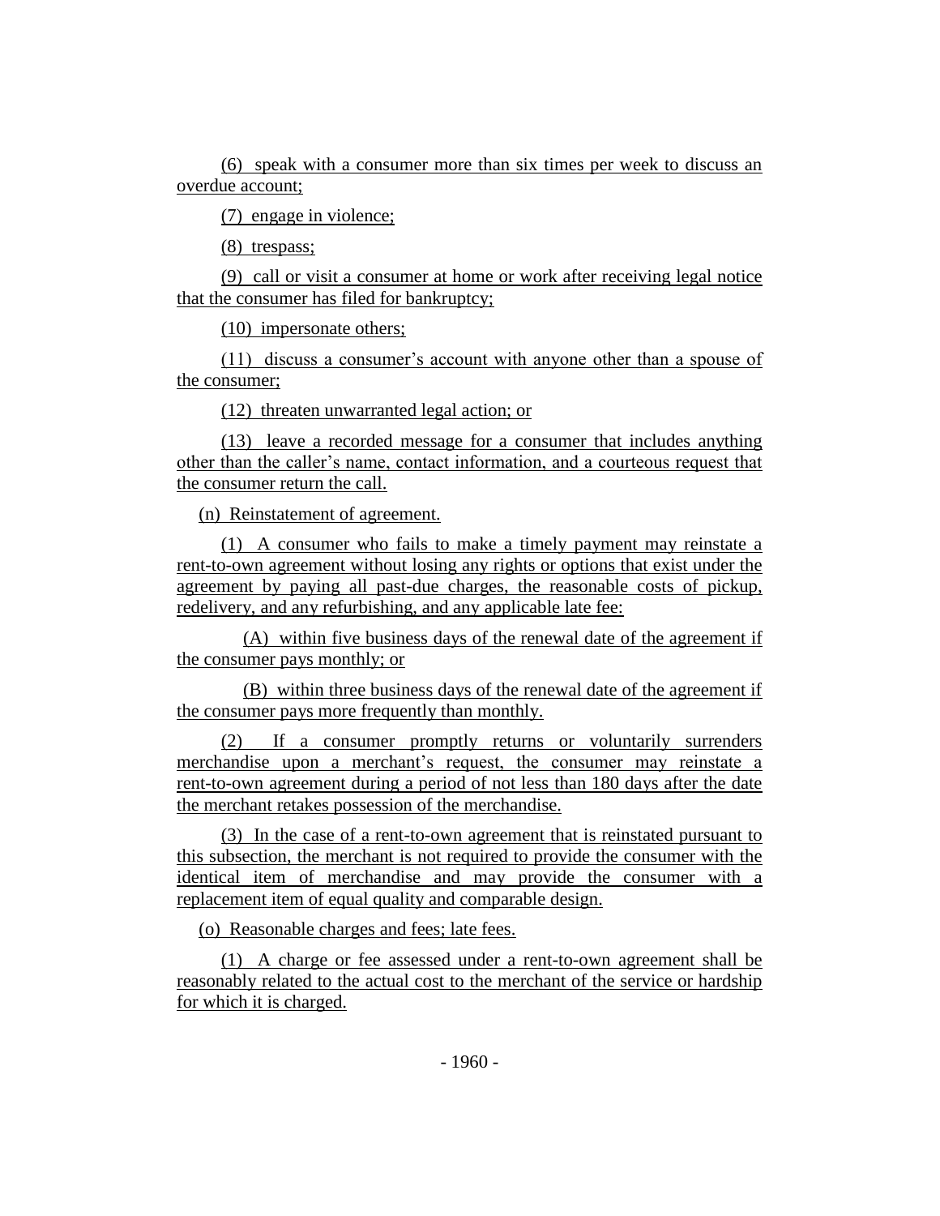(6) speak with a consumer more than six times per week to discuss an overdue account;

(7) engage in violence;

(8) trespass;

(9) call or visit a consumer at home or work after receiving legal notice that the consumer has filed for bankruptcy;

(10) impersonate others;

(11) discuss a consumer's account with anyone other than a spouse of the consumer;

(12) threaten unwarranted legal action; or

(13) leave a recorded message for a consumer that includes anything other than the caller's name, contact information, and a courteous request that the consumer return the call.

(n) Reinstatement of agreement.

(1) A consumer who fails to make a timely payment may reinstate a rent-to-own agreement without losing any rights or options that exist under the agreement by paying all past-due charges, the reasonable costs of pickup, redelivery, and any refurbishing, and any applicable late fee:

(A) within five business days of the renewal date of the agreement if the consumer pays monthly; or

(B) within three business days of the renewal date of the agreement if the consumer pays more frequently than monthly.

(2) If a consumer promptly returns or voluntarily surrenders merchandise upon a merchant's request, the consumer may reinstate a rent-to-own agreement during a period of not less than 180 days after the date the merchant retakes possession of the merchandise.

(3) In the case of a rent-to-own agreement that is reinstated pursuant to this subsection, the merchant is not required to provide the consumer with the identical item of merchandise and may provide the consumer with a replacement item of equal quality and comparable design.

(o) Reasonable charges and fees; late fees.

(1) A charge or fee assessed under a rent-to-own agreement shall be reasonably related to the actual cost to the merchant of the service or hardship for which it is charged.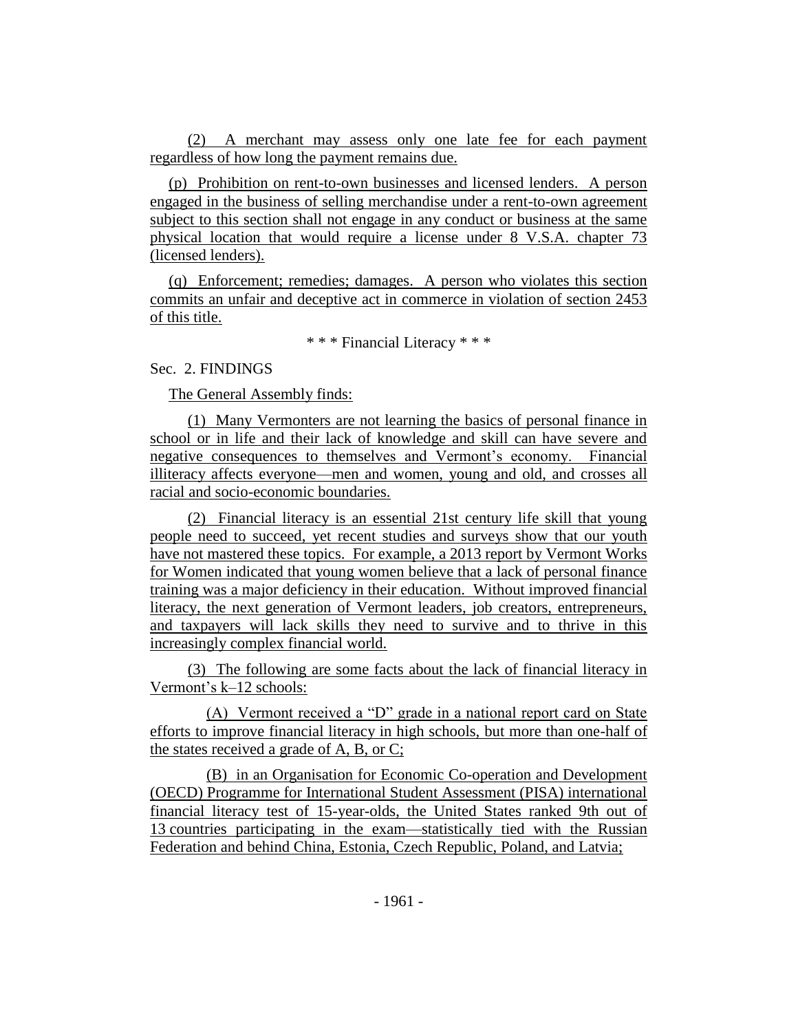(2) A merchant may assess only one late fee for each payment regardless of how long the payment remains due.

(p) Prohibition on rent-to-own businesses and licensed lenders. A person engaged in the business of selling merchandise under a rent-to-own agreement subject to this section shall not engage in any conduct or business at the same physical location that would require a license under 8 V.S.A. chapter 73 (licensed lenders).

(q) Enforcement; remedies; damages. A person who violates this section commits an unfair and deceptive act in commerce in violation of section 2453 of this title.

\* \* \* Financial Literacy \* \* \*

Sec. 2. FINDINGS

The General Assembly finds:

(1) Many Vermonters are not learning the basics of personal finance in school or in life and their lack of knowledge and skill can have severe and negative consequences to themselves and Vermont's economy. Financial illiteracy affects everyone—men and women, young and old, and crosses all racial and socio-economic boundaries.

(2) Financial literacy is an essential 21st century life skill that young people need to succeed, yet recent studies and surveys show that our youth have not mastered these topics. For example, a 2013 report by Vermont Works for Women indicated that young women believe that a lack of personal finance training was a major deficiency in their education. Without improved financial literacy, the next generation of Vermont leaders, job creators, entrepreneurs, and taxpayers will lack skills they need to survive and to thrive in this increasingly complex financial world.

(3) The following are some facts about the lack of financial literacy in Vermont's k–12 schools:

(A) Vermont received a "D" grade in a national report card on State efforts to improve financial literacy in high schools, but more than one-half of the states received a grade of A, B, or C;

(B) in an Organisation for Economic Co-operation and Development (OECD) Programme for International Student Assessment (PISA) international financial literacy test of 15-year-olds, the United States ranked 9th out of 13 countries participating in the exam—statistically tied with the Russian Federation and behind China, Estonia, Czech Republic, Poland, and Latvia;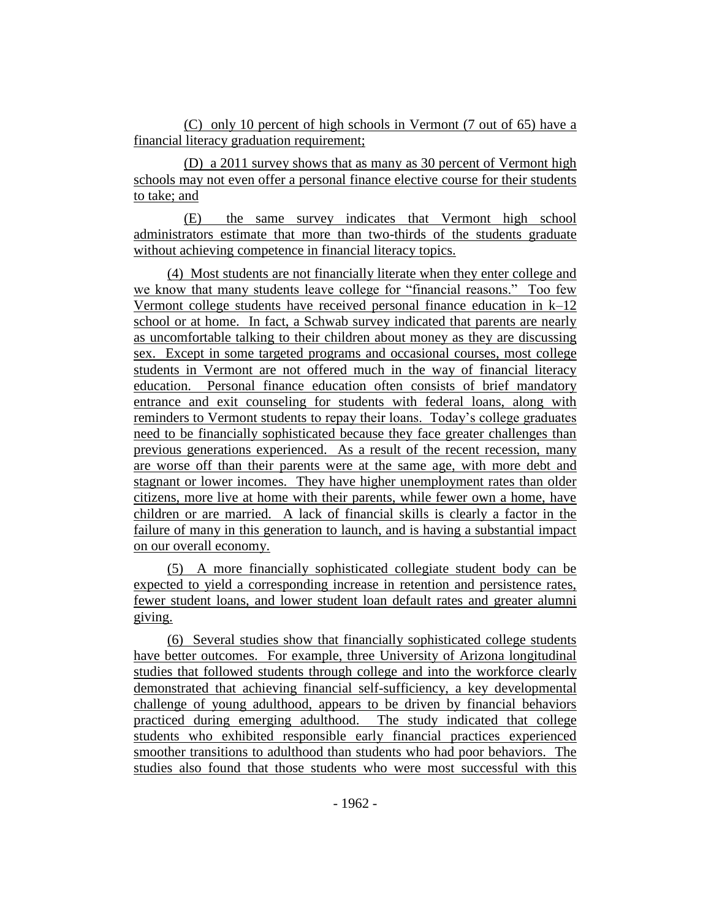(C) only 10 percent of high schools in Vermont (7 out of 65) have a financial literacy graduation requirement;

(D) a 2011 survey shows that as many as 30 percent of Vermont high schools may not even offer a personal finance elective course for their students to take; and

(E) the same survey indicates that Vermont high school administrators estimate that more than two-thirds of the students graduate without achieving competence in financial literacy topics.

(4) Most students are not financially literate when they enter college and we know that many students leave college for "financial reasons." Too few Vermont college students have received personal finance education in k–12 school or at home. In fact, a Schwab survey indicated that parents are nearly as uncomfortable talking to their children about money as they are discussing sex. Except in some targeted programs and occasional courses, most college students in Vermont are not offered much in the way of financial literacy education. Personal finance education often consists of brief mandatory entrance and exit counseling for students with federal loans, along with reminders to Vermont students to repay their loans. Today's college graduates need to be financially sophisticated because they face greater challenges than previous generations experienced. As a result of the recent recession, many are worse off than their parents were at the same age, with more debt and stagnant or lower incomes. They have higher unemployment rates than older citizens, more live at home with their parents, while fewer own a home, have children or are married. A lack of financial skills is clearly a factor in the failure of many in this generation to launch, and is having a substantial impact on our overall economy.

(5) A more financially sophisticated collegiate student body can be expected to yield a corresponding increase in retention and persistence rates, fewer student loans, and lower student loan default rates and greater alumni giving.

(6) Several studies show that financially sophisticated college students have better outcomes. For example, three University of Arizona longitudinal studies that followed students through college and into the workforce clearly demonstrated that achieving financial self-sufficiency, a key developmental challenge of young adulthood, appears to be driven by financial behaviors practiced during emerging adulthood. The study indicated that college students who exhibited responsible early financial practices experienced smoother transitions to adulthood than students who had poor behaviors. The studies also found that those students who were most successful with this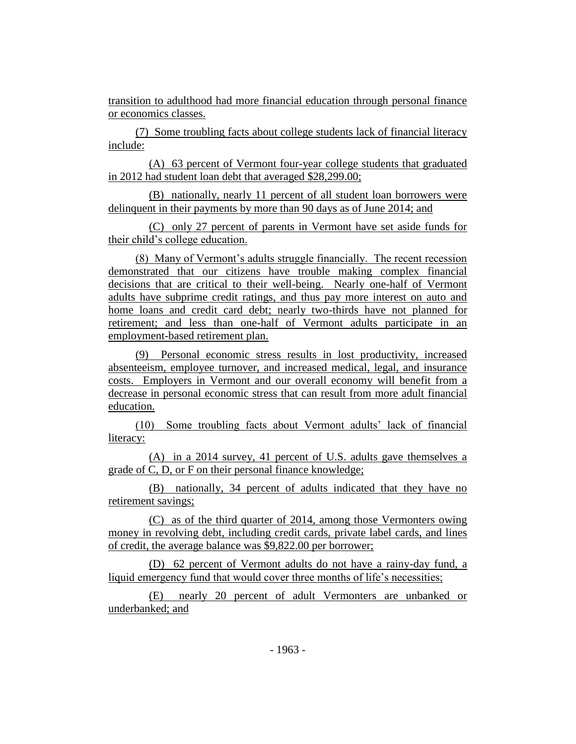transition to adulthood had more financial education through personal finance or economics classes.

(7) Some troubling facts about college students lack of financial literacy include:

(A) 63 percent of Vermont four-year college students that graduated in 2012 had student loan debt that averaged $28,299.00;

(B) nationally, nearly 11 percent of all student loan borrowers were delinquent in their payments by more than 90 days as of June 2014; and

(C) only 27 percent of parents in Vermont have set aside funds for their child's college education.

(8) Many of Vermont's adults struggle financially. The recent recession demonstrated that our citizens have trouble making complex financial decisions that are critical to their well-being. Nearly one-half of Vermont adults have subprime credit ratings, and thus pay more interest on auto and home loans and credit card debt; nearly two-thirds have not planned for retirement; and less than one-half of Vermont adults participate in an employment-based retirement plan.

(9) Personal economic stress results in lost productivity, increased absenteeism, employee turnover, and increased medical, legal, and insurance costs. Employers in Vermont and our overall economy will benefit from a decrease in personal economic stress that can result from more adult financial education.

(10) Some troubling facts about Vermont adults' lack of financial literacy:

(A) in a 2014 survey, 41 percent of U.S. adults gave themselves a grade of C, D, or F on their personal finance knowledge;

(B) nationally, 34 percent of adults indicated that they have no retirement savings;

(C) as of the third quarter of 2014, among those Vermonters owing money in revolving debt, including credit cards, private label cards, and lines of credit, the average balance was $9,822.00 per borrower;

(D) 62 percent of Vermont adults do not have a rainy-day fund, a liquid emergency fund that would cover three months of life's necessities;

(E) nearly 20 percent of adult Vermonters are unbanked or underbanked; and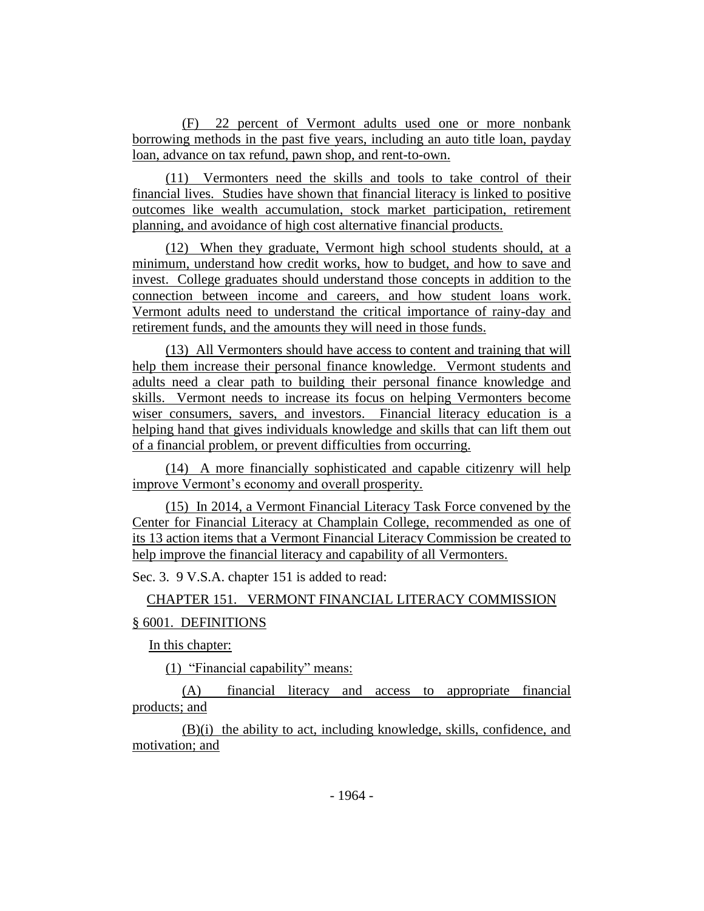(F) 22 percent of Vermont adults used one or more nonbank borrowing methods in the past five years, including an auto title loan, payday loan, advance on tax refund, pawn shop, and rent-to-own.

(11) Vermonters need the skills and tools to take control of their financial lives. Studies have shown that financial literacy is linked to positive outcomes like wealth accumulation, stock market participation, retirement planning, and avoidance of high cost alternative financial products.

(12) When they graduate, Vermont high school students should, at a minimum, understand how credit works, how to budget, and how to save and invest. College graduates should understand those concepts in addition to the connection between income and careers, and how student loans work. Vermont adults need to understand the critical importance of rainy-day and retirement funds, and the amounts they will need in those funds.

(13) All Vermonters should have access to content and training that will help them increase their personal finance knowledge. Vermont students and adults need a clear path to building their personal finance knowledge and skills. Vermont needs to increase its focus on helping Vermonters become wiser consumers, savers, and investors. Financial literacy education is a helping hand that gives individuals knowledge and skills that can lift them out of a financial problem, or prevent difficulties from occurring.

(14) A more financially sophisticated and capable citizenry will help improve Vermont's economy and overall prosperity.

(15) In 2014, a Vermont Financial Literacy Task Force convened by the Center for Financial Literacy at Champlain College, recommended as one of its 13 action items that a Vermont Financial Literacy Commission be created to help improve the financial literacy and capability of all Vermonters.

Sec. 3. 9 V.S.A. chapter 151 is added to read:

CHAPTER 151. VERMONT FINANCIAL LITERACY COMMISSION

§ 6001. DEFINITIONS

In this chapter:

(1) "Financial capability" means:

(A) financial literacy and access to appropriate financial products; and

(B)(i) the ability to act, including knowledge, skills, confidence, and motivation; and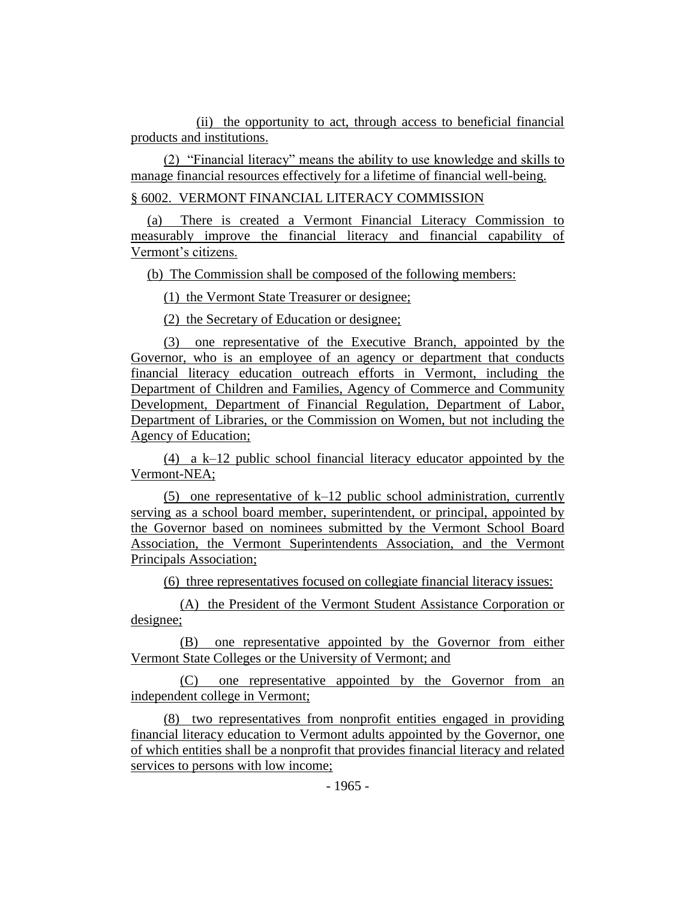(ii) the opportunity to act, through access to beneficial financial products and institutions.

(2) "Financial literacy" means the ability to use knowledge and skills to manage financial resources effectively for a lifetime of financial well-being.

§ 6002. VERMONT FINANCIAL LITERACY COMMISSION

(a) There is created a Vermont Financial Literacy Commission to measurably improve the financial literacy and financial capability of Vermont's citizens.

(b) The Commission shall be composed of the following members:

(1) the Vermont State Treasurer or designee;

(2) the Secretary of Education or designee;

(3) one representative of the Executive Branch, appointed by the Governor, who is an employee of an agency or department that conducts financial literacy education outreach efforts in Vermont, including the Department of Children and Families, Agency of Commerce and Community Development, Department of Financial Regulation, Department of Labor, Department of Libraries, or the Commission on Women, but not including the Agency of Education;

(4) a k–12 public school financial literacy educator appointed by the Vermont-NEA;

(5) one representative of k–12 public school administration, currently serving as a school board member, superintendent, or principal, appointed by the Governor based on nominees submitted by the Vermont School Board Association, the Vermont Superintendents Association, and the Vermont Principals Association;

(6) three representatives focused on collegiate financial literacy issues:

(A) the President of the Vermont Student Assistance Corporation or designee;

(B) one representative appointed by the Governor from either Vermont State Colleges or the University of Vermont; and

(C) one representative appointed by the Governor from an independent college in Vermont;

(8) two representatives from nonprofit entities engaged in providing financial literacy education to Vermont adults appointed by the Governor, one of which entities shall be a nonprofit that provides financial literacy and related services to persons with low income;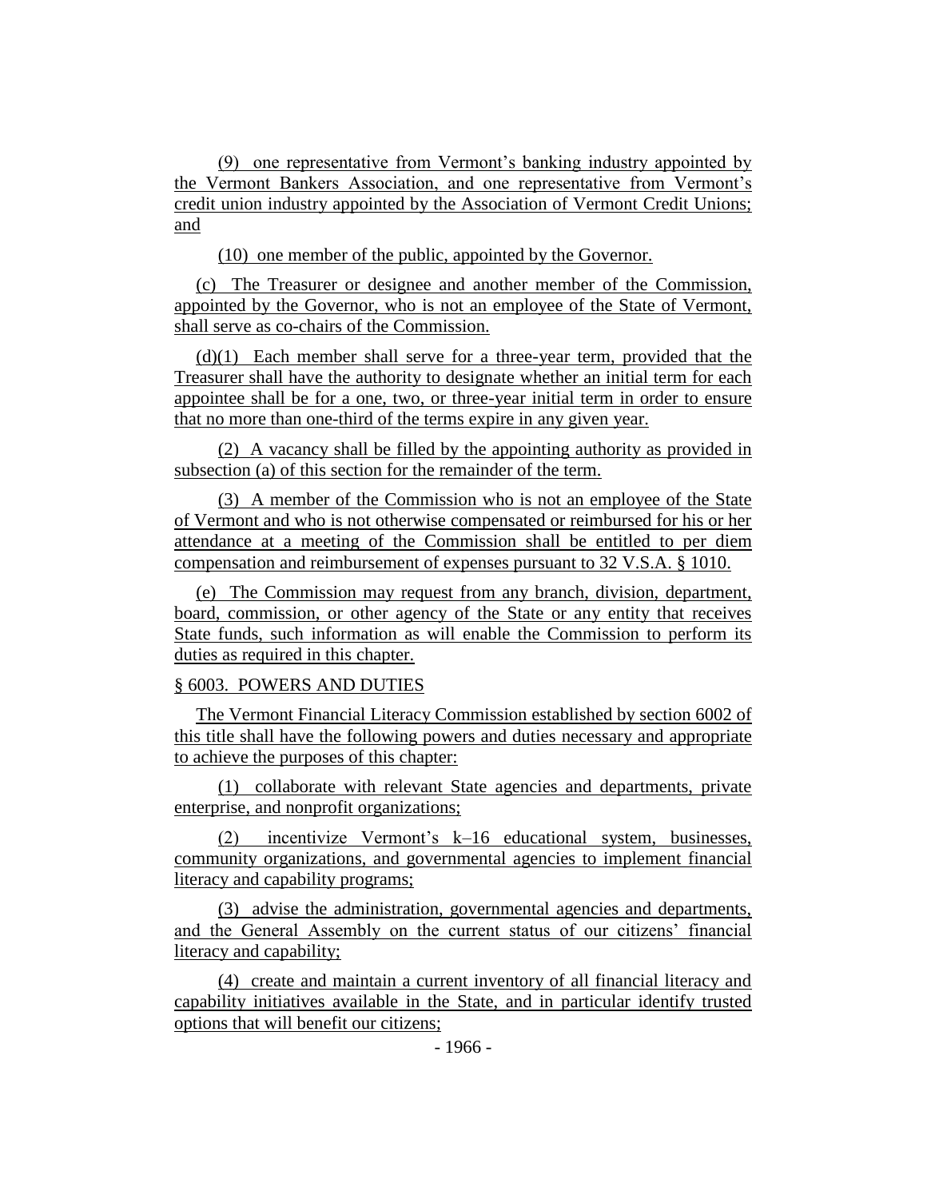(9) one representative from Vermont's banking industry appointed by the Vermont Bankers Association, and one representative from Vermont's credit union industry appointed by the Association of Vermont Credit Unions; and

(10) one member of the public, appointed by the Governor.

(c) The Treasurer or designee and another member of the Commission, appointed by the Governor, who is not an employee of the State of Vermont, shall serve as co-chairs of the Commission.

(d)(1) Each member shall serve for a three-year term, provided that the Treasurer shall have the authority to designate whether an initial term for each appointee shall be for a one, two, or three-year initial term in order to ensure that no more than one-third of the terms expire in any given year.

(2) A vacancy shall be filled by the appointing authority as provided in subsection (a) of this section for the remainder of the term.

(3) A member of the Commission who is not an employee of the State of Vermont and who is not otherwise compensated or reimbursed for his or her attendance at a meeting of the Commission shall be entitled to per diem compensation and reimbursement of expenses pursuant to 32 V.S.A. § 1010.

(e) The Commission may request from any branch, division, department, board, commission, or other agency of the State or any entity that receives State funds, such information as will enable the Commission to perform its duties as required in this chapter.

§ 6003. POWERS AND DUTIES

The Vermont Financial Literacy Commission established by section 6002 of this title shall have the following powers and duties necessary and appropriate to achieve the purposes of this chapter:

(1) collaborate with relevant State agencies and departments, private enterprise, and nonprofit organizations;

(2) incentivize Vermont's k–16 educational system, businesses, community organizations, and governmental agencies to implement financial literacy and capability programs;

(3) advise the administration, governmental agencies and departments, and the General Assembly on the current status of our citizens' financial literacy and capability;

(4) create and maintain a current inventory of all financial literacy and capability initiatives available in the State, and in particular identify trusted options that will benefit our citizens;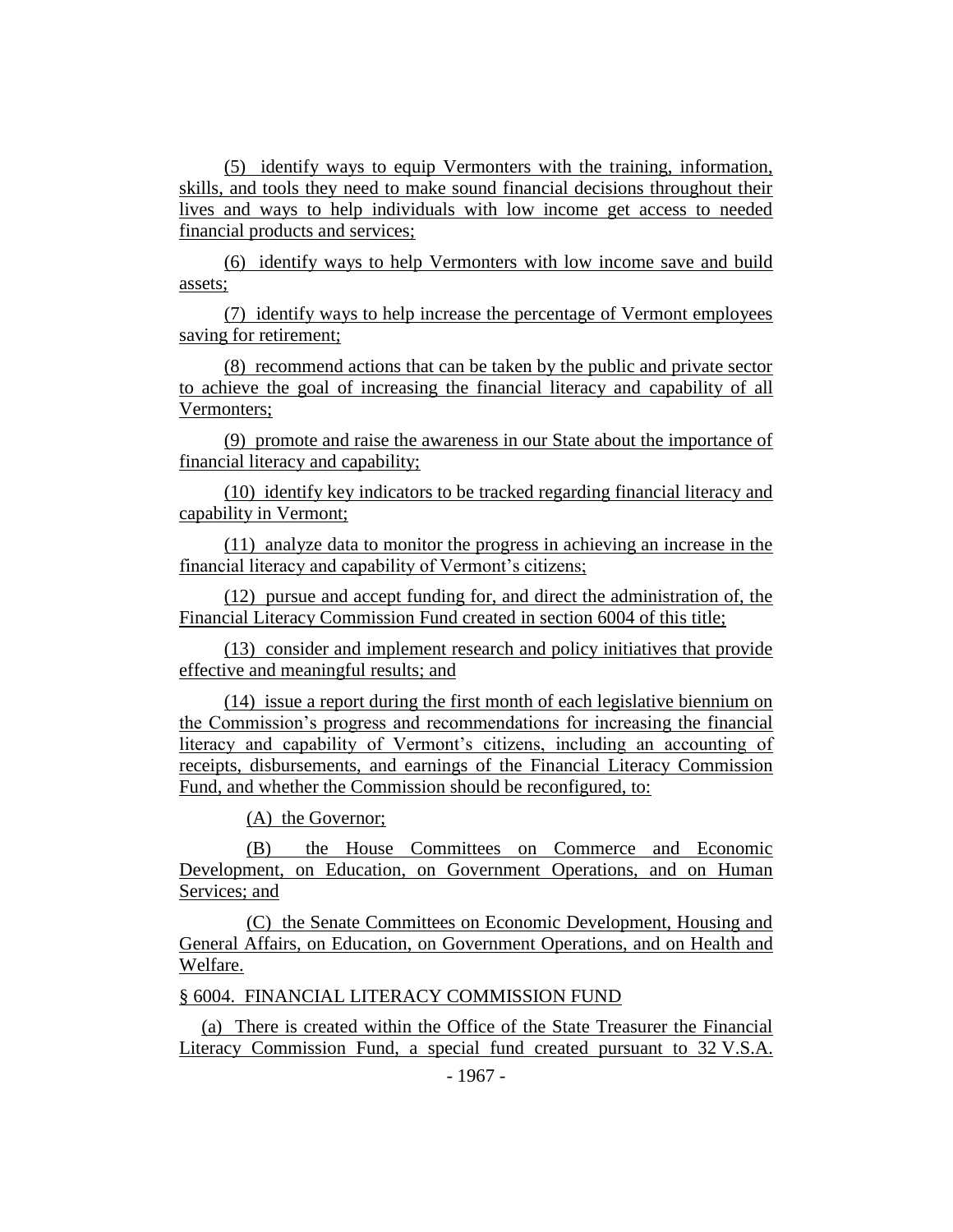(5) identify ways to equip Vermonters with the training, information, skills, and tools they need to make sound financial decisions throughout their lives and ways to help individuals with low income get access to needed financial products and services;

(6) identify ways to help Vermonters with low income save and build assets;

(7) identify ways to help increase the percentage of Vermont employees saving for retirement;

(8) recommend actions that can be taken by the public and private sector to achieve the goal of increasing the financial literacy and capability of all Vermonters;

(9) promote and raise the awareness in our State about the importance of financial literacy and capability;

(10) identify key indicators to be tracked regarding financial literacy and capability in Vermont;

(11) analyze data to monitor the progress in achieving an increase in the financial literacy and capability of Vermont's citizens;

(12) pursue and accept funding for, and direct the administration of, the Financial Literacy Commission Fund created in section 6004 of this title;

(13) consider and implement research and policy initiatives that provide effective and meaningful results; and

(14) issue a report during the first month of each legislative biennium on the Commission's progress and recommendations for increasing the financial literacy and capability of Vermont's citizens, including an accounting of receipts, disbursements, and earnings of the Financial Literacy Commission Fund, and whether the Commission should be reconfigured, to:

(A) the Governor;

(B) the House Committees on Commerce and Economic Development, on Education, on Government Operations, and on Human Services; and

(C) the Senate Committees on Economic Development, Housing and General Affairs, on Education, on Government Operations, and on Health and Welfare.

§ 6004. FINANCIAL LITERACY COMMISSION FUND

(a) There is created within the Office of the State Treasurer the Financial Literacy Commission Fund, a special fund created pursuant to 32 V.S.A.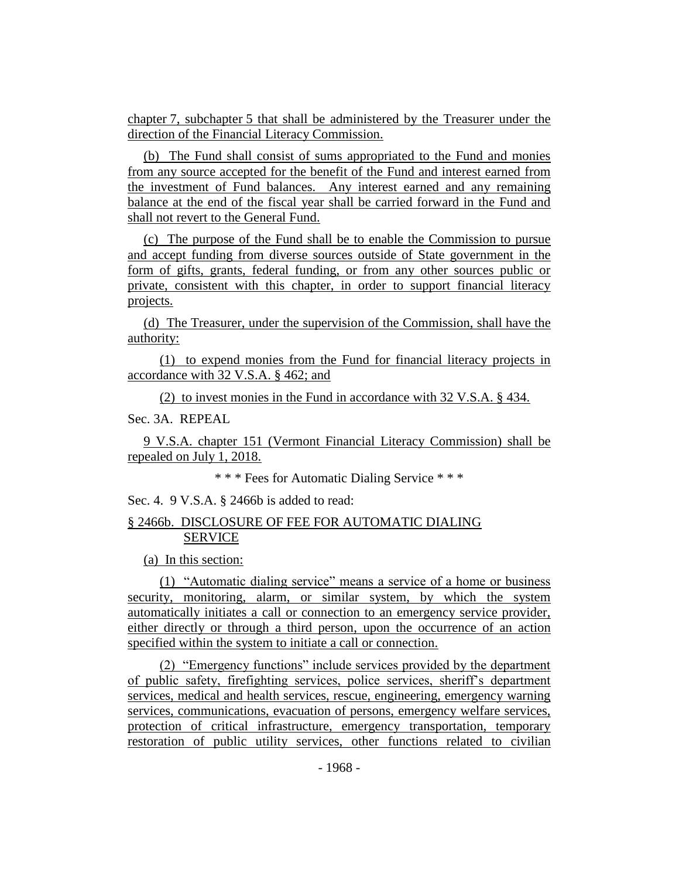chapter 7, subchapter 5 that shall be administered by the Treasurer under the direction of the Financial Literacy Commission.

(b) The Fund shall consist of sums appropriated to the Fund and monies from any source accepted for the benefit of the Fund and interest earned from the investment of Fund balances. Any interest earned and any remaining balance at the end of the fiscal year shall be carried forward in the Fund and shall not revert to the General Fund.

(c) The purpose of the Fund shall be to enable the Commission to pursue and accept funding from diverse sources outside of State government in the form of gifts, grants, federal funding, or from any other sources public or private, consistent with this chapter, in order to support financial literacy projects.

(d) The Treasurer, under the supervision of the Commission, shall have the authority:

(1) to expend monies from the Fund for financial literacy projects in accordance with 32 V.S.A. § 462; and

(2) to invest monies in the Fund in accordance with 32 V.S.A. § 434.

Sec. 3A. REPEAL

9 V.S.A. chapter 151 (Vermont Financial Literacy Commission) shall be repealed on July 1, 2018.

* * * Fees for Automatic Dialing Service * * *

Sec. 4. 9 V.S.A. § 2466b is added to read:

§ 2466b. DISCLOSURE OF FEE FOR AUTOMATIC DIALING SERVICE

(a) In this section:

(1) "Automatic dialing service" means a service of a home or business security, monitoring, alarm, or similar system, by which the system automatically initiates a call or connection to an emergency service provider, either directly or through a third person, upon the occurrence of an action specified within the system to initiate a call or connection.

(2) "Emergency functions" include services provided by the department of public safety, firefighting services, police services, sheriff's department services, medical and health services, rescue, engineering, emergency warning services, communications, evacuation of persons, emergency welfare services, protection of critical infrastructure, emergency transportation, temporary restoration of public utility services, other functions related to civilian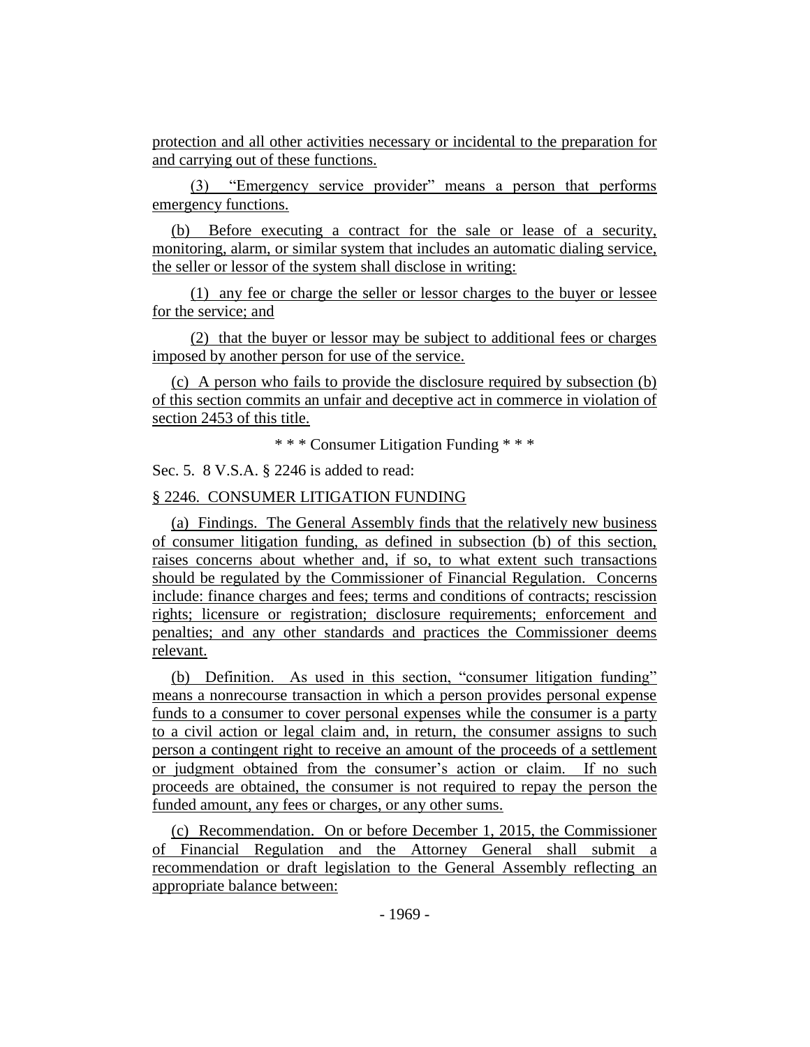protection and all other activities necessary or incidental to the preparation for and carrying out of these functions.

(3) "Emergency service provider" means a person that performs emergency functions.

(b) Before executing a contract for the sale or lease of a security, monitoring, alarm, or similar system that includes an automatic dialing service, the seller or lessor of the system shall disclose in writing:

(1) any fee or charge the seller or lessor charges to the buyer or lessee for the service; and

(2) that the buyer or lessor may be subject to additional fees or charges imposed by another person for use of the service.

(c) A person who fails to provide the disclosure required by subsection (b) of this section commits an unfair and deceptive act in commerce in violation of section 2453 of this title.

\* \* \* Consumer Litigation Funding \* \* \*

Sec. 5. 8 V.S.A. § 2246 is added to read:

§ 2246. CONSUMER LITIGATION FUNDING

(a) Findings. The General Assembly finds that the relatively new business of consumer litigation funding, as defined in subsection (b) of this section, raises concerns about whether and, if so, to what extent such transactions should be regulated by the Commissioner of Financial Regulation. Concerns include: finance charges and fees; terms and conditions of contracts; rescission rights; licensure or registration; disclosure requirements; enforcement and penalties; and any other standards and practices the Commissioner deems relevant.

(b) Definition. As used in this section, "consumer litigation funding" means a nonrecourse transaction in which a person provides personal expense funds to a consumer to cover personal expenses while the consumer is a party to a civil action or legal claim and, in return, the consumer assigns to such person a contingent right to receive an amount of the proceeds of a settlement or judgment obtained from the consumer's action or claim. If no such proceeds are obtained, the consumer is not required to repay the person the funded amount, any fees or charges, or any other sums.

(c) Recommendation. On or before December 1, 2015, the Commissioner of Financial Regulation and the Attorney General shall submit a recommendation or draft legislation to the General Assembly reflecting an appropriate balance between: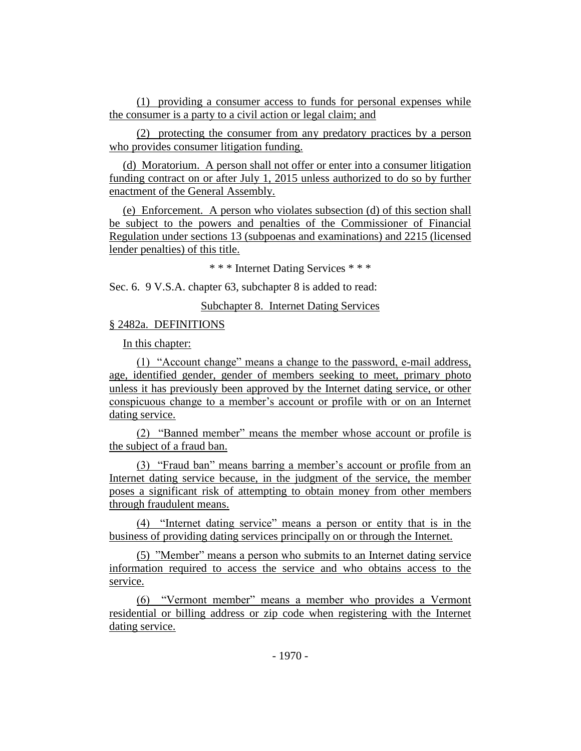(1) providing a consumer access to funds for personal expenses while the consumer is a party to a civil action or legal claim; and

(2) protecting the consumer from any predatory practices by a person who provides consumer litigation funding.

(d) Moratorium. A person shall not offer or enter into a consumer litigation funding contract on or after July 1, 2015 unless authorized to do so by further enactment of the General Assembly.

(e) Enforcement. A person who violates subsection (d) of this section shall be subject to the powers and penalties of the Commissioner of Financial Regulation under sections 13 (subpoenas and examinations) and 2215 (licensed lender penalties) of this title.

\* \* \* Internet Dating Services \* \* \*

Sec. 6. 9 V.S.A. chapter 63, subchapter 8 is added to read:

Subchapter 8. Internet Dating Services

§ 2482a. DEFINITIONS

In this chapter:

(1) "Account change" means a change to the password, e-mail address, age, identified gender, gender of members seeking to meet, primary photo unless it has previously been approved by the Internet dating service, or other conspicuous change to a member's account or profile with or on an Internet dating service.

(2) "Banned member" means the member whose account or profile is the subject of a fraud ban.

(3) "Fraud ban" means barring a member's account or profile from an Internet dating service because, in the judgment of the service, the member poses a significant risk of attempting to obtain money from other members through fraudulent means.

(4) "Internet dating service" means a person or entity that is in the business of providing dating services principally on or through the Internet.

(5) "Member" means a person who submits to an Internet dating service information required to access the service and who obtains access to the service.

(6) "Vermont member" means a member who provides a Vermont residential or billing address or zip code when registering with the Internet dating service.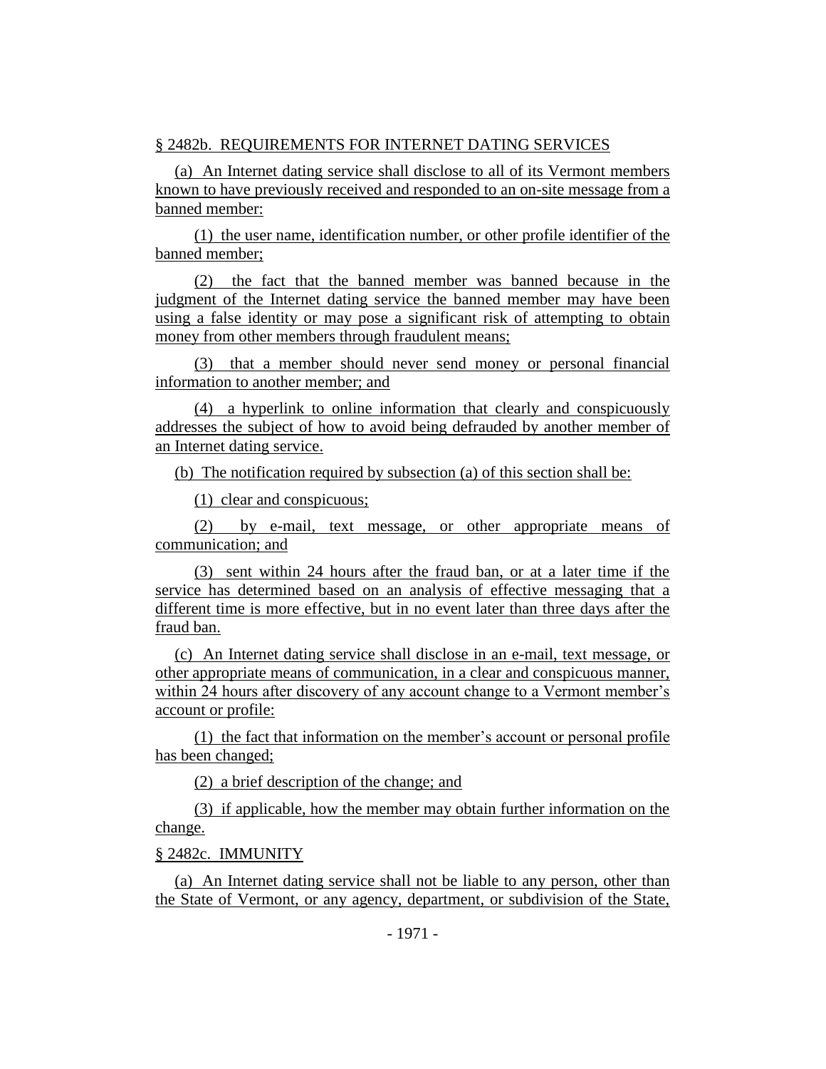§ 2482b. REQUIREMENTS FOR INTERNET DATING SERVICES

(a) An Internet dating service shall disclose to all of its Vermont members known to have previously received and responded to an on-site message from a banned member:

(1) the user name, identification number, or other profile identifier of the banned member;

(2) the fact that the banned member was banned because in the judgment of the Internet dating service the banned member may have been using a false identity or may pose a significant risk of attempting to obtain money from other members through fraudulent means;

(3) that a member should never send money or personal financial information to another member; and

(4) a hyperlink to online information that clearly and conspicuously addresses the subject of how to avoid being defrauded by another member of an Internet dating service.

(b) The notification required by subsection (a) of this section shall be:

(1) clear and conspicuous;

(2) by e-mail, text message, or other appropriate means of communication; and

(3) sent within 24 hours after the fraud ban, or at a later time if the service has determined based on an analysis of effective messaging that a different time is more effective, but in no event later than three days after the fraud ban.

(c) An Internet dating service shall disclose in an e-mail, text message, or other appropriate means of communication, in a clear and conspicuous manner, within 24 hours after discovery of any account change to a Vermont member's account or profile:

(1) the fact that information on the member's account or personal profile has been changed;

(2) a brief description of the change; and

(3) if applicable, how the member may obtain further information on the change.

§ 2482c. IMMUNITY

(a) An Internet dating service shall not be liable to any person, other than the State of Vermont, or any agency, department, or subdivision of the State,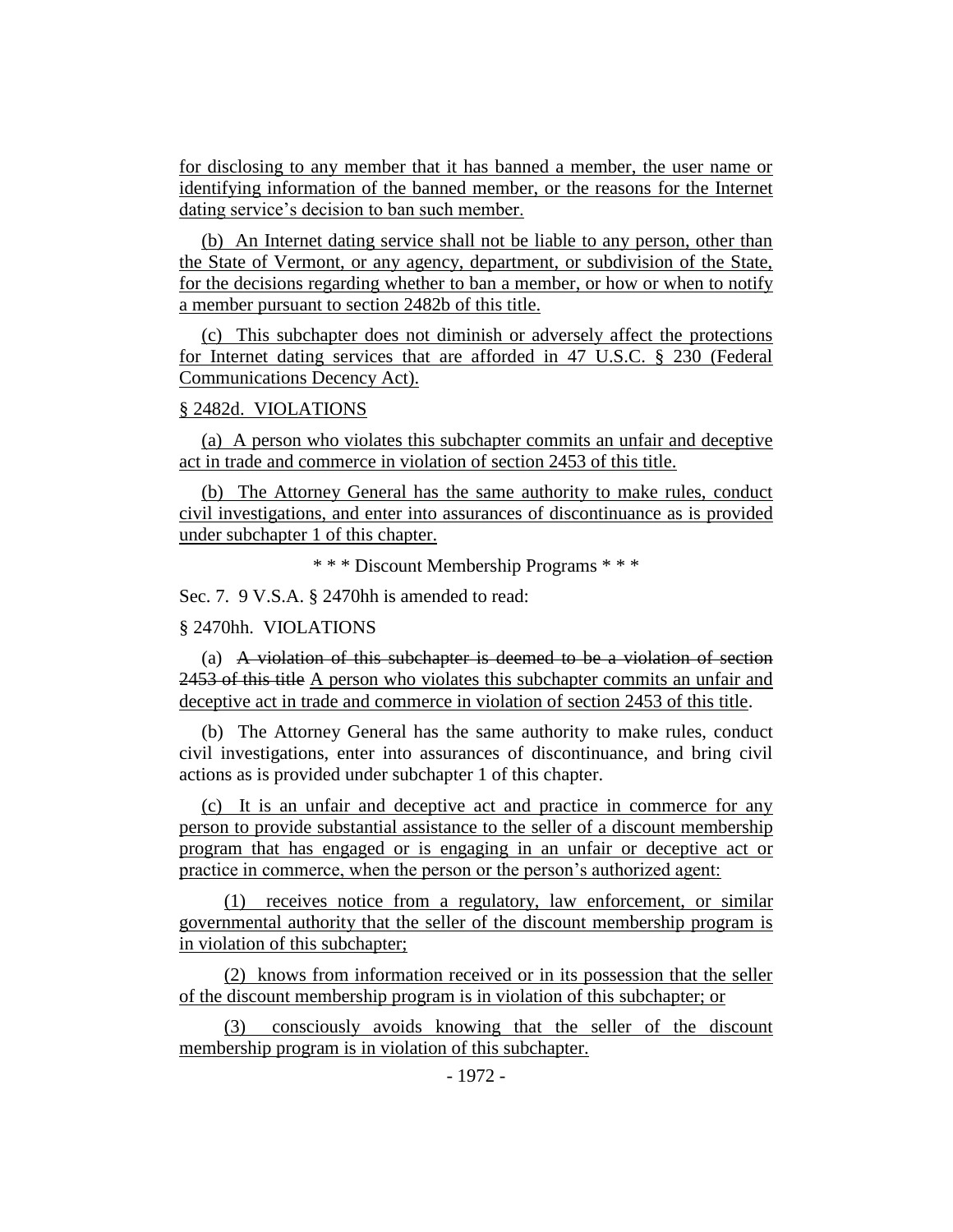for disclosing to any member that it has banned a member, the user name or identifying information of the banned member, or the reasons for the Internet dating service's decision to ban such member.

(b) An Internet dating service shall not be liable to any person, other than the State of Vermont, or any agency, department, or subdivision of the State, for the decisions regarding whether to ban a member, or how or when to notify a member pursuant to section 2482b of this title.

(c) This subchapter does not diminish or adversely affect the protections for Internet dating services that are afforded in 47 U.S.C. § 230 (Federal Communications Decency Act).

§ 2482d. VIOLATIONS

(a) A person who violates this subchapter commits an unfair and deceptive act in trade and commerce in violation of section 2453 of this title.

(b) The Attorney General has the same authority to make rules, conduct civil investigations, and enter into assurances of discontinuance as is provided under subchapter 1 of this chapter.

\* \* \* Discount Membership Programs \* \* \*

Sec. 7. 9 V.S.A. § 2470hh is amended to read:

§ 2470hh. VIOLATIONS

(a) ~~A violation of this subchapter is deemed to be a violation of section 2453 of this title~~ A person who violates this subchapter commits an unfair and deceptive act in trade and commerce in violation of section 2453 of this title.

(b) The Attorney General has the same authority to make rules, conduct civil investigations, enter into assurances of discontinuance, and bring civil actions as is provided under subchapter 1 of this chapter.

(c) It is an unfair and deceptive act and practice in commerce for any person to provide substantial assistance to the seller of a discount membership program that has engaged or is engaging in an unfair or deceptive act or practice in commerce, when the person or the person's authorized agent:

(1) receives notice from a regulatory, law enforcement, or similar governmental authority that the seller of the discount membership program is in violation of this subchapter;

(2) knows from information received or in its possession that the seller of the discount membership program is in violation of this subchapter; or

(3) consciously avoids knowing that the seller of the discount membership program is in violation of this subchapter.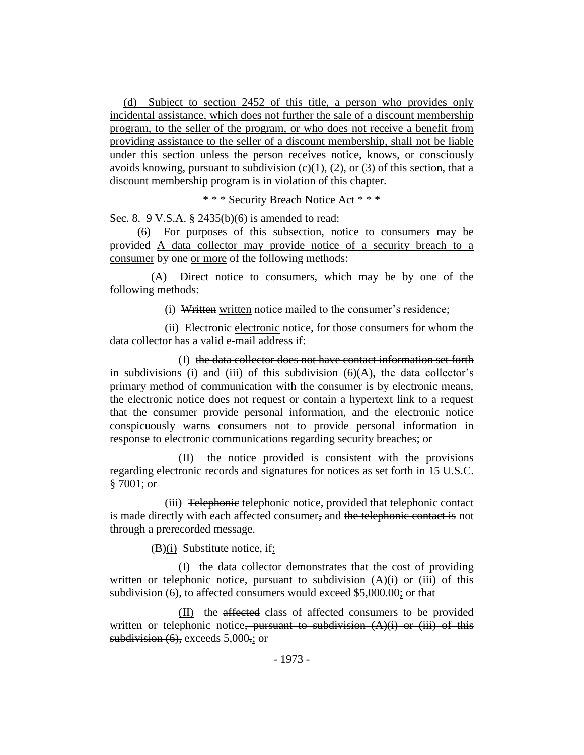(d) Subject to section 2452 of this title, a person who provides only incidental assistance, which does not further the sale of a discount membership program, to the seller of the program, or who does not receive a benefit from providing assistance to the seller of a discount membership, shall not be liable under this section unless the person receives notice, knows, or consciously avoids knowing, pursuant to subdivision (c)(1), (2), or (3) of this section, that a discount membership program is in violation of this chapter.

\* \* \* Security Breach Notice Act \* \* \*

Sec. 8. 9 V.S.A. § 2435(b)(6) is amended to read:

(6) ~~For purposes of this subsection,~~ ~~notice to consumers may be provided~~ A data collector may provide notice of a security breach to a consumer by one or more of the following methods:

(A) Direct notice ~~to consumers~~, which may be by one of the following methods:

(i) ~~Written~~ written notice mailed to the consumer's residence;

(ii) ~~Electronic~~ electronic notice, for those consumers for whom the data collector has a valid e-mail address if:

(I) ~~the data collector does not have contact information set forth in subdivisions (i) and (iii) of this subdivision (6)(A),~~ the data collector's primary method of communication with the consumer is by electronic means, the electronic notice does not request or contain a hypertext link to a request that the consumer provide personal information, and the electronic notice conspicuously warns consumers not to provide personal information in response to electronic communications regarding security breaches; or

(II) the notice ~~provided~~ is consistent with the provisions regarding electronic records and signatures for notices ~~as set forth~~ in 15 U.S.C. § 7001; or

(iii) ~~Telephonic~~ telephonic notice, provided that telephonic contact is made directly with each affected consumer~~,~~ and ~~the telephonic contact is~~ not through a prerecorded message.

(B)(i) Substitute notice, if:

(I) the data collector demonstrates that the cost of providing written or telephonic notice~~, pursuant to subdivision (A)(i) or (iii) of this subdivision (6),~~ to affected consumers would exceed $5,000.00; ~~or that~~

(II) the ~~affected~~ class of affected consumers to be provided written or telephonic notice~~, pursuant to subdivision (A)(i) or (iii) of this subdivision (6),~~ exceeds 5,000~~,~~; or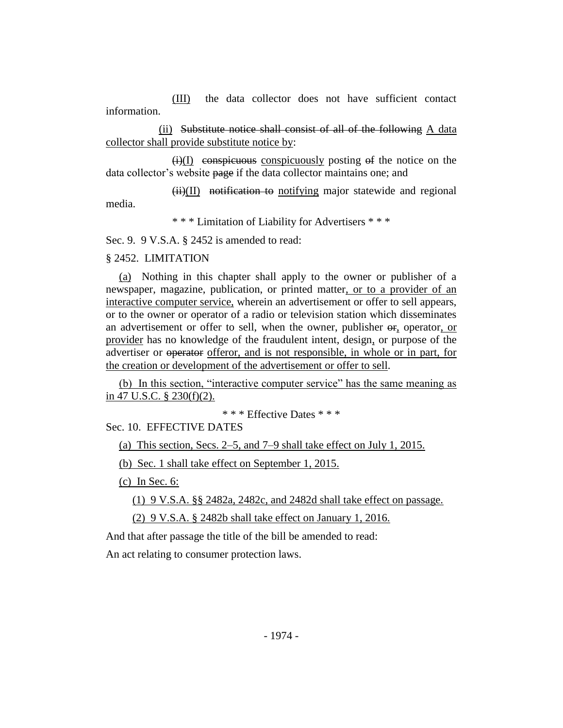(III) the data collector does not have sufficient contact information.

(ii) ~~Substitute notice shall consist of all of the following~~ A data collector shall provide substitute notice by:

~~(i)~~(I) ~~conspicuous~~ conspicuously posting ~~of~~ the notice on the data collector's website ~~page~~ if the data collector maintains one; and

~~(ii)~~(II) ~~notification to~~ notifying major statewide and regional media.

\* \* \* Limitation of Liability for Advertisers \* \* \*

Sec. 9. 9 V.S.A. § 2452 is amended to read:

§ 2452. LIMITATION

(a) Nothing in this chapter shall apply to the owner or publisher of a newspaper, magazine, publication, or printed matter, or to a provider of an interactive computer service, wherein an advertisement or offer to sell appears, or to the owner or operator of a radio or television station which disseminates an advertisement or offer to sell, when the owner, publisher ~~or~~, operator, or provider has no knowledge of the fraudulent intent, design, or purpose of the advertiser or ~~operator~~ offeror, and is not responsible, in whole or in part, for the creation or development of the advertisement or offer to sell.

(b) In this section, "interactive computer service" has the same meaning as in 47 U.S.C. § 230(f)(2).

\* \* \* Effective Dates \* \* \*

Sec. 10. EFFECTIVE DATES

(a) This section, Secs. 2–5, and 7–9 shall take effect on July 1, 2015.

(b) Sec. 1 shall take effect on September 1, 2015.

(c) In Sec. 6:

(1) 9 V.S.A. §§ 2482a, 2482c, and 2482d shall take effect on passage.

(2) 9 V.S.A. § 2482b shall take effect on January 1, 2016.

And that after passage the title of the bill be amended to read:

An act relating to consumer protection laws.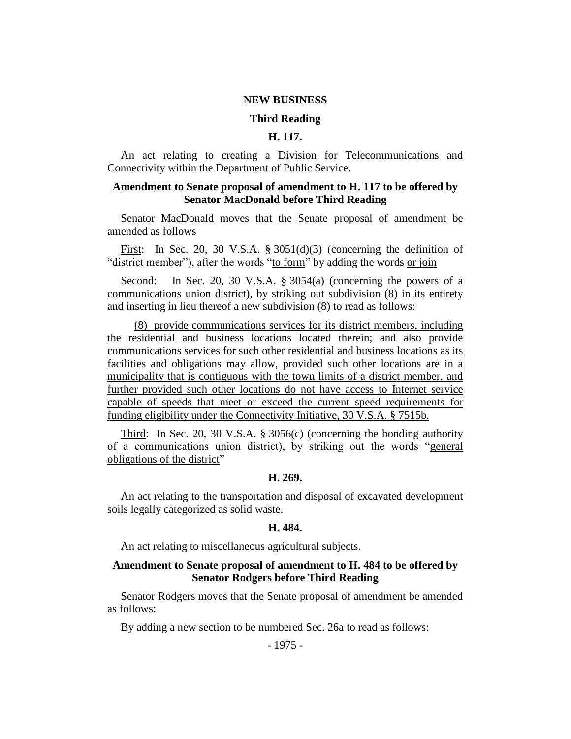## NEW BUSINESS

### Third Reading

### H. 117.

An act relating to creating a Division for Telecommunications and Connectivity within the Department of Public Service.

**Amendment to Senate proposal of amendment to H. 117 to be offered by Senator MacDonald before Third Reading**

Senator MacDonald moves that the Senate proposal of amendment be amended as follows

First: In Sec. 20, 30 V.S.A. § 3051(d)(3) (concerning the definition of "district member"), after the words "to form" by adding the words or join

Second: In Sec. 20, 30 V.S.A. § 3054(a) (concerning the powers of a communications union district), by striking out subdivision (8) in its entirety and inserting in lieu thereof a new subdivision (8) to read as follows:

(8) provide communications services for its district members, including the residential and business locations located therein; and also provide communications services for such other residential and business locations as its facilities and obligations may allow, provided such other locations are in a municipality that is contiguous with the town limits of a district member, and further provided such other locations do not have access to Internet service capable of speeds that meet or exceed the current speed requirements for funding eligibility under the Connectivity Initiative, 30 V.S.A. § 7515b.

Third: In Sec. 20, 30 V.S.A. § 3056(c) (concerning the bonding authority of a communications union district), by striking out the words "general obligations of the district"

### H. 269.

An act relating to the transportation and disposal of excavated development soils legally categorized as solid waste.

### H. 484.

An act relating to miscellaneous agricultural subjects.

**Amendment to Senate proposal of amendment to H. 484 to be offered by Senator Rodgers before Third Reading**

Senator Rodgers moves that the Senate proposal of amendment be amended as follows:

By adding a new section to be numbered Sec. 26a to read as follows: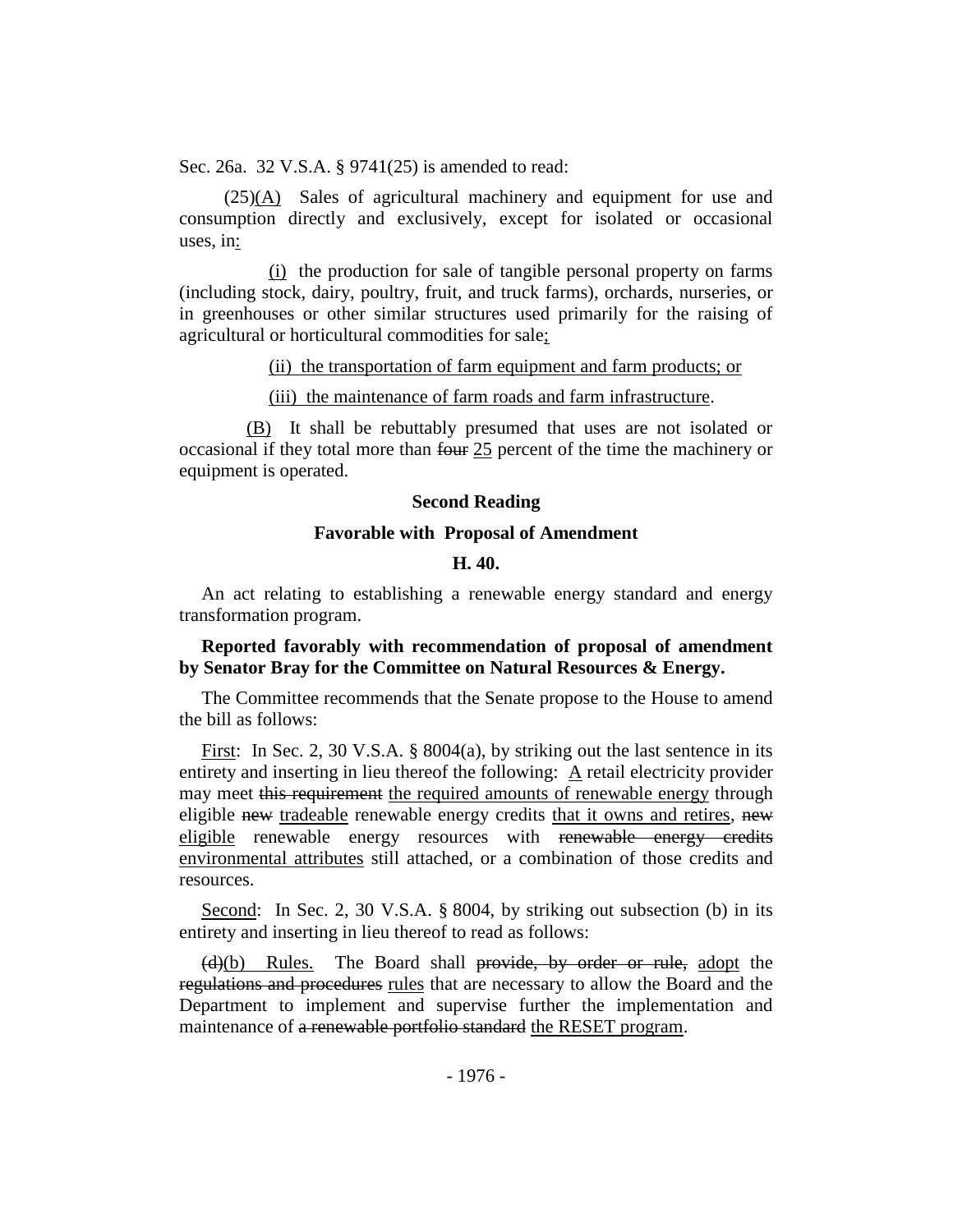Sec. 26a. 32 V.S.A. § 9741(25) is amended to read:

(25)<u>(A)</u> Sales of agricultural machinery and equipment for use and consumption directly and exclusively, except for isolated or occasional uses, in<u>:</u>

<u>(i)</u> the production for sale of tangible personal property on farms (including stock, dairy, poultry, fruit, and truck farms), orchards, nurseries, or in greenhouses or other similar structures used primarily for the raising of agricultural or horticultural commodities for sale<u>;</u>

<u>(ii) the transportation of farm equipment and farm products; or</u>

<u>(iii) the maintenance of farm roads and farm infrastructure</u>.

<u>(B)</u> It shall be rebuttably presumed that uses are not isolated or occasional if they total more than ~~four~~ <u>25</u> percent of the time the machinery or equipment is operated.

**Second Reading**

**Favorable with Proposal of Amendment**

**H. 40.**

An act relating to establishing a renewable energy standard and energy transformation program.

**Reported favorably with recommendation of proposal of amendment by Senator Bray for the Committee on Natural Resources & Energy.**

The Committee recommends that the Senate propose to the House to amend the bill as follows:

<u>First</u>: In Sec. 2, 30 V.S.A. § 8004(a), by striking out the last sentence in its entirety and inserting in lieu thereof the following: <u>A</u> retail electricity provider may meet ~~this requirement~~ <u>the required amounts of renewable energy</u> through eligible ~~new~~ <u>tradeable</u> renewable energy credits <u>that it owns and retires</u>, ~~new~~ <u>eligible</u> renewable energy resources with ~~renewable energy credits~~ <u>environmental attributes</u> still attached, or a combination of those credits and resources.

<u>Second</u>: In Sec. 2, 30 V.S.A. § 8004, by striking out subsection (b) in its entirety and inserting in lieu thereof to read as follows:

~~(d)~~<u>(b)</u> <u>Rules.</u> The Board shall ~~provide, by order or rule,~~ <u>adopt</u> the ~~regulations and procedures~~ <u>rules</u> that are necessary to allow the Board and the Department to implement and supervise further the implementation and maintenance of ~~a renewable portfolio standard~~ <u>the RESET program</u>.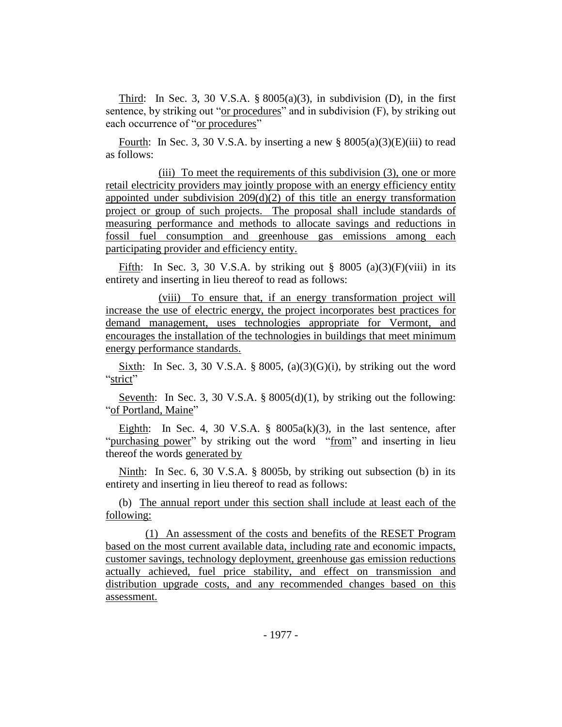Third: In Sec. 3, 30 V.S.A. § 8005(a)(3), in subdivision (D), in the first sentence, by striking out "or procedures" and in subdivision (F), by striking out each occurrence of "or procedures"

Fourth: In Sec. 3, 30 V.S.A. by inserting a new § 8005(a)(3)(E)(iii) to read as follows:

(iii) To meet the requirements of this subdivision (3), one or more retail electricity providers may jointly propose with an energy efficiency entity appointed under subdivision 209(d)(2) of this title an energy transformation project or group of such projects. The proposal shall include standards of measuring performance and methods to allocate savings and reductions in fossil fuel consumption and greenhouse gas emissions among each participating provider and efficiency entity.

Fifth: In Sec. 3, 30 V.S.A. by striking out § 8005 (a)(3)(F)(viii) in its entirety and inserting in lieu thereof to read as follows:

(viii) To ensure that, if an energy transformation project will increase the use of electric energy, the project incorporates best practices for demand management, uses technologies appropriate for Vermont, and encourages the installation of the technologies in buildings that meet minimum energy performance standards.

Sixth: In Sec. 3, 30 V.S.A. § 8005, (a)(3)(G)(i), by striking out the word "strict"

Seventh: In Sec. 3, 30 V.S.A. § 8005(d)(1), by striking out the following: "of Portland, Maine"

Eighth: In Sec. 4, 30 V.S.A. § 8005a(k)(3), in the last sentence, after "purchasing power" by striking out the word "from" and inserting in lieu thereof the words generated by

Ninth: In Sec. 6, 30 V.S.A. § 8005b, by striking out subsection (b) in its entirety and inserting in lieu thereof to read as follows:

(b) The annual report under this section shall include at least each of the following:

(1) An assessment of the costs and benefits of the RESET Program based on the most current available data, including rate and economic impacts, customer savings, technology deployment, greenhouse gas emission reductions actually achieved, fuel price stability, and effect on transmission and distribution upgrade costs, and any recommended changes based on this assessment.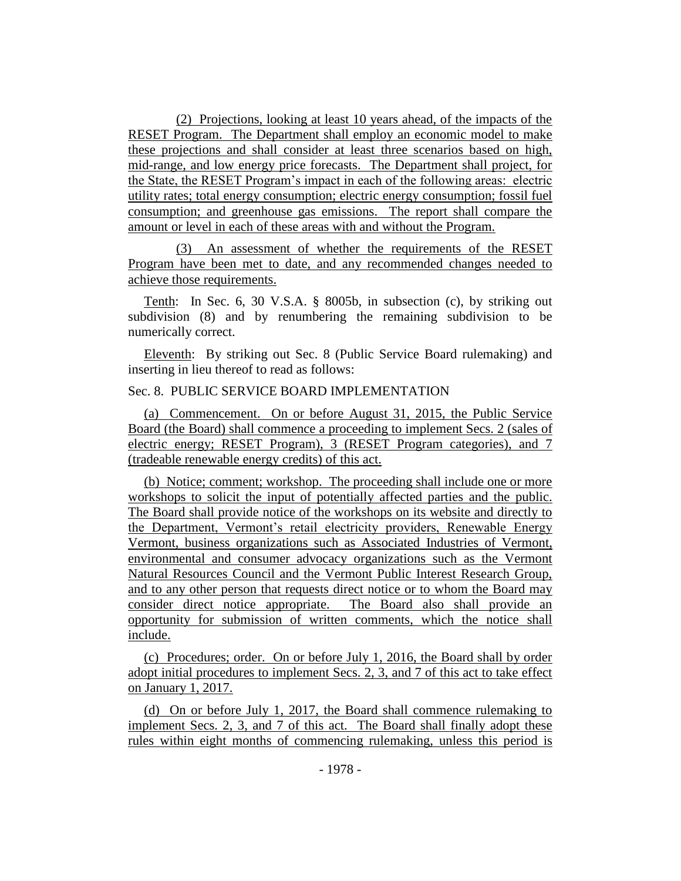(2) Projections, looking at least 10 years ahead, of the impacts of the RESET Program. The Department shall employ an economic model to make these projections and shall consider at least three scenarios based on high, mid-range, and low energy price forecasts. The Department shall project, for the State, the RESET Program's impact in each of the following areas: electric utility rates; total energy consumption; electric energy consumption; fossil fuel consumption; and greenhouse gas emissions. The report shall compare the amount or level in each of these areas with and without the Program.

(3) An assessment of whether the requirements of the RESET Program have been met to date, and any recommended changes needed to achieve those requirements.

Tenth: In Sec. 6, 30 V.S.A. § 8005b, in subsection (c), by striking out subdivision (8) and by renumbering the remaining subdivision to be numerically correct.

Eleventh: By striking out Sec. 8 (Public Service Board rulemaking) and inserting in lieu thereof to read as follows:

Sec. 8. PUBLIC SERVICE BOARD IMPLEMENTATION

(a) Commencement. On or before August 31, 2015, the Public Service Board (the Board) shall commence a proceeding to implement Secs. 2 (sales of electric energy; RESET Program), 3 (RESET Program categories), and 7 (tradeable renewable energy credits) of this act.

(b) Notice; comment; workshop. The proceeding shall include one or more workshops to solicit the input of potentially affected parties and the public. The Board shall provide notice of the workshops on its website and directly to the Department, Vermont's retail electricity providers, Renewable Energy Vermont, business organizations such as Associated Industries of Vermont, environmental and consumer advocacy organizations such as the Vermont Natural Resources Council and the Vermont Public Interest Research Group, and to any other person that requests direct notice or to whom the Board may consider direct notice appropriate. The Board also shall provide an opportunity for submission of written comments, which the notice shall include.

(c) Procedures; order. On or before July 1, 2016, the Board shall by order adopt initial procedures to implement Secs. 2, 3, and 7 of this act to take effect on January 1, 2017.

(d) On or before July 1, 2017, the Board shall commence rulemaking to implement Secs. 2, 3, and 7 of this act. The Board shall finally adopt these rules within eight months of commencing rulemaking, unless this period is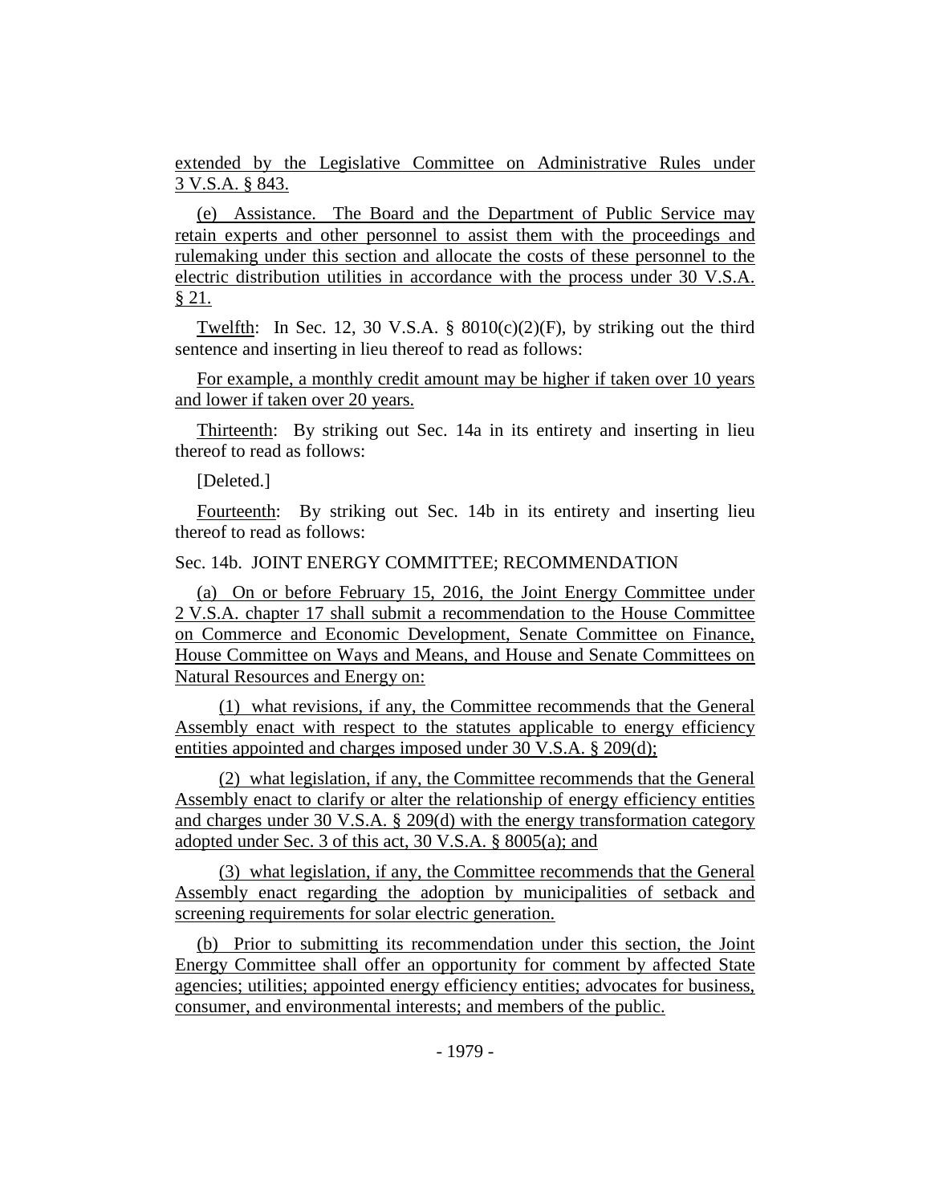extended by the Legislative Committee on Administrative Rules under 3 V.S.A. § 843.

(e) Assistance. The Board and the Department of Public Service may retain experts and other personnel to assist them with the proceedings and rulemaking under this section and allocate the costs of these personnel to the electric distribution utilities in accordance with the process under 30 V.S.A. § 21.

Twelfth: In Sec. 12, 30 V.S.A. § 8010(c)(2)(F), by striking out the third sentence and inserting in lieu thereof to read as follows:

For example, a monthly credit amount may be higher if taken over 10 years and lower if taken over 20 years.

Thirteenth: By striking out Sec. 14a in its entirety and inserting in lieu thereof to read as follows:

[Deleted.]

Fourteenth: By striking out Sec. 14b in its entirety and inserting lieu thereof to read as follows:

Sec. 14b. JOINT ENERGY COMMITTEE; RECOMMENDATION

(a) On or before February 15, 2016, the Joint Energy Committee under 2 V.S.A. chapter 17 shall submit a recommendation to the House Committee on Commerce and Economic Development, Senate Committee on Finance, House Committee on Ways and Means, and House and Senate Committees on Natural Resources and Energy on:

(1) what revisions, if any, the Committee recommends that the General Assembly enact with respect to the statutes applicable to energy efficiency entities appointed and charges imposed under 30 V.S.A. § 209(d);

(2) what legislation, if any, the Committee recommends that the General Assembly enact to clarify or alter the relationship of energy efficiency entities and charges under 30 V.S.A. § 209(d) with the energy transformation category adopted under Sec. 3 of this act, 30 V.S.A. § 8005(a); and

(3) what legislation, if any, the Committee recommends that the General Assembly enact regarding the adoption by municipalities of setback and screening requirements for solar electric generation.

(b) Prior to submitting its recommendation under this section, the Joint Energy Committee shall offer an opportunity for comment by affected State agencies; utilities; appointed energy efficiency entities; advocates for business, consumer, and environmental interests; and members of the public.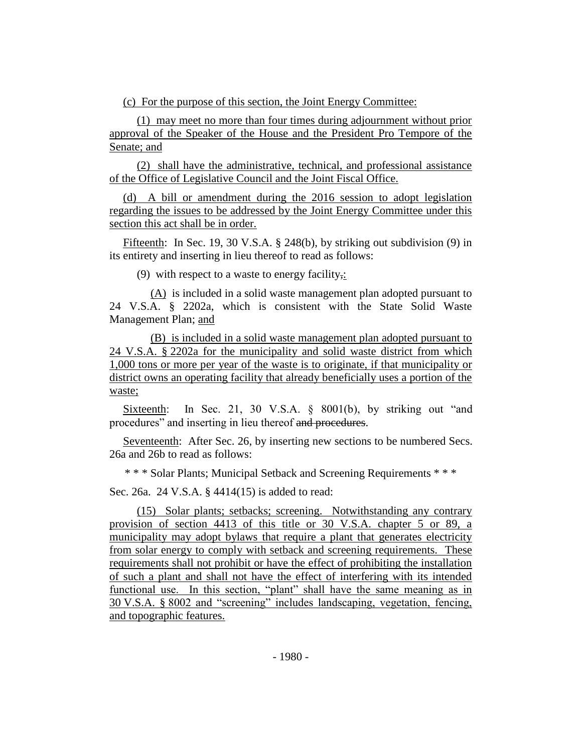(c) For the purpose of this section, the Joint Energy Committee:

(1) may meet no more than four times during adjournment without prior approval of the Speaker of the House and the President Pro Tempore of the Senate; and

(2) shall have the administrative, technical, and professional assistance of the Office of Legislative Council and the Joint Fiscal Office.

(d) A bill or amendment during the 2016 session to adopt legislation regarding the issues to be addressed by the Joint Energy Committee under this section this act shall be in order.

Fifteenth: In Sec. 19, 30 V.S.A. § 248(b), by striking out subdivision (9) in its entirety and inserting in lieu thereof to read as follows:

(9) with respect to a waste to energy facility,:

(A) is included in a solid waste management plan adopted pursuant to 24 V.S.A. § 2202a, which is consistent with the State Solid Waste Management Plan; and

(B) is included in a solid waste management plan adopted pursuant to 24 V.S.A. § 2202a for the municipality and solid waste district from which 1,000 tons or more per year of the waste is to originate, if that municipality or district owns an operating facility that already beneficially uses a portion of the waste;

Sixteenth: In Sec. 21, 30 V.S.A. § 8001(b), by striking out "and procedures" and inserting in lieu thereof ~~and procedures~~.

Seventeenth: After Sec. 26, by inserting new sections to be numbered Secs. 26a and 26b to read as follows:

\* \* \* Solar Plants; Municipal Setback and Screening Requirements \* \* \*

Sec. 26a. 24 V.S.A. § 4414(15) is added to read:

(15) Solar plants; setbacks; screening. Notwithstanding any contrary provision of section 4413 of this title or 30 V.S.A. chapter 5 or 89, a municipality may adopt bylaws that require a plant that generates electricity from solar energy to comply with setback and screening requirements. These requirements shall not prohibit or have the effect of prohibiting the installation of such a plant and shall not have the effect of interfering with its intended functional use. In this section, "plant" shall have the same meaning as in 30 V.S.A. § 8002 and "screening" includes landscaping, vegetation, fencing, and topographic features.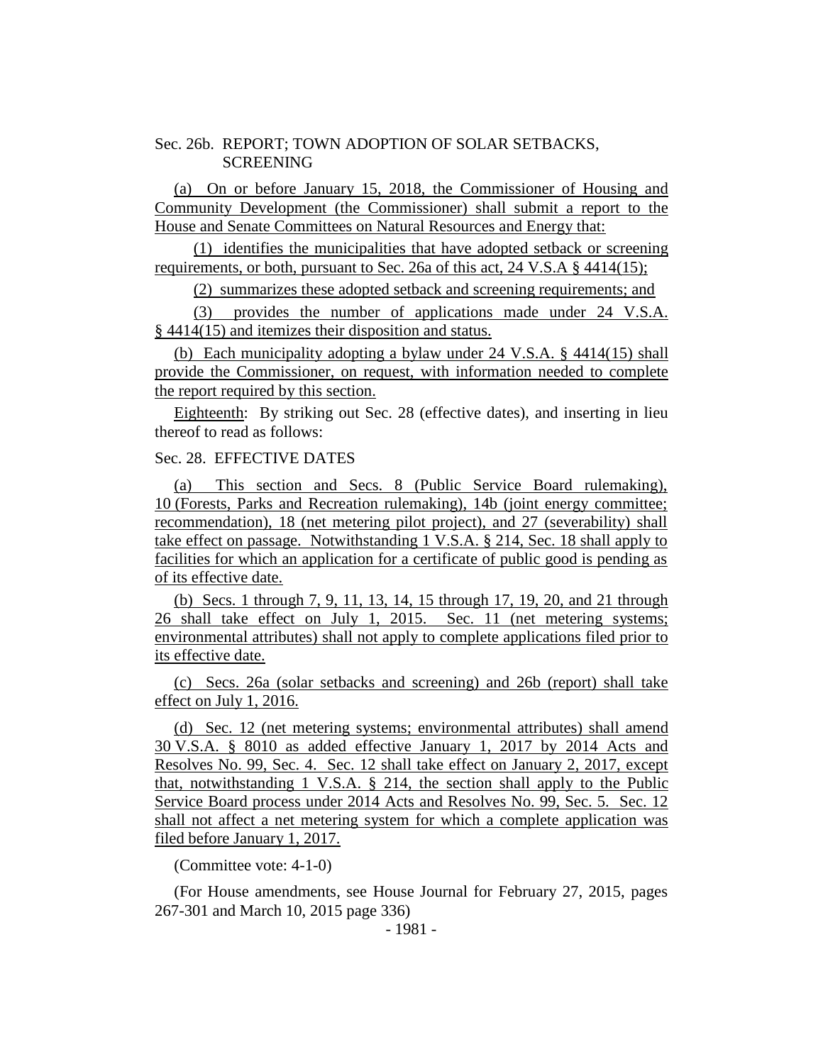Sec. 26b. REPORT; TOWN ADOPTION OF SOLAR SETBACKS, SCREENING

(a) On or before January 15, 2018, the Commissioner of Housing and Community Development (the Commissioner) shall submit a report to the House and Senate Committees on Natural Resources and Energy that:

(1) identifies the municipalities that have adopted setback or screening requirements, or both, pursuant to Sec. 26a of this act, 24 V.S.A § 4414(15);

(2) summarizes these adopted setback and screening requirements; and

(3) provides the number of applications made under 24 V.S.A. § 4414(15) and itemizes their disposition and status.

(b) Each municipality adopting a bylaw under 24 V.S.A. § 4414(15) shall provide the Commissioner, on request, with information needed to complete the report required by this section.

Eighteenth: By striking out Sec. 28 (effective dates), and inserting in lieu thereof to read as follows:

Sec. 28. EFFECTIVE DATES

(a) This section and Secs. 8 (Public Service Board rulemaking), 10 (Forests, Parks and Recreation rulemaking), 14b (joint energy committee; recommendation), 18 (net metering pilot project), and 27 (severability) shall take effect on passage. Notwithstanding 1 V.S.A. § 214, Sec. 18 shall apply to facilities for which an application for a certificate of public good is pending as of its effective date.

(b) Secs. 1 through 7, 9, 11, 13, 14, 15 through 17, 19, 20, and 21 through 26 shall take effect on July 1, 2015. Sec. 11 (net metering systems; environmental attributes) shall not apply to complete applications filed prior to its effective date.

(c) Secs. 26a (solar setbacks and screening) and 26b (report) shall take effect on July 1, 2016.

(d) Sec. 12 (net metering systems; environmental attributes) shall amend 30 V.S.A. § 8010 as added effective January 1, 2017 by 2014 Acts and Resolves No. 99, Sec. 4. Sec. 12 shall take effect on January 2, 2017, except that, notwithstanding 1 V.S.A. § 214, the section shall apply to the Public Service Board process under 2014 Acts and Resolves No. 99, Sec. 5. Sec. 12 shall not affect a net metering system for which a complete application was filed before January 1, 2017.

(Committee vote: 4-1-0)

(For House amendments, see House Journal for February 27, 2015, pages 267-301 and March 10, 2015 page 336)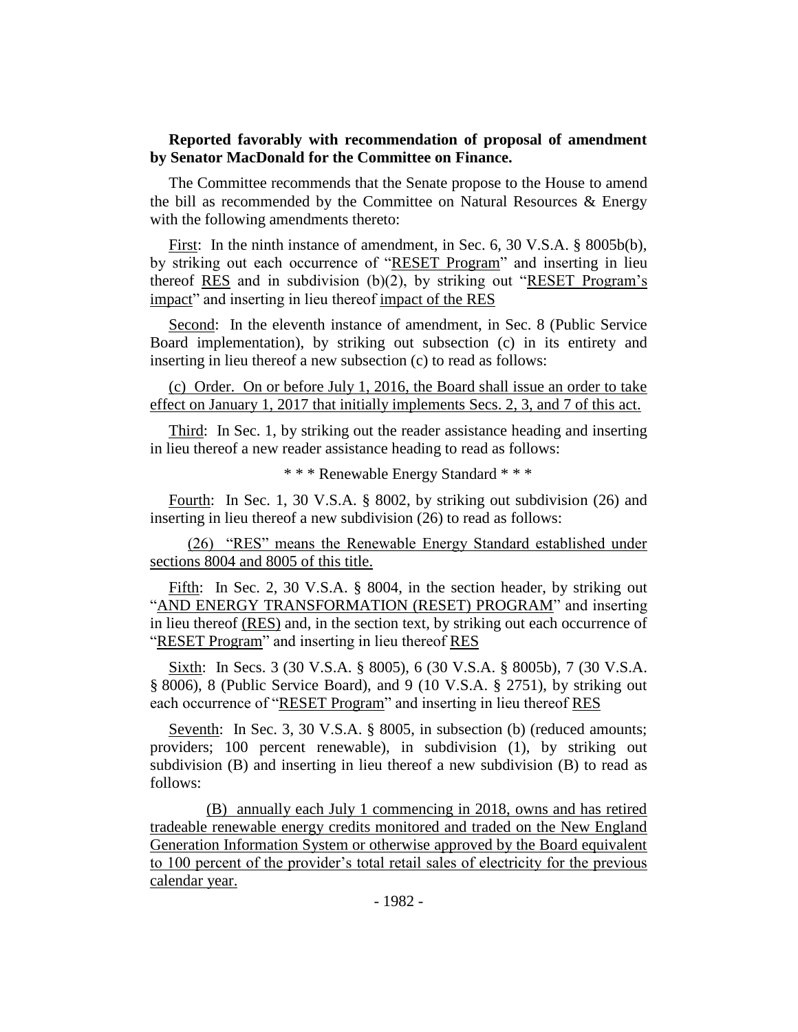**Reported favorably with recommendation of proposal of amendment by Senator MacDonald for the Committee on Finance.**

The Committee recommends that the Senate propose to the House to amend the bill as recommended by the Committee on Natural Resources & Energy with the following amendments thereto:

First: In the ninth instance of amendment, in Sec. 6, 30 V.S.A. § 8005b(b), by striking out each occurrence of "RESET Program" and inserting in lieu thereof RES and in subdivision (b)(2), by striking out "RESET Program's impact" and inserting in lieu thereof impact of the RES

Second: In the eleventh instance of amendment, in Sec. 8 (Public Service Board implementation), by striking out subsection (c) in its entirety and inserting in lieu thereof a new subsection (c) to read as follows:

(c) Order. On or before July 1, 2016, the Board shall issue an order to take effect on January 1, 2017 that initially implements Secs. 2, 3, and 7 of this act.

Third: In Sec. 1, by striking out the reader assistance heading and inserting in lieu thereof a new reader assistance heading to read as follows:

\* \* \* Renewable Energy Standard \* \* \*

Fourth: In Sec. 1, 30 V.S.A. § 8002, by striking out subdivision (26) and inserting in lieu thereof a new subdivision (26) to read as follows:

(26) "RES" means the Renewable Energy Standard established under sections 8004 and 8005 of this title.

Fifth: In Sec. 2, 30 V.S.A. § 8004, in the section header, by striking out "AND ENERGY TRANSFORMATION (RESET) PROGRAM" and inserting in lieu thereof (RES) and, in the section text, by striking out each occurrence of "RESET Program" and inserting in lieu thereof RES

Sixth: In Secs. 3 (30 V.S.A. § 8005), 6 (30 V.S.A. § 8005b), 7 (30 V.S.A. § 8006), 8 (Public Service Board), and 9 (10 V.S.A. § 2751), by striking out each occurrence of "RESET Program" and inserting in lieu thereof RES

Seventh: In Sec. 3, 30 V.S.A. § 8005, in subsection (b) (reduced amounts; providers; 100 percent renewable), in subdivision (1), by striking out subdivision (B) and inserting in lieu thereof a new subdivision (B) to read as follows:

(B) annually each July 1 commencing in 2018, owns and has retired tradeable renewable energy credits monitored and traded on the New England Generation Information System or otherwise approved by the Board equivalent to 100 percent of the provider's total retail sales of electricity for the previous calendar year.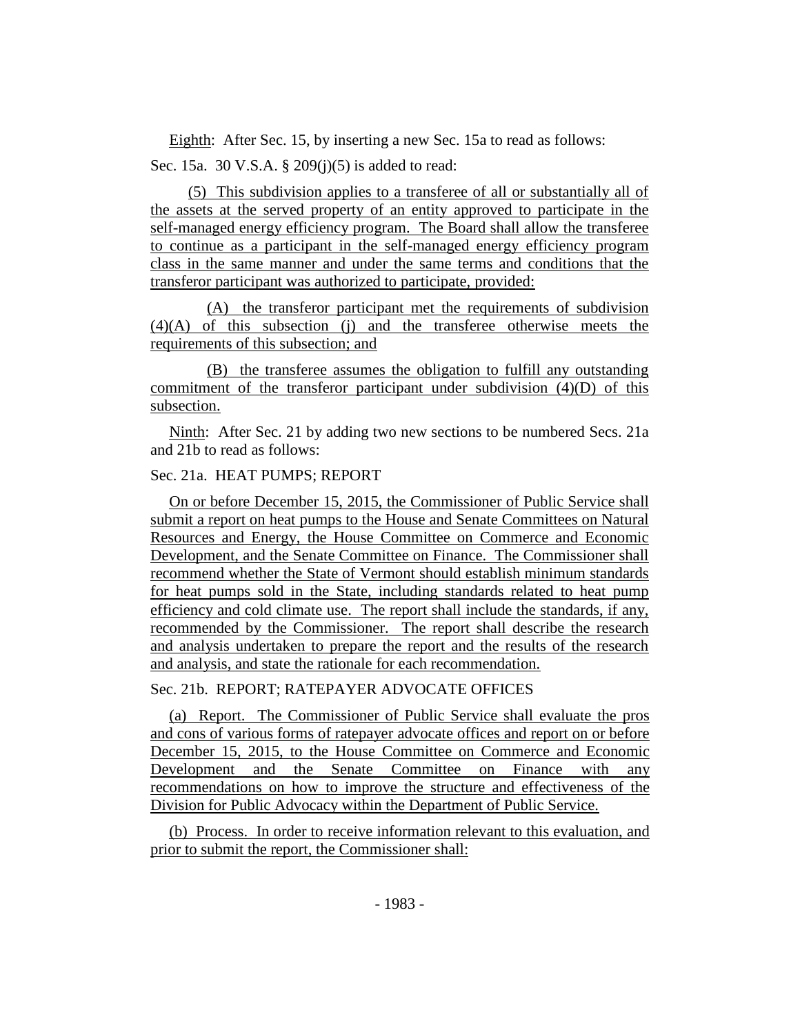Eighth: After Sec. 15, by inserting a new Sec. 15a to read as follows:

Sec. 15a. 30 V.S.A. § 209(j)(5) is added to read:

(5) This subdivision applies to a transferee of all or substantially all of the assets at the served property of an entity approved to participate in the self-managed energy efficiency program. The Board shall allow the transferee to continue as a participant in the self-managed energy efficiency program class in the same manner and under the same terms and conditions that the transferor participant was authorized to participate, provided:

(A) the transferor participant met the requirements of subdivision (4)(A) of this subsection (j) and the transferee otherwise meets the requirements of this subsection; and

(B) the transferee assumes the obligation to fulfill any outstanding commitment of the transferor participant under subdivision (4)(D) of this subsection.

Ninth: After Sec. 21 by adding two new sections to be numbered Secs. 21a and 21b to read as follows:

Sec. 21a. HEAT PUMPS; REPORT

On or before December 15, 2015, the Commissioner of Public Service shall submit a report on heat pumps to the House and Senate Committees on Natural Resources and Energy, the House Committee on Commerce and Economic Development, and the Senate Committee on Finance. The Commissioner shall recommend whether the State of Vermont should establish minimum standards for heat pumps sold in the State, including standards related to heat pump efficiency and cold climate use. The report shall include the standards, if any, recommended by the Commissioner. The report shall describe the research and analysis undertaken to prepare the report and the results of the research and analysis, and state the rationale for each recommendation.

Sec. 21b. REPORT; RATEPAYER ADVOCATE OFFICES

(a) Report. The Commissioner of Public Service shall evaluate the pros and cons of various forms of ratepayer advocate offices and report on or before December 15, 2015, to the House Committee on Commerce and Economic Development and the Senate Committee on Finance with any recommendations on how to improve the structure and effectiveness of the Division for Public Advocacy within the Department of Public Service.

(b) Process. In order to receive information relevant to this evaluation, and prior to submit the report, the Commissioner shall: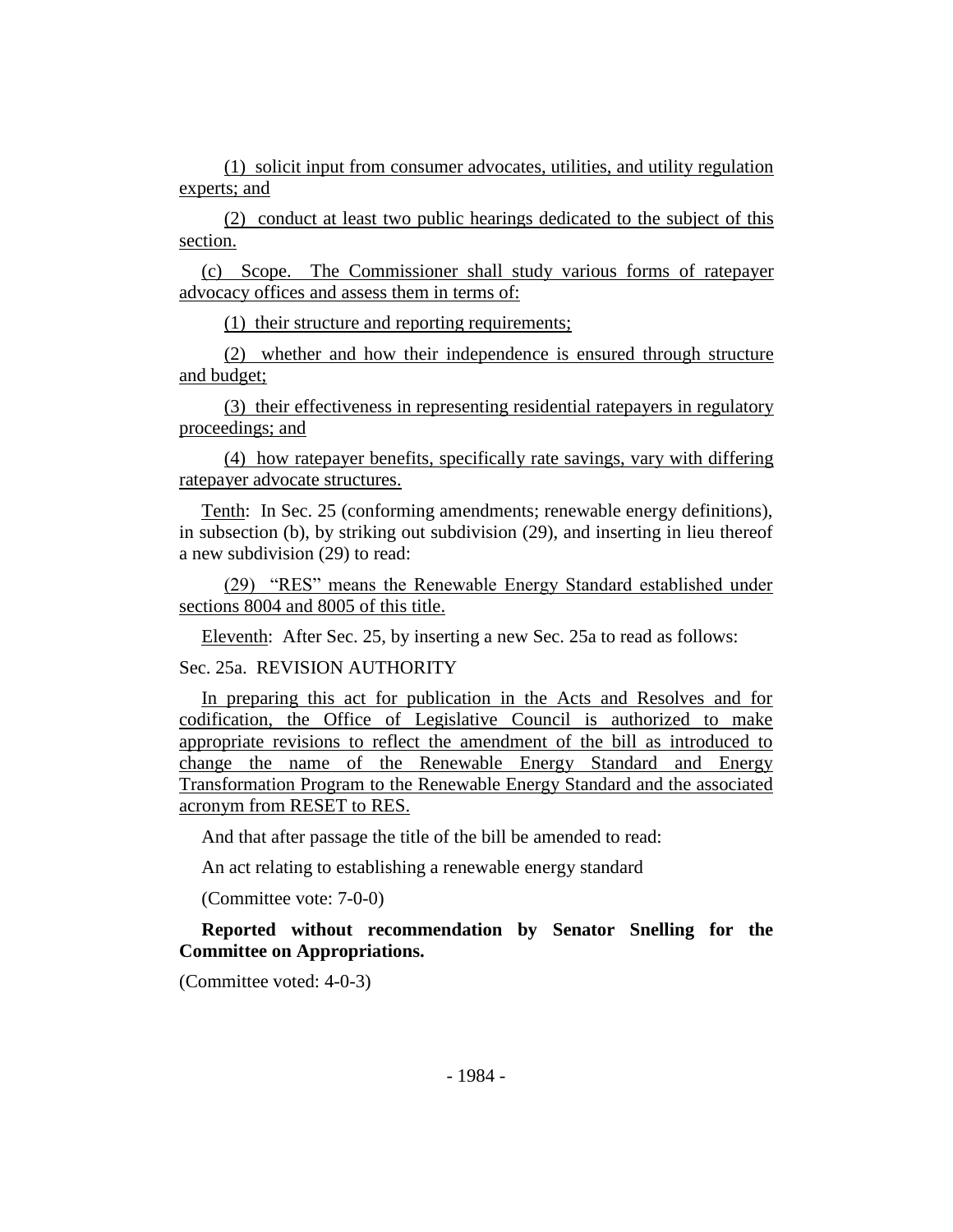(1) solicit input from consumer advocates, utilities, and utility regulation experts; and

(2) conduct at least two public hearings dedicated to the subject of this section.

(c) Scope. The Commissioner shall study various forms of ratepayer advocacy offices and assess them in terms of:

(1) their structure and reporting requirements;

(2) whether and how their independence is ensured through structure and budget;

(3) their effectiveness in representing residential ratepayers in regulatory proceedings; and

(4) how ratepayer benefits, specifically rate savings, vary with differing ratepayer advocate structures.

Tenth: In Sec. 25 (conforming amendments; renewable energy definitions), in subsection (b), by striking out subdivision (29), and inserting in lieu thereof a new subdivision (29) to read:

(29) "RES" means the Renewable Energy Standard established under sections 8004 and 8005 of this title.

Eleventh: After Sec. 25, by inserting a new Sec. 25a to read as follows:

Sec. 25a. REVISION AUTHORITY

In preparing this act for publication in the Acts and Resolves and for codification, the Office of Legislative Council is authorized to make appropriate revisions to reflect the amendment of the bill as introduced to change the name of the Renewable Energy Standard and Energy Transformation Program to the Renewable Energy Standard and the associated acronym from RESET to RES.

And that after passage the title of the bill be amended to read:

An act relating to establishing a renewable energy standard

(Committee vote: 7-0-0)

**Reported without recommendation by Senator Snelling for the Committee on Appropriations.**

(Committee voted: 4-0-3)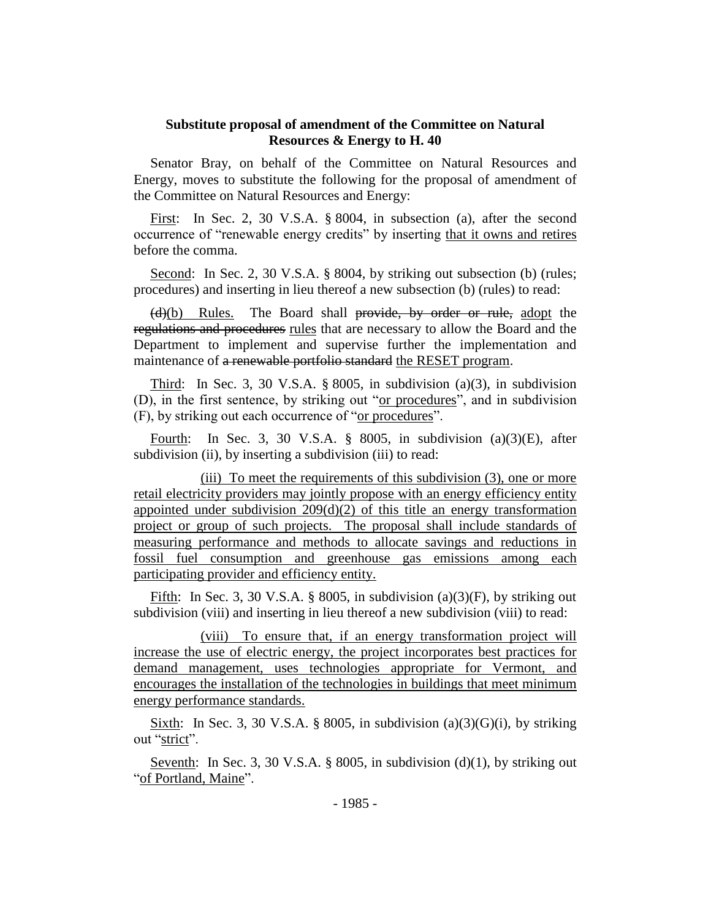**Substitute proposal of amendment of the Committee on Natural Resources & Energy to H. 40**

Senator Bray, on behalf of the Committee on Natural Resources and Energy, moves to substitute the following for the proposal of amendment of the Committee on Natural Resources and Energy:

First: In Sec. 2, 30 V.S.A. § 8004, in subsection (a), after the second occurrence of "renewable energy credits" by inserting that it owns and retires before the comma.

Second: In Sec. 2, 30 V.S.A. § 8004, by striking out subsection (b) (rules; procedures) and inserting in lieu thereof a new subsection (b) (rules) to read:

~~(d)~~(b) Rules. The Board shall ~~provide, by order or rule,~~ adopt the ~~regulations and procedures~~ rules that are necessary to allow the Board and the Department to implement and supervise further the implementation and maintenance of ~~a renewable portfolio standard~~ the RESET program.

Third: In Sec. 3, 30 V.S.A. § 8005, in subdivision (a)(3), in subdivision (D), in the first sentence, by striking out "or procedures", and in subdivision (F), by striking out each occurrence of "or procedures".

Fourth: In Sec. 3, 30 V.S.A. § 8005, in subdivision (a)(3)(E), after subdivision (ii), by inserting a subdivision (iii) to read:

(iii) To meet the requirements of this subdivision (3), one or more retail electricity providers may jointly propose with an energy efficiency entity appointed under subdivision 209(d)(2) of this title an energy transformation project or group of such projects. The proposal shall include standards of measuring performance and methods to allocate savings and reductions in fossil fuel consumption and greenhouse gas emissions among each participating provider and efficiency entity.

Fifth: In Sec. 3, 30 V.S.A. § 8005, in subdivision (a)(3)(F), by striking out subdivision (viii) and inserting in lieu thereof a new subdivision (viii) to read:

(viii) To ensure that, if an energy transformation project will increase the use of electric energy, the project incorporates best practices for demand management, uses technologies appropriate for Vermont, and encourages the installation of the technologies in buildings that meet minimum energy performance standards.

Sixth: In Sec. 3, 30 V.S.A. § 8005, in subdivision (a)(3)(G)(i), by striking out "strict".

Seventh: In Sec. 3, 30 V.S.A. § 8005, in subdivision (d)(1), by striking out "of Portland, Maine".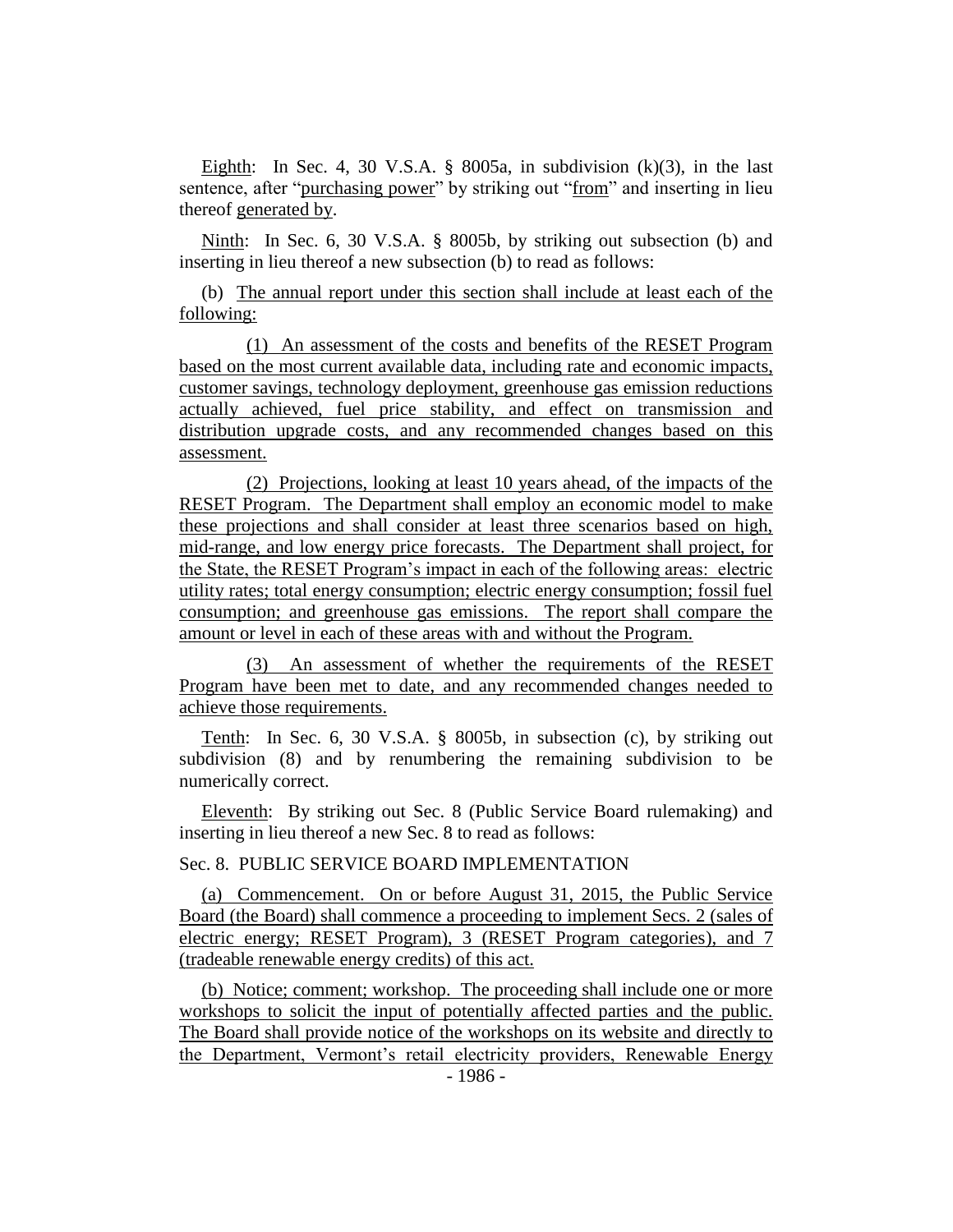Eighth: In Sec. 4, 30 V.S.A. § 8005a, in subdivision (k)(3), in the last sentence, after "purchasing power" by striking out "from" and inserting in lieu thereof generated by.

Ninth: In Sec. 6, 30 V.S.A. § 8005b, by striking out subsection (b) and inserting in lieu thereof a new subsection (b) to read as follows:

(b) The annual report under this section shall include at least each of the following:

(1) An assessment of the costs and benefits of the RESET Program based on the most current available data, including rate and economic impacts, customer savings, technology deployment, greenhouse gas emission reductions actually achieved, fuel price stability, and effect on transmission and distribution upgrade costs, and any recommended changes based on this assessment.

(2) Projections, looking at least 10 years ahead, of the impacts of the RESET Program. The Department shall employ an economic model to make these projections and shall consider at least three scenarios based on high, mid-range, and low energy price forecasts. The Department shall project, for the State, the RESET Program's impact in each of the following areas: electric utility rates; total energy consumption; electric energy consumption; fossil fuel consumption; and greenhouse gas emissions. The report shall compare the amount or level in each of these areas with and without the Program.

(3) An assessment of whether the requirements of the RESET Program have been met to date, and any recommended changes needed to achieve those requirements.

Tenth: In Sec. 6, 30 V.S.A. § 8005b, in subsection (c), by striking out subdivision (8) and by renumbering the remaining subdivision to be numerically correct.

Eleventh: By striking out Sec. 8 (Public Service Board rulemaking) and inserting in lieu thereof a new Sec. 8 to read as follows:

Sec. 8. PUBLIC SERVICE BOARD IMPLEMENTATION

(a) Commencement. On or before August 31, 2015, the Public Service Board (the Board) shall commence a proceeding to implement Secs. 2 (sales of electric energy; RESET Program), 3 (RESET Program categories), and 7 (tradeable renewable energy credits) of this act.

(b) Notice; comment; workshop. The proceeding shall include one or more workshops to solicit the input of potentially affected parties and the public. The Board shall provide notice of the workshops on its website and directly to the Department, Vermont's retail electricity providers, Renewable Energy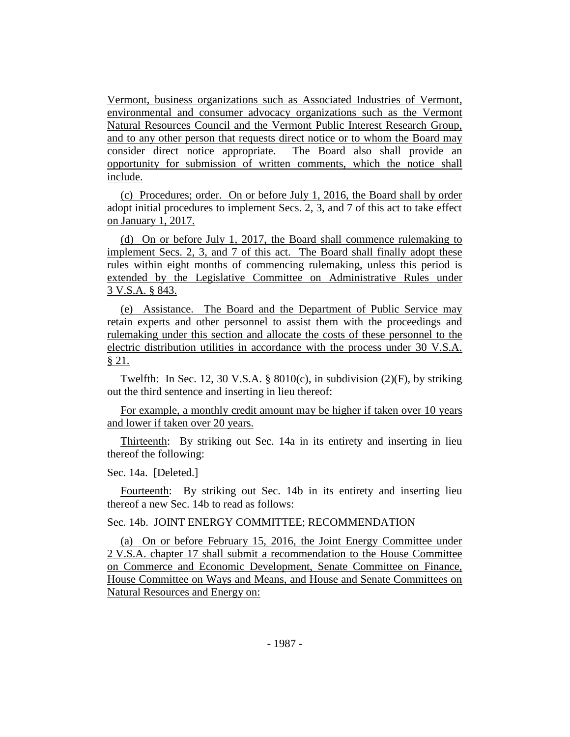Vermont, business organizations such as Associated Industries of Vermont, environmental and consumer advocacy organizations such as the Vermont Natural Resources Council and the Vermont Public Interest Research Group, and to any other person that requests direct notice or to whom the Board may consider direct notice appropriate. The Board also shall provide an opportunity for submission of written comments, which the notice shall include.

(c) Procedures; order. On or before July 1, 2016, the Board shall by order adopt initial procedures to implement Secs. 2, 3, and 7 of this act to take effect on January 1, 2017.

(d) On or before July 1, 2017, the Board shall commence rulemaking to implement Secs. 2, 3, and 7 of this act. The Board shall finally adopt these rules within eight months of commencing rulemaking, unless this period is extended by the Legislative Committee on Administrative Rules under 3 V.S.A. § 843.

(e) Assistance. The Board and the Department of Public Service may retain experts and other personnel to assist them with the proceedings and rulemaking under this section and allocate the costs of these personnel to the electric distribution utilities in accordance with the process under 30 V.S.A. § 21.

Twelfth: In Sec. 12, 30 V.S.A. § 8010(c), in subdivision (2)(F), by striking out the third sentence and inserting in lieu thereof:

For example, a monthly credit amount may be higher if taken over 10 years and lower if taken over 20 years.

Thirteenth: By striking out Sec. 14a in its entirety and inserting in lieu thereof the following:

Sec. 14a. [Deleted.]

Fourteenth: By striking out Sec. 14b in its entirety and inserting lieu thereof a new Sec. 14b to read as follows:

Sec. 14b. JOINT ENERGY COMMITTEE; RECOMMENDATION

(a) On or before February 15, 2016, the Joint Energy Committee under 2 V.S.A. chapter 17 shall submit a recommendation to the House Committee on Commerce and Economic Development, Senate Committee on Finance, House Committee on Ways and Means, and House and Senate Committees on Natural Resources and Energy on: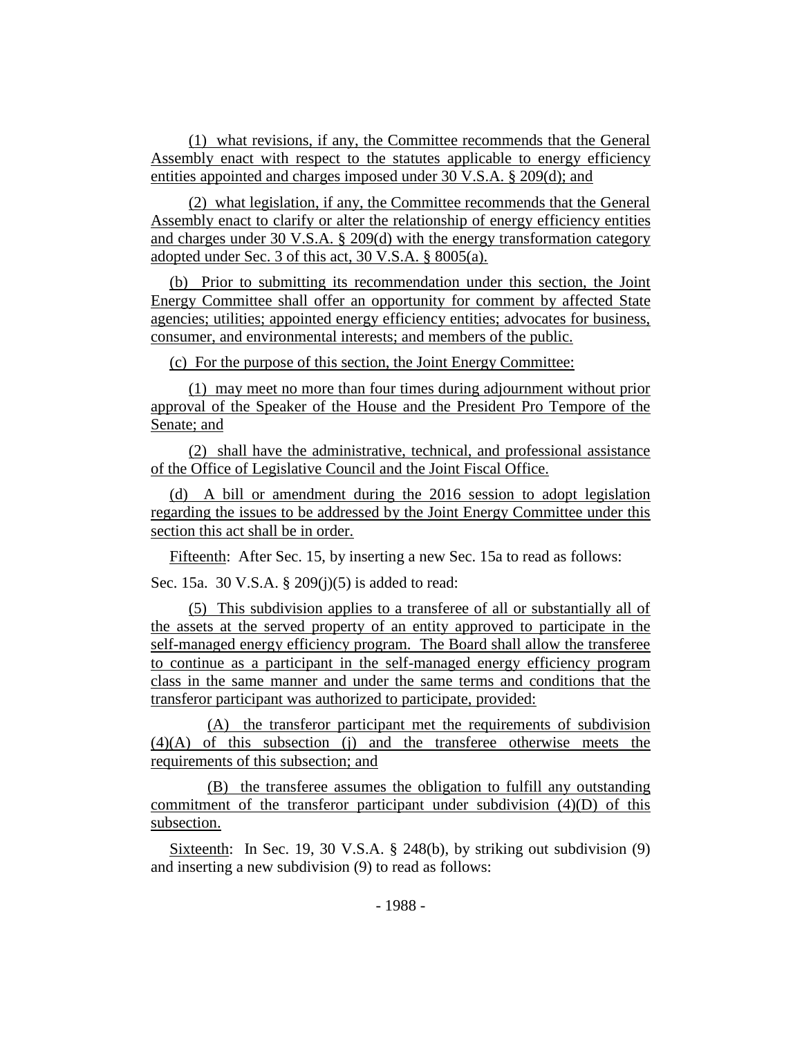(1) what revisions, if any, the Committee recommends that the General Assembly enact with respect to the statutes applicable to energy efficiency entities appointed and charges imposed under 30 V.S.A. § 209(d); and

(2) what legislation, if any, the Committee recommends that the General Assembly enact to clarify or alter the relationship of energy efficiency entities and charges under 30 V.S.A. § 209(d) with the energy transformation category adopted under Sec. 3 of this act, 30 V.S.A. § 8005(a).

(b) Prior to submitting its recommendation under this section, the Joint Energy Committee shall offer an opportunity for comment by affected State agencies; utilities; appointed energy efficiency entities; advocates for business, consumer, and environmental interests; and members of the public.

(c) For the purpose of this section, the Joint Energy Committee:

(1) may meet no more than four times during adjournment without prior approval of the Speaker of the House and the President Pro Tempore of the Senate; and

(2) shall have the administrative, technical, and professional assistance of the Office of Legislative Council and the Joint Fiscal Office.

(d) A bill or amendment during the 2016 session to adopt legislation regarding the issues to be addressed by the Joint Energy Committee under this section this act shall be in order.

Fifteenth: After Sec. 15, by inserting a new Sec. 15a to read as follows:

Sec. 15a. 30 V.S.A. § 209(j)(5) is added to read:

(5) This subdivision applies to a transferee of all or substantially all of the assets at the served property of an entity approved to participate in the self-managed energy efficiency program. The Board shall allow the transferee to continue as a participant in the self-managed energy efficiency program class in the same manner and under the same terms and conditions that the transferor participant was authorized to participate, provided:

(A) the transferor participant met the requirements of subdivision (4)(A) of this subsection (j) and the transferee otherwise meets the requirements of this subsection; and

(B) the transferee assumes the obligation to fulfill any outstanding commitment of the transferor participant under subdivision (4)(D) of this subsection.

Sixteenth: In Sec. 19, 30 V.S.A. § 248(b), by striking out subdivision (9) and inserting a new subdivision (9) to read as follows: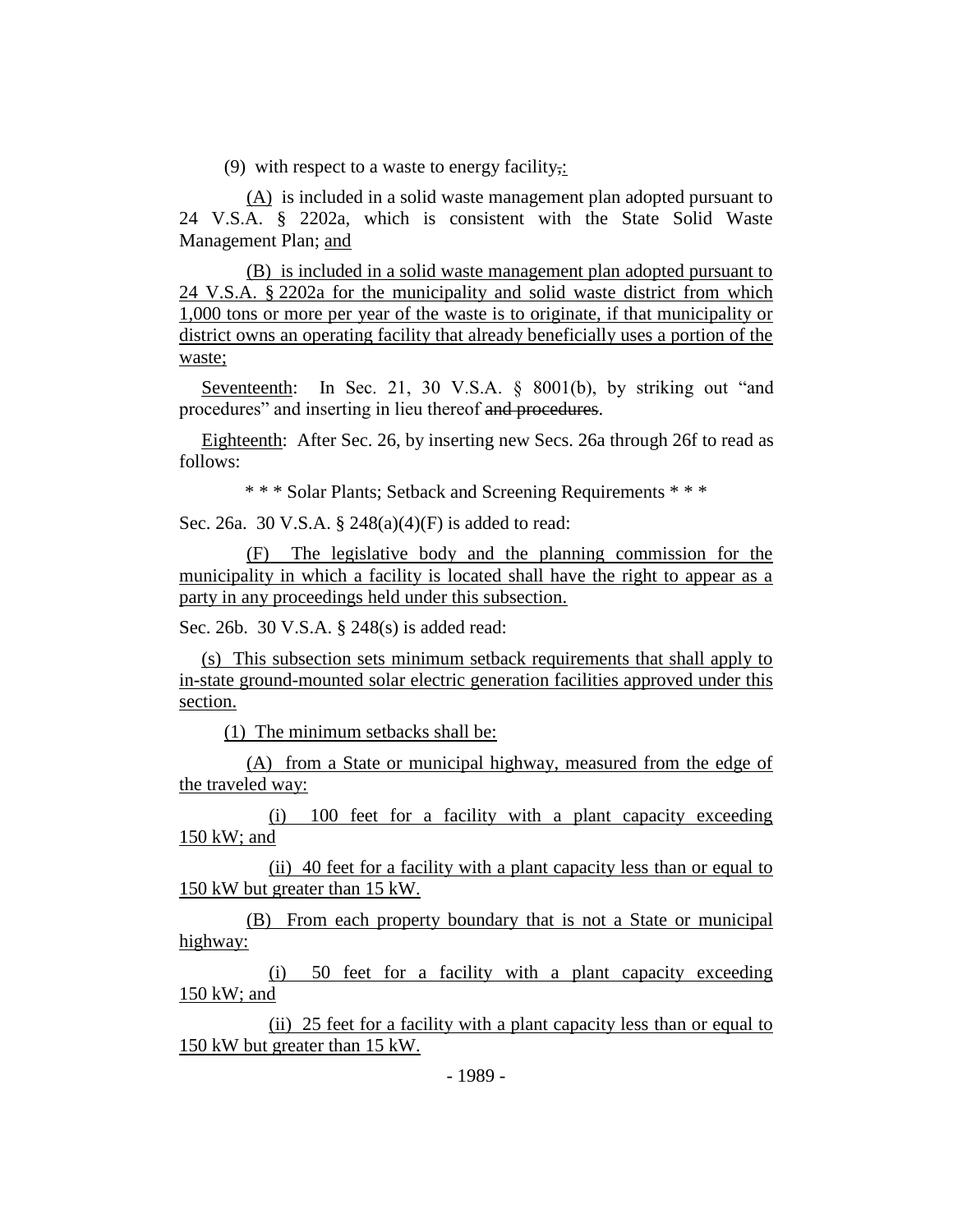(9) with respect to a waste to energy facility,:

(A) is included in a solid waste management plan adopted pursuant to 24 V.S.A. § 2202a, which is consistent with the State Solid Waste Management Plan; and

(B) is included in a solid waste management plan adopted pursuant to 24 V.S.A. § 2202a for the municipality and solid waste district from which 1,000 tons or more per year of the waste is to originate, if that municipality or district owns an operating facility that already beneficially uses a portion of the waste;

Seventeenth: In Sec. 21, 30 V.S.A. § 8001(b), by striking out "and procedures" and inserting in lieu thereof ~~and procedures~~.

Eighteenth: After Sec. 26, by inserting new Secs. 26a through 26f to read as follows:

\* \* \* Solar Plants; Setback and Screening Requirements \* \* \*

Sec. 26a. 30 V.S.A. § 248(a)(4)(F) is added to read:

(F) The legislative body and the planning commission for the municipality in which a facility is located shall have the right to appear as a party in any proceedings held under this subsection.

Sec. 26b. 30 V.S.A. § 248(s) is added read:

(s) This subsection sets minimum setback requirements that shall apply to in-state ground-mounted solar electric generation facilities approved under this section.

(1) The minimum setbacks shall be:

(A) from a State or municipal highway, measured from the edge of the traveled way:

(i) 100 feet for a facility with a plant capacity exceeding 150 kW; and

(ii) 40 feet for a facility with a plant capacity less than or equal to 150 kW but greater than 15 kW.

(B) From each property boundary that is not a State or municipal highway:

(i) 50 feet for a facility with a plant capacity exceeding 150 kW; and

(ii) 25 feet for a facility with a plant capacity less than or equal to 150 kW but greater than 15 kW.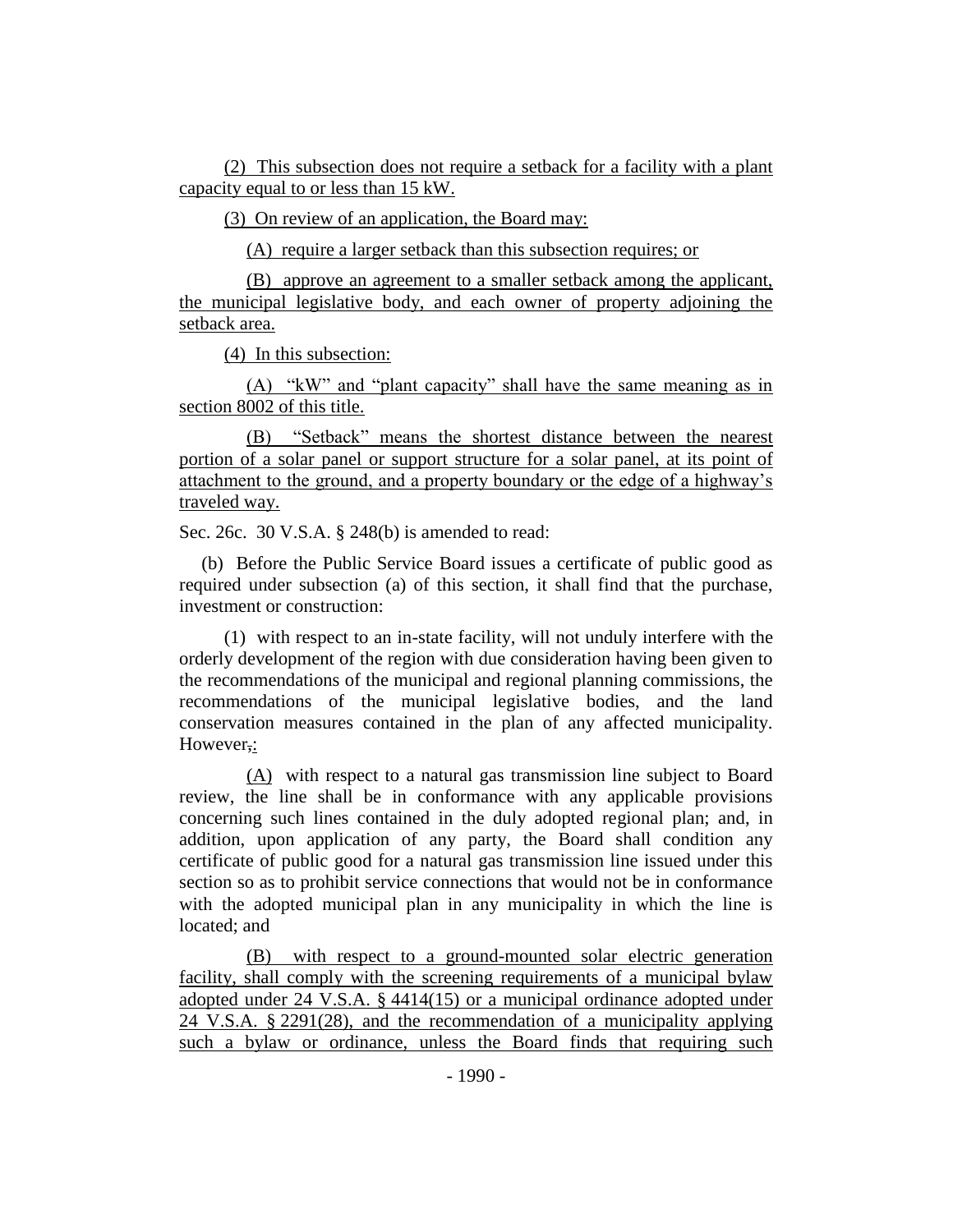(2) This subsection does not require a setback for a facility with a plant capacity equal to or less than 15 kW.

(3) On review of an application, the Board may:

(A) require a larger setback than this subsection requires; or

(B) approve an agreement to a smaller setback among the applicant, the municipal legislative body, and each owner of property adjoining the setback area.

(4) In this subsection:

(A) "kW" and "plant capacity" shall have the same meaning as in section 8002 of this title.

(B) "Setback" means the shortest distance between the nearest portion of a solar panel or support structure for a solar panel, at its point of attachment to the ground, and a property boundary or the edge of a highway's traveled way.

Sec. 26c. 30 V.S.A. § 248(b) is amended to read:

(b) Before the Public Service Board issues a certificate of public good as required under subsection (a) of this section, it shall find that the purchase, investment or construction:

(1) with respect to an in-state facility, will not unduly interfere with the orderly development of the region with due consideration having been given to the recommendations of the municipal and regional planning commissions, the recommendations of the municipal legislative bodies, and the land conservation measures contained in the plan of any affected municipality. However,:

(A) with respect to a natural gas transmission line subject to Board review, the line shall be in conformance with any applicable provisions concerning such lines contained in the duly adopted regional plan; and, in addition, upon application of any party, the Board shall condition any certificate of public good for a natural gas transmission line issued under this section so as to prohibit service connections that would not be in conformance with the adopted municipal plan in any municipality in which the line is located; and

(B) with respect to a ground-mounted solar electric generation facility, shall comply with the screening requirements of a municipal bylaw adopted under 24 V.S.A. § 4414(15) or a municipal ordinance adopted under 24 V.S.A. § 2291(28), and the recommendation of a municipality applying such a bylaw or ordinance, unless the Board finds that requiring such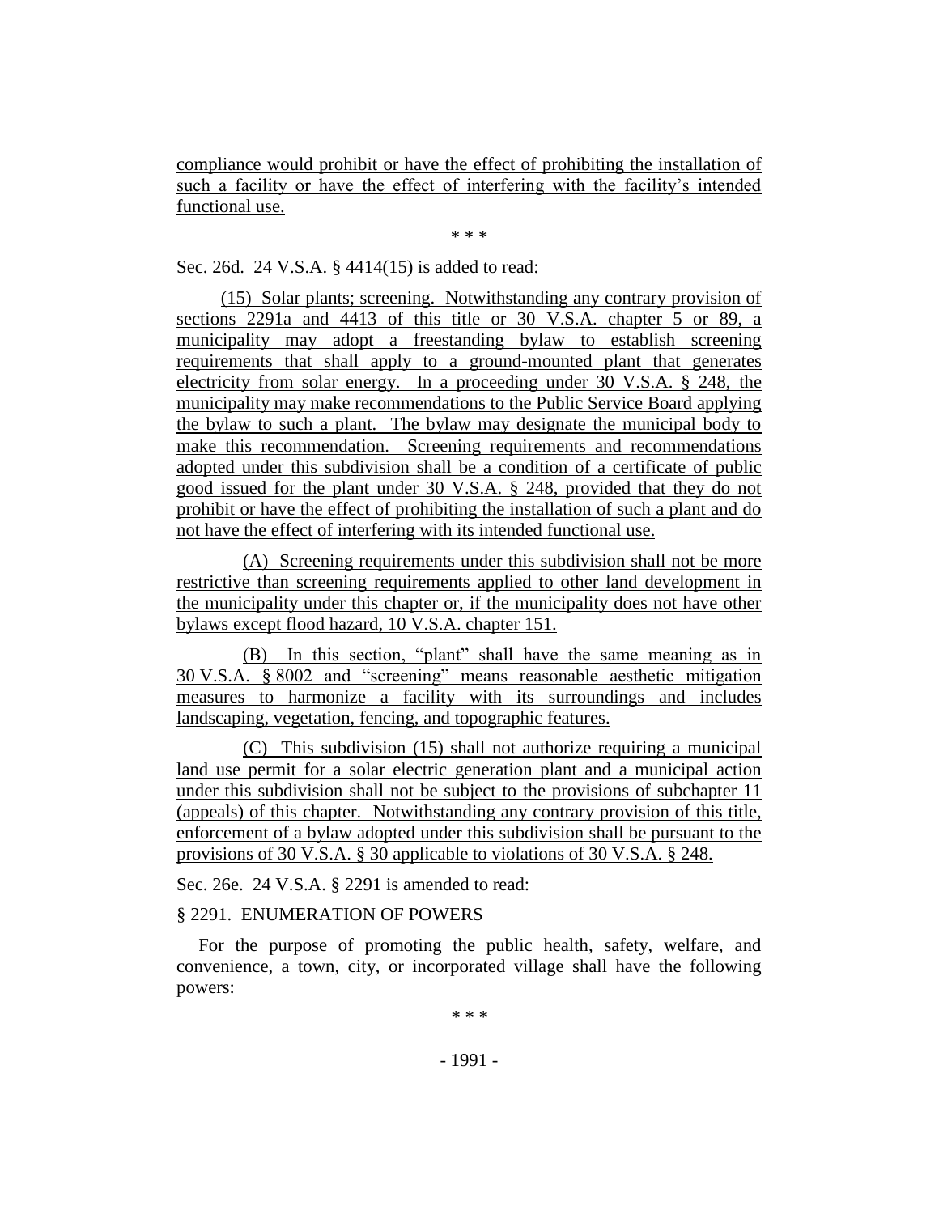compliance would prohibit or have the effect of prohibiting the installation of such a facility or have the effect of interfering with the facility's intended functional use.

\* \* \*

Sec. 26d. 24 V.S.A. § 4414(15) is added to read:

(15) Solar plants; screening. Notwithstanding any contrary provision of sections 2291a and 4413 of this title or 30 V.S.A. chapter 5 or 89, a municipality may adopt a freestanding bylaw to establish screening requirements that shall apply to a ground-mounted plant that generates electricity from solar energy. In a proceeding under 30 V.S.A. § 248, the municipality may make recommendations to the Public Service Board applying the bylaw to such a plant. The bylaw may designate the municipal body to make this recommendation. Screening requirements and recommendations adopted under this subdivision shall be a condition of a certificate of public good issued for the plant under 30 V.S.A. § 248, provided that they do not prohibit or have the effect of prohibiting the installation of such a plant and do not have the effect of interfering with its intended functional use.

(A) Screening requirements under this subdivision shall not be more restrictive than screening requirements applied to other land development in the municipality under this chapter or, if the municipality does not have other bylaws except flood hazard, 10 V.S.A. chapter 151.

(B) In this section, "plant" shall have the same meaning as in 30 V.S.A. § 8002 and "screening" means reasonable aesthetic mitigation measures to harmonize a facility with its surroundings and includes landscaping, vegetation, fencing, and topographic features.

(C) This subdivision (15) shall not authorize requiring a municipal land use permit for a solar electric generation plant and a municipal action under this subdivision shall not be subject to the provisions of subchapter 11 (appeals) of this chapter. Notwithstanding any contrary provision of this title, enforcement of a bylaw adopted under this subdivision shall be pursuant to the provisions of 30 V.S.A. § 30 applicable to violations of 30 V.S.A. § 248.

Sec. 26e. 24 V.S.A. § 2291 is amended to read:

§ 2291. ENUMERATION OF POWERS

For the purpose of promoting the public health, safety, welfare, and convenience, a town, city, or incorporated village shall have the following powers:

\* \* \*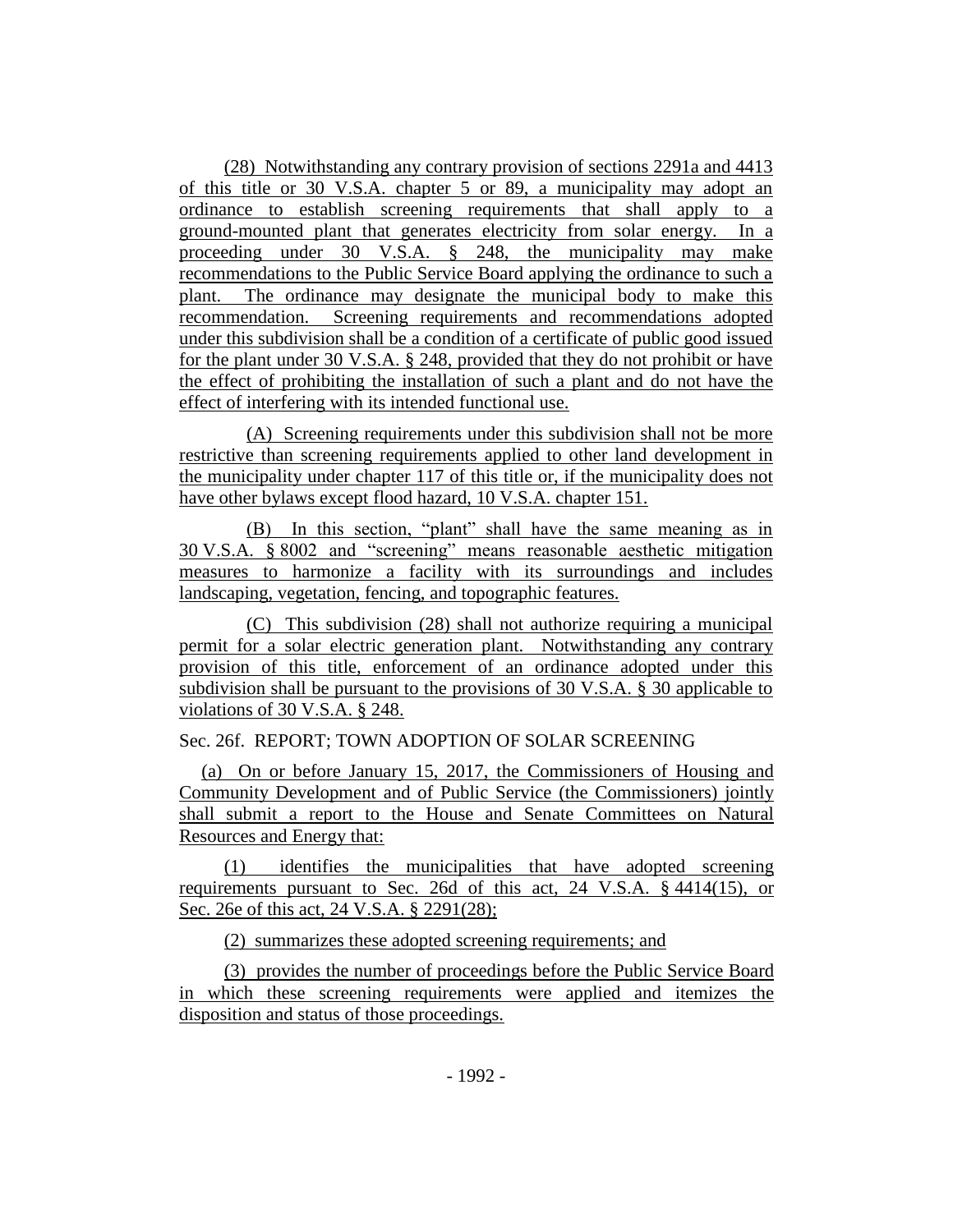(28) Notwithstanding any contrary provision of sections 2291a and 4413 of this title or 30 V.S.A. chapter 5 or 89, a municipality may adopt an ordinance to establish screening requirements that shall apply to a ground-mounted plant that generates electricity from solar energy. In a proceeding under 30 V.S.A. § 248, the municipality may make recommendations to the Public Service Board applying the ordinance to such a plant. The ordinance may designate the municipal body to make this recommendation. Screening requirements and recommendations adopted under this subdivision shall be a condition of a certificate of public good issued for the plant under 30 V.S.A. § 248, provided that they do not prohibit or have the effect of prohibiting the installation of such a plant and do not have the effect of interfering with its intended functional use.

(A) Screening requirements under this subdivision shall not be more restrictive than screening requirements applied to other land development in the municipality under chapter 117 of this title or, if the municipality does not have other bylaws except flood hazard, 10 V.S.A. chapter 151.

(B) In this section, "plant" shall have the same meaning as in 30 V.S.A. § 8002 and "screening" means reasonable aesthetic mitigation measures to harmonize a facility with its surroundings and includes landscaping, vegetation, fencing, and topographic features.

(C) This subdivision (28) shall not authorize requiring a municipal permit for a solar electric generation plant. Notwithstanding any contrary provision of this title, enforcement of an ordinance adopted under this subdivision shall be pursuant to the provisions of 30 V.S.A. § 30 applicable to violations of 30 V.S.A. § 248.

Sec. 26f. REPORT; TOWN ADOPTION OF SOLAR SCREENING

(a) On or before January 15, 2017, the Commissioners of Housing and Community Development and of Public Service (the Commissioners) jointly shall submit a report to the House and Senate Committees on Natural Resources and Energy that:

(1) identifies the municipalities that have adopted screening requirements pursuant to Sec. 26d of this act, 24 V.S.A. § 4414(15), or Sec. 26e of this act, 24 V.S.A. § 2291(28);

(2) summarizes these adopted screening requirements; and

(3) provides the number of proceedings before the Public Service Board in which these screening requirements were applied and itemizes the disposition and status of those proceedings.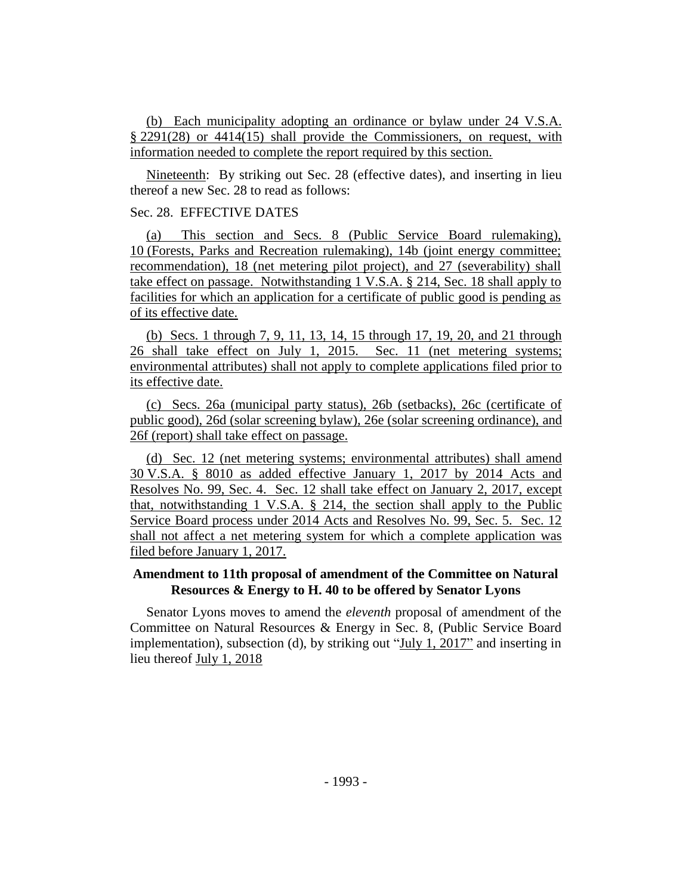(b) Each municipality adopting an ordinance or bylaw under 24 V.S.A. § 2291(28) or 4414(15) shall provide the Commissioners, on request, with information needed to complete the report required by this section.

Nineteenth: By striking out Sec. 28 (effective dates), and inserting in lieu thereof a new Sec. 28 to read as follows:

Sec. 28. EFFECTIVE DATES

(a) This section and Secs. 8 (Public Service Board rulemaking), 10 (Forests, Parks and Recreation rulemaking), 14b (joint energy committee; recommendation), 18 (net metering pilot project), and 27 (severability) shall take effect on passage. Notwithstanding 1 V.S.A. § 214, Sec. 18 shall apply to facilities for which an application for a certificate of public good is pending as of its effective date.

(b) Secs. 1 through 7, 9, 11, 13, 14, 15 through 17, 19, 20, and 21 through 26 shall take effect on July 1, 2015. Sec. 11 (net metering systems; environmental attributes) shall not apply to complete applications filed prior to its effective date.

(c) Secs. 26a (municipal party status), 26b (setbacks), 26c (certificate of public good), 26d (solar screening bylaw), 26e (solar screening ordinance), and 26f (report) shall take effect on passage.

(d) Sec. 12 (net metering systems; environmental attributes) shall amend 30 V.S.A. § 8010 as added effective January 1, 2017 by 2014 Acts and Resolves No. 99, Sec. 4. Sec. 12 shall take effect on January 2, 2017, except that, notwithstanding 1 V.S.A. § 214, the section shall apply to the Public Service Board process under 2014 Acts and Resolves No. 99, Sec. 5. Sec. 12 shall not affect a net metering system for which a complete application was filed before January 1, 2017.

**Amendment to 11th proposal of amendment of the Committee on Natural Resources & Energy to H. 40 to be offered by Senator Lyons**

Senator Lyons moves to amend the *eleventh* proposal of amendment of the Committee on Natural Resources & Energy in Sec. 8, (Public Service Board implementation), subsection (d), by striking out "July 1, 2017" and inserting in lieu thereof July 1, 2018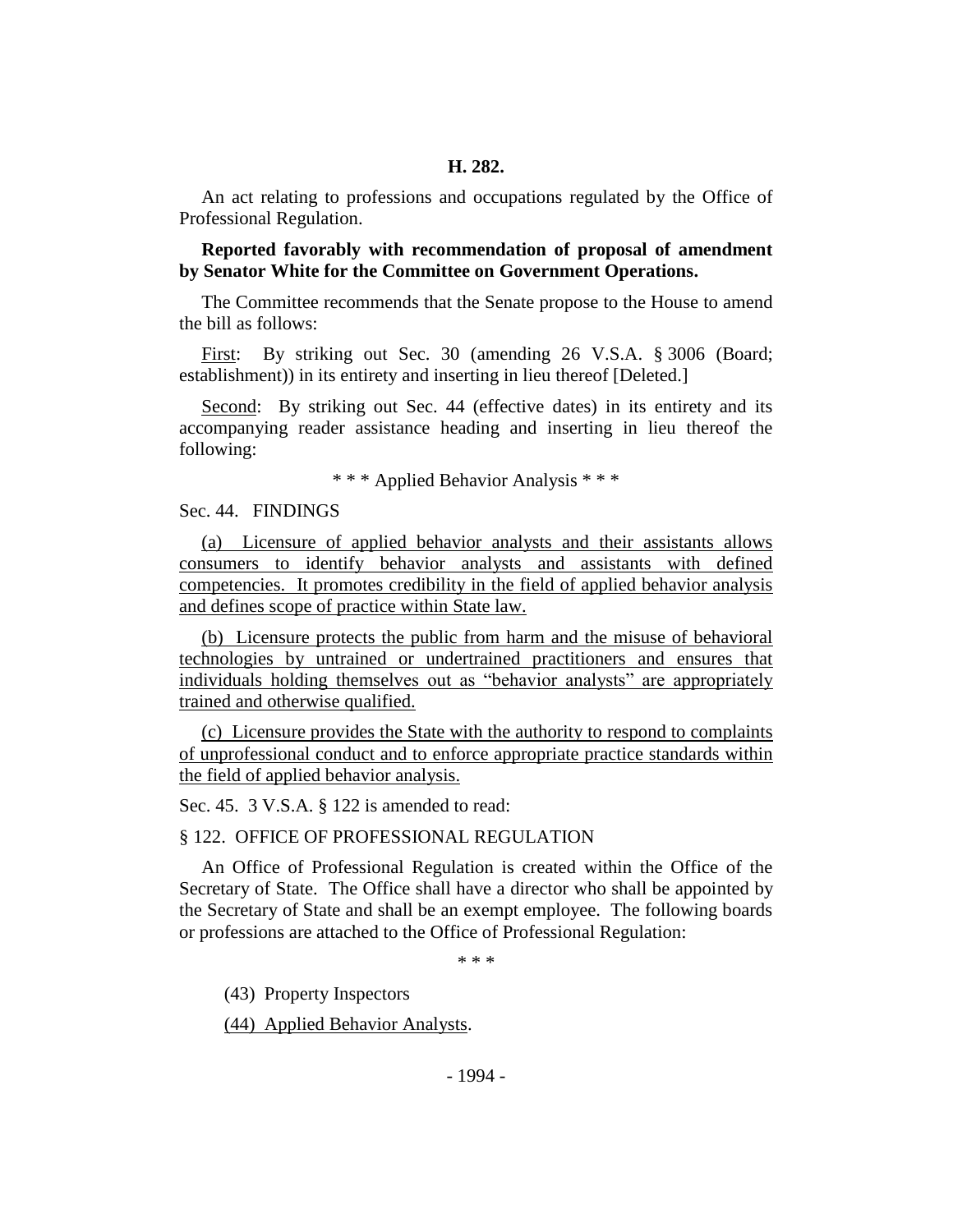**H. 282.**

An act relating to professions and occupations regulated by the Office of Professional Regulation.

**Reported favorably with recommendation of proposal of amendment by Senator White for the Committee on Government Operations.**

The Committee recommends that the Senate propose to the House to amend the bill as follows:

First: By striking out Sec. 30 (amending 26 V.S.A. § 3006 (Board; establishment)) in its entirety and inserting in lieu thereof [Deleted.]

Second: By striking out Sec. 44 (effective dates) in its entirety and its accompanying reader assistance heading and inserting in lieu thereof the following:

\* \* \* Applied Behavior Analysis \* \* \*

Sec. 44. FINDINGS

(a) Licensure of applied behavior analysts and their assistants allows consumers to identify behavior analysts and assistants with defined competencies. It promotes credibility in the field of applied behavior analysis and defines scope of practice within State law.

(b) Licensure protects the public from harm and the misuse of behavioral technologies by untrained or undertrained practitioners and ensures that individuals holding themselves out as "behavior analysts" are appropriately trained and otherwise qualified.

(c) Licensure provides the State with the authority to respond to complaints of unprofessional conduct and to enforce appropriate practice standards within the field of applied behavior analysis.

Sec. 45. 3 V.S.A. § 122 is amended to read:

§ 122. OFFICE OF PROFESSIONAL REGULATION

An Office of Professional Regulation is created within the Office of the Secretary of State. The Office shall have a director who shall be appointed by the Secretary of State and shall be an exempt employee. The following boards or professions are attached to the Office of Professional Regulation:

\* \* \*

(43) Property Inspectors

(44) Applied Behavior Analysts.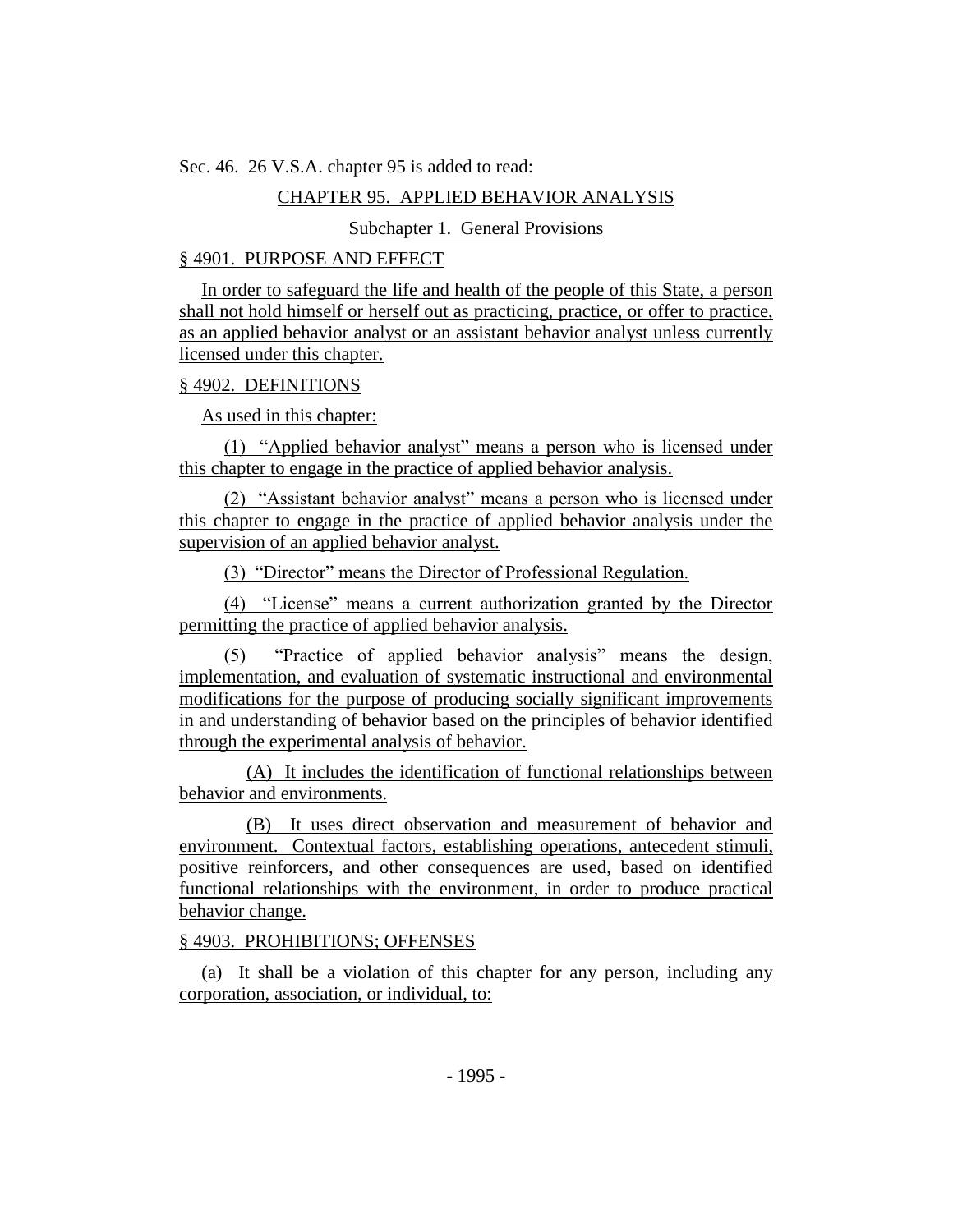Sec. 46. 26 V.S.A. chapter 95 is added to read:

CHAPTER 95. APPLIED BEHAVIOR ANALYSIS

Subchapter 1. General Provisions

§ 4901. PURPOSE AND EFFECT

In order to safeguard the life and health of the people of this State, a person shall not hold himself or herself out as practicing, practice, or offer to practice, as an applied behavior analyst or an assistant behavior analyst unless currently licensed under this chapter.

§ 4902. DEFINITIONS

As used in this chapter:

(1) "Applied behavior analyst" means a person who is licensed under this chapter to engage in the practice of applied behavior analysis.

(2) "Assistant behavior analyst" means a person who is licensed under this chapter to engage in the practice of applied behavior analysis under the supervision of an applied behavior analyst.

(3) "Director" means the Director of Professional Regulation.

(4) "License" means a current authorization granted by the Director permitting the practice of applied behavior analysis.

(5) "Practice of applied behavior analysis" means the design, implementation, and evaluation of systematic instructional and environmental modifications for the purpose of producing socially significant improvements in and understanding of behavior based on the principles of behavior identified through the experimental analysis of behavior.

(A) It includes the identification of functional relationships between behavior and environments.

(B) It uses direct observation and measurement of behavior and environment. Contextual factors, establishing operations, antecedent stimuli, positive reinforcers, and other consequences are used, based on identified functional relationships with the environment, in order to produce practical behavior change.

§ 4903. PROHIBITIONS; OFFENSES

(a) It shall be a violation of this chapter for any person, including any corporation, association, or individual, to: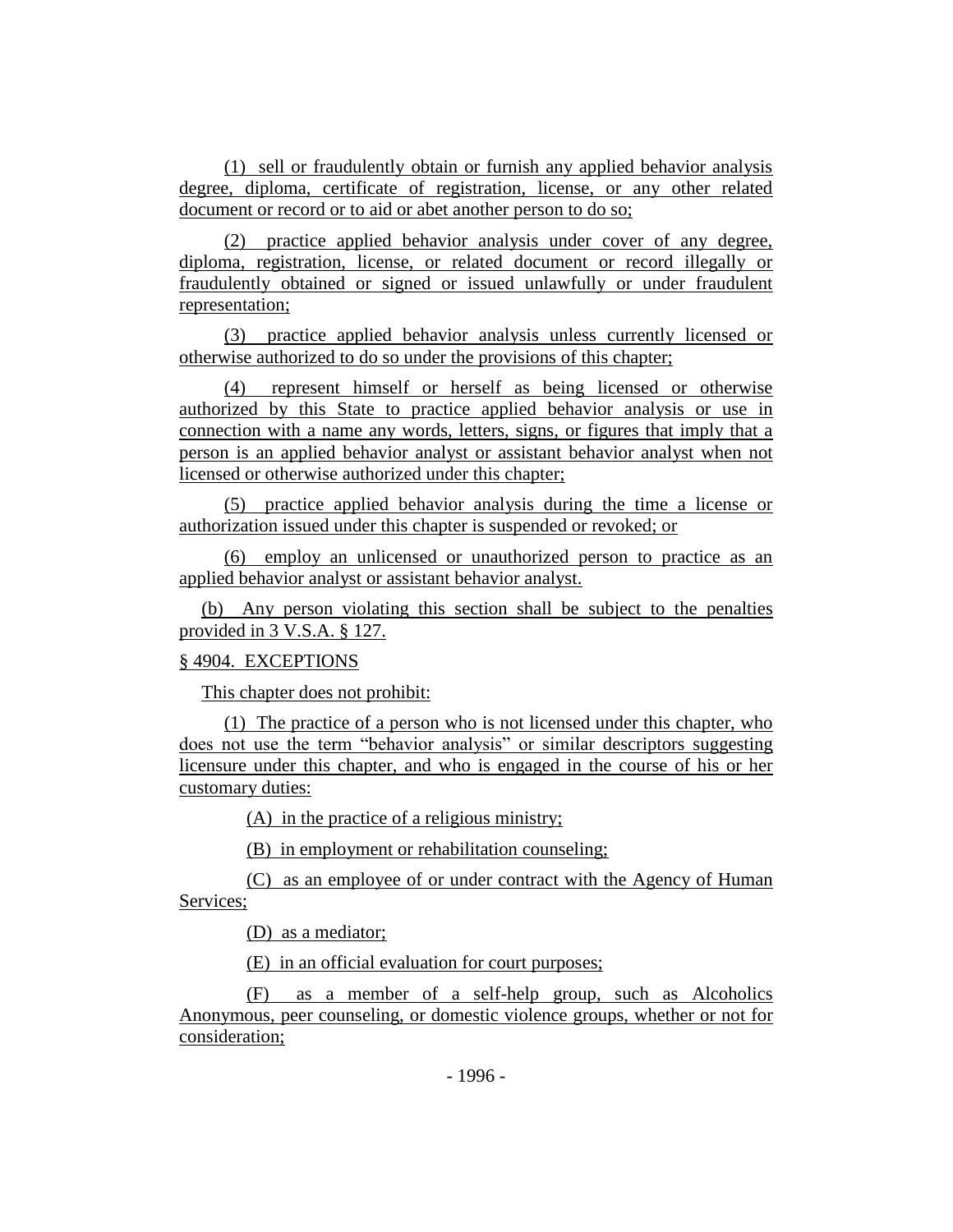(1) sell or fraudulently obtain or furnish any applied behavior analysis degree, diploma, certificate of registration, license, or any other related document or record or to aid or abet another person to do so;

(2) practice applied behavior analysis under cover of any degree, diploma, registration, license, or related document or record illegally or fraudulently obtained or signed or issued unlawfully or under fraudulent representation;

(3) practice applied behavior analysis unless currently licensed or otherwise authorized to do so under the provisions of this chapter;

(4) represent himself or herself as being licensed or otherwise authorized by this State to practice applied behavior analysis or use in connection with a name any words, letters, signs, or figures that imply that a person is an applied behavior analyst or assistant behavior analyst when not licensed or otherwise authorized under this chapter;

(5) practice applied behavior analysis during the time a license or authorization issued under this chapter is suspended or revoked; or

(6) employ an unlicensed or unauthorized person to practice as an applied behavior analyst or assistant behavior analyst.

(b) Any person violating this section shall be subject to the penalties provided in 3 V.S.A. § 127.

§ 4904. EXCEPTIONS

This chapter does not prohibit:

(1) The practice of a person who is not licensed under this chapter, who does not use the term "behavior analysis" or similar descriptors suggesting licensure under this chapter, and who is engaged in the course of his or her customary duties:

(A) in the practice of a religious ministry;

(B) in employment or rehabilitation counseling;

(C) as an employee of or under contract with the Agency of Human Services;

(D) as a mediator;

(E) in an official evaluation for court purposes;

(F) as a member of a self-help group, such as Alcoholics Anonymous, peer counseling, or domestic violence groups, whether or not for consideration;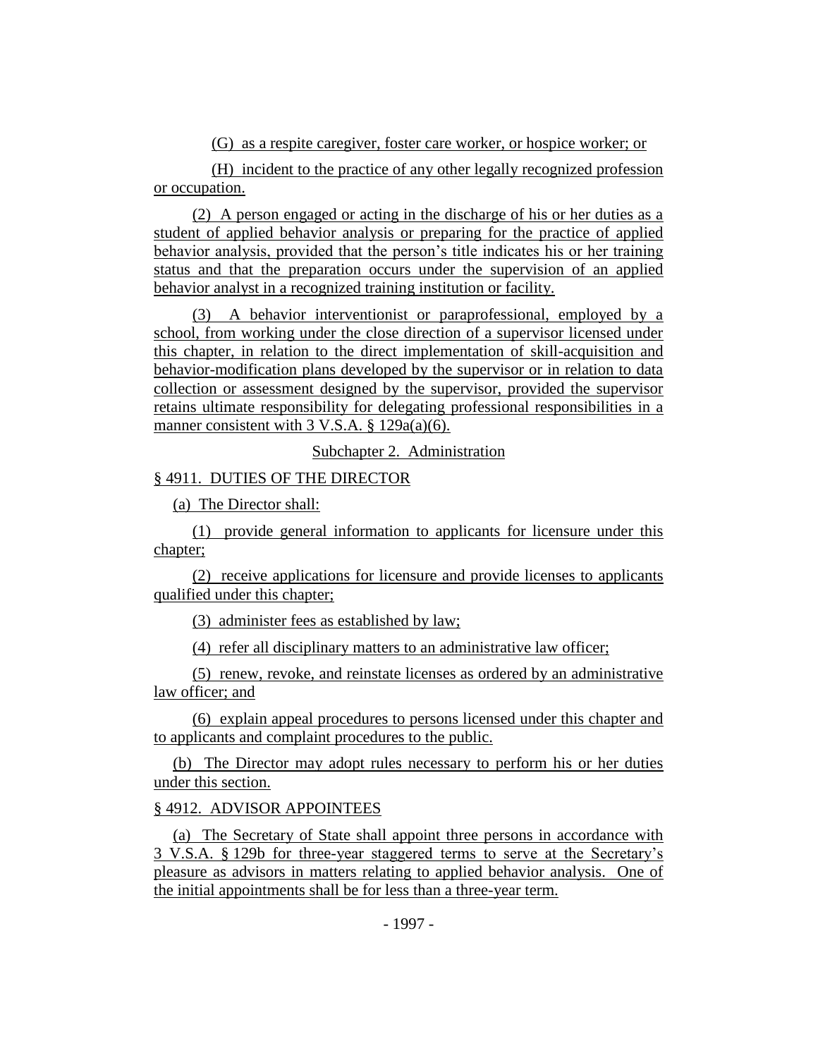(G) as a respite caregiver, foster care worker, or hospice worker; or

(H) incident to the practice of any other legally recognized profession or occupation.

(2) A person engaged or acting in the discharge of his or her duties as a student of applied behavior analysis or preparing for the practice of applied behavior analysis, provided that the person's title indicates his or her training status and that the preparation occurs under the supervision of an applied behavior analyst in a recognized training institution or facility.

(3) A behavior interventionist or paraprofessional, employed by a school, from working under the close direction of a supervisor licensed under this chapter, in relation to the direct implementation of skill-acquisition and behavior-modification plans developed by the supervisor or in relation to data collection or assessment designed by the supervisor, provided the supervisor retains ultimate responsibility for delegating professional responsibilities in a manner consistent with 3 V.S.A. § 129a(a)(6).

Subchapter 2. Administration

§ 4911. DUTIES OF THE DIRECTOR

(a) The Director shall:

(1) provide general information to applicants for licensure under this chapter;

(2) receive applications for licensure and provide licenses to applicants qualified under this chapter;

(3) administer fees as established by law;

(4) refer all disciplinary matters to an administrative law officer;

(5) renew, revoke, and reinstate licenses as ordered by an administrative law officer; and

(6) explain appeal procedures to persons licensed under this chapter and to applicants and complaint procedures to the public.

(b) The Director may adopt rules necessary to perform his or her duties under this section.

§ 4912. ADVISOR APPOINTEES

(a) The Secretary of State shall appoint three persons in accordance with 3 V.S.A. § 129b for three-year staggered terms to serve at the Secretary's pleasure as advisors in matters relating to applied behavior analysis. One of the initial appointments shall be for less than a three-year term.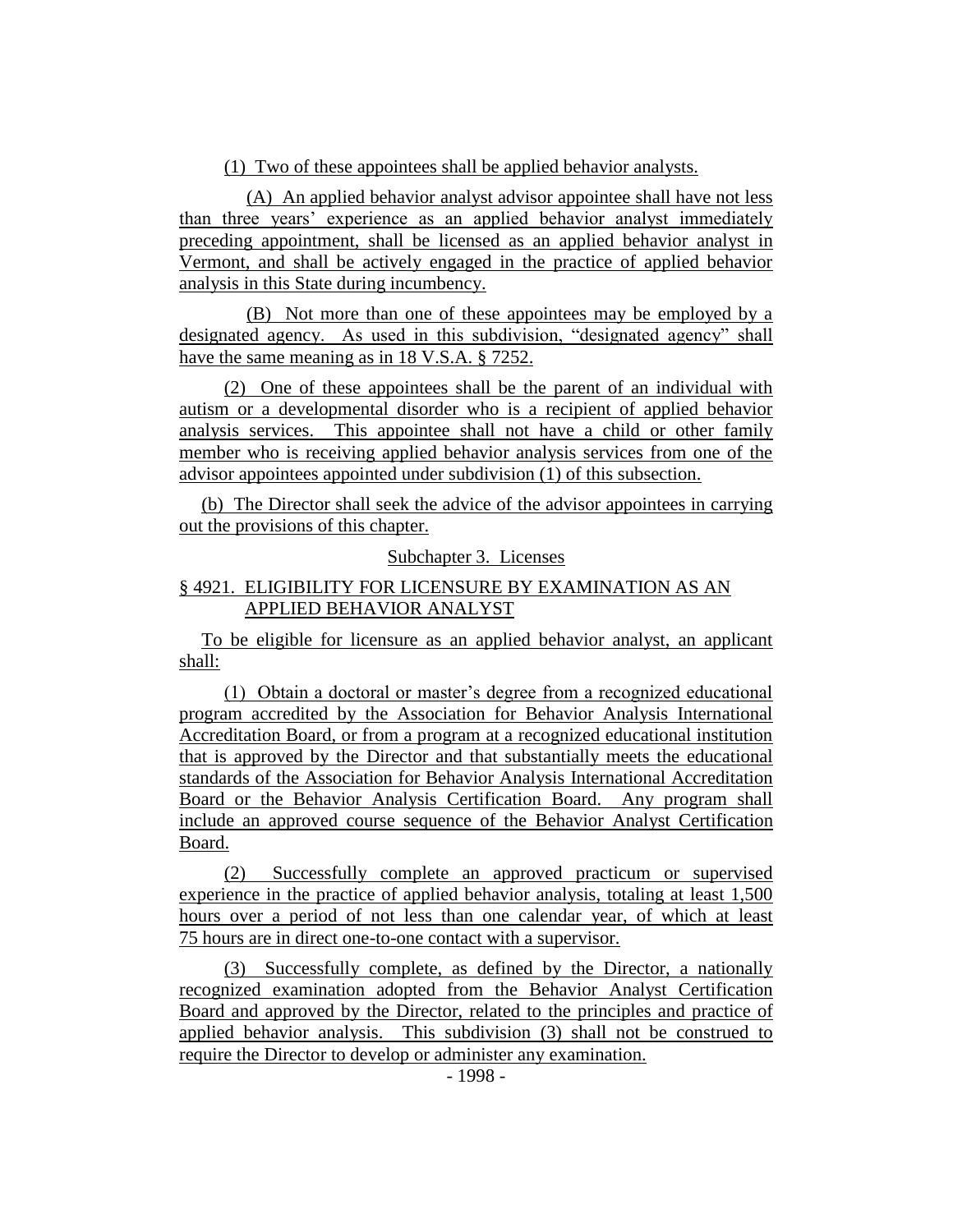(1) Two of these appointees shall be applied behavior analysts.

(A) An applied behavior analyst advisor appointee shall have not less than three years' experience as an applied behavior analyst immediately preceding appointment, shall be licensed as an applied behavior analyst in Vermont, and shall be actively engaged in the practice of applied behavior analysis in this State during incumbency.

(B) Not more than one of these appointees may be employed by a designated agency. As used in this subdivision, "designated agency" shall have the same meaning as in 18 V.S.A. § 7252.

(2) One of these appointees shall be the parent of an individual with autism or a developmental disorder who is a recipient of applied behavior analysis services. This appointee shall not have a child or other family member who is receiving applied behavior analysis services from one of the advisor appointees appointed under subdivision (1) of this subsection.

(b) The Director shall seek the advice of the advisor appointees in carrying out the provisions of this chapter.

Subchapter 3. Licenses

§ 4921. ELIGIBILITY FOR LICENSURE BY EXAMINATION AS AN APPLIED BEHAVIOR ANALYST

To be eligible for licensure as an applied behavior analyst, an applicant shall:

(1) Obtain a doctoral or master's degree from a recognized educational program accredited by the Association for Behavior Analysis International Accreditation Board, or from a program at a recognized educational institution that is approved by the Director and that substantially meets the educational standards of the Association for Behavior Analysis International Accreditation Board or the Behavior Analysis Certification Board. Any program shall include an approved course sequence of the Behavior Analyst Certification Board.

(2) Successfully complete an approved practicum or supervised experience in the practice of applied behavior analysis, totaling at least 1,500 hours over a period of not less than one calendar year, of which at least 75 hours are in direct one-to-one contact with a supervisor.

(3) Successfully complete, as defined by the Director, a nationally recognized examination adopted from the Behavior Analyst Certification Board and approved by the Director, related to the principles and practice of applied behavior analysis. This subdivision (3) shall not be construed to require the Director to develop or administer any examination.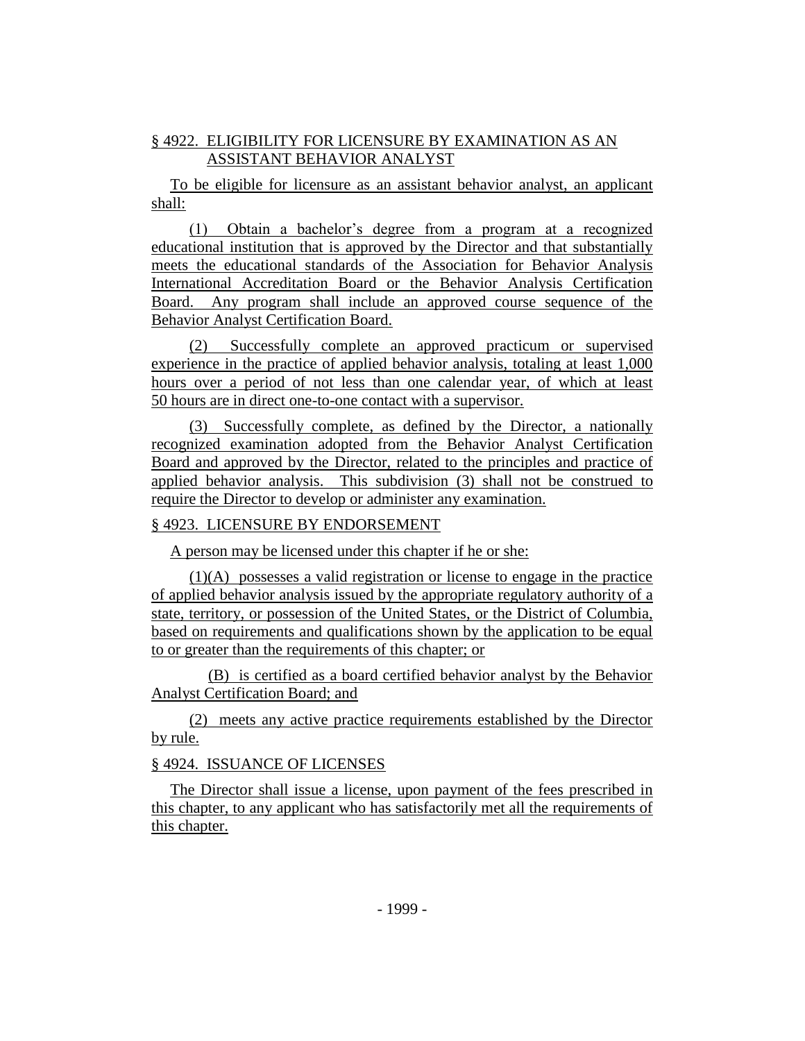§ 4922. ELIGIBILITY FOR LICENSURE BY EXAMINATION AS AN ASSISTANT BEHAVIOR ANALYST

To be eligible for licensure as an assistant behavior analyst, an applicant shall:

(1) Obtain a bachelor's degree from a program at a recognized educational institution that is approved by the Director and that substantially meets the educational standards of the Association for Behavior Analysis International Accreditation Board or the Behavior Analysis Certification Board. Any program shall include an approved course sequence of the Behavior Analyst Certification Board.

(2) Successfully complete an approved practicum or supervised experience in the practice of applied behavior analysis, totaling at least 1,000 hours over a period of not less than one calendar year, of which at least 50 hours are in direct one-to-one contact with a supervisor.

(3) Successfully complete, as defined by the Director, a nationally recognized examination adopted from the Behavior Analyst Certification Board and approved by the Director, related to the principles and practice of applied behavior analysis. This subdivision (3) shall not be construed to require the Director to develop or administer any examination.

§ 4923. LICENSURE BY ENDORSEMENT

A person may be licensed under this chapter if he or she:

(1)(A) possesses a valid registration or license to engage in the practice of applied behavior analysis issued by the appropriate regulatory authority of a state, territory, or possession of the United States, or the District of Columbia, based on requirements and qualifications shown by the application to be equal to or greater than the requirements of this chapter; or

(B) is certified as a board certified behavior analyst by the Behavior Analyst Certification Board; and

(2) meets any active practice requirements established by the Director by rule.

§ 4924. ISSUANCE OF LICENSES

The Director shall issue a license, upon payment of the fees prescribed in this chapter, to any applicant who has satisfactorily met all the requirements of this chapter.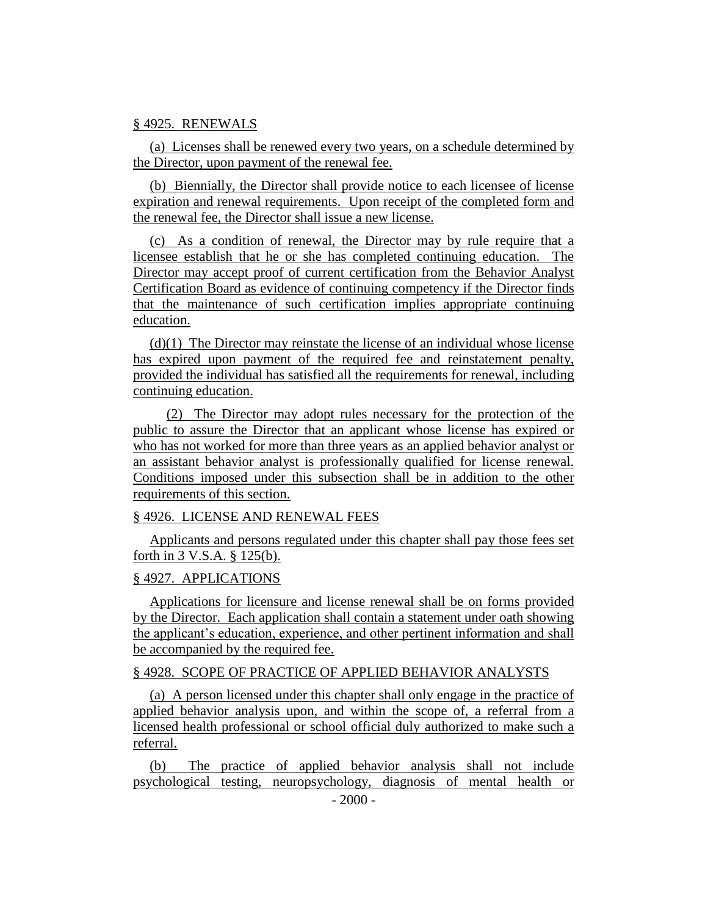§ 4925. RENEWALS

(a) Licenses shall be renewed every two years, on a schedule determined by the Director, upon payment of the renewal fee.

(b) Biennially, the Director shall provide notice to each licensee of license expiration and renewal requirements. Upon receipt of the completed form and the renewal fee, the Director shall issue a new license.

(c) As a condition of renewal, the Director may by rule require that a licensee establish that he or she has completed continuing education. The Director may accept proof of current certification from the Behavior Analyst Certification Board as evidence of continuing competency if the Director finds that the maintenance of such certification implies appropriate continuing education.

(d)(1) The Director may reinstate the license of an individual whose license has expired upon payment of the required fee and reinstatement penalty, provided the individual has satisfied all the requirements for renewal, including continuing education.

(2) The Director may adopt rules necessary for the protection of the public to assure the Director that an applicant whose license has expired or who has not worked for more than three years as an applied behavior analyst or an assistant behavior analyst is professionally qualified for license renewal. Conditions imposed under this subsection shall be in addition to the other requirements of this section.

§ 4926. LICENSE AND RENEWAL FEES

Applicants and persons regulated under this chapter shall pay those fees set forth in 3 V.S.A. § 125(b).

§ 4927. APPLICATIONS

Applications for licensure and license renewal shall be on forms provided by the Director. Each application shall contain a statement under oath showing the applicant's education, experience, and other pertinent information and shall be accompanied by the required fee.

§ 4928. SCOPE OF PRACTICE OF APPLIED BEHAVIOR ANALYSTS

(a) A person licensed under this chapter shall only engage in the practice of applied behavior analysis upon, and within the scope of, a referral from a licensed health professional or school official duly authorized to make such a referral.

(b) The practice of applied behavior analysis shall not include psychological testing, neuropsychology, diagnosis of mental health or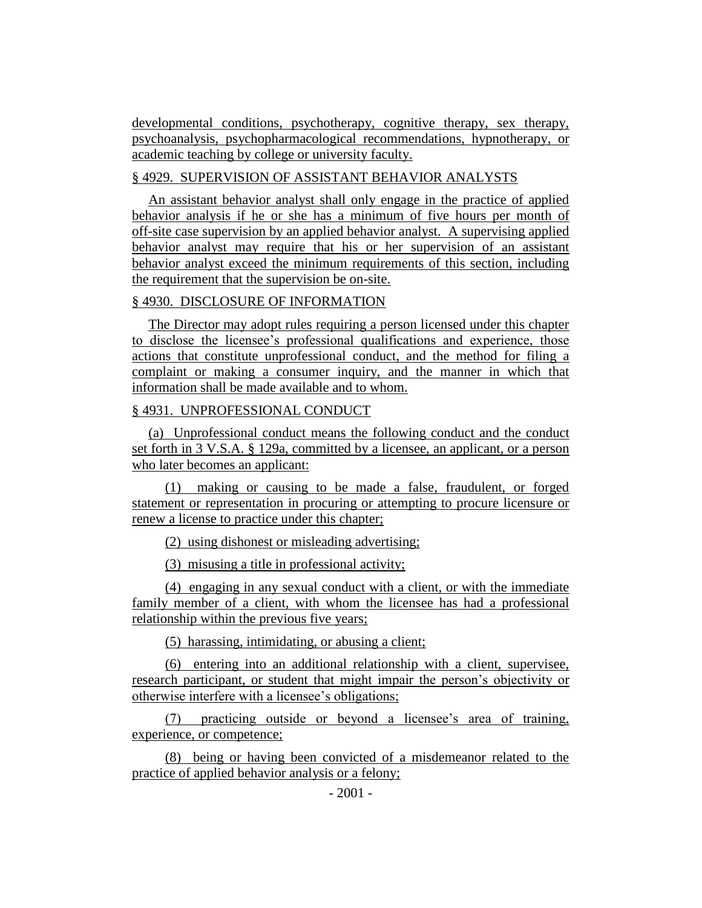developmental conditions, psychotherapy, cognitive therapy, sex therapy, psychoanalysis, psychopharmacological recommendations, hypnotherapy, or academic teaching by college or university faculty.

§ 4929. SUPERVISION OF ASSISTANT BEHAVIOR ANALYSTS

An assistant behavior analyst shall only engage in the practice of applied behavior analysis if he or she has a minimum of five hours per month of off-site case supervision by an applied behavior analyst. A supervising applied behavior analyst may require that his or her supervision of an assistant behavior analyst exceed the minimum requirements of this section, including the requirement that the supervision be on-site.

§ 4930. DISCLOSURE OF INFORMATION

The Director may adopt rules requiring a person licensed under this chapter to disclose the licensee's professional qualifications and experience, those actions that constitute unprofessional conduct, and the method for filing a complaint or making a consumer inquiry, and the manner in which that information shall be made available and to whom.

§ 4931. UNPROFESSIONAL CONDUCT

(a) Unprofessional conduct means the following conduct and the conduct set forth in 3 V.S.A. § 129a, committed by a licensee, an applicant, or a person who later becomes an applicant:

(1) making or causing to be made a false, fraudulent, or forged statement or representation in procuring or attempting to procure licensure or renew a license to practice under this chapter;

(2) using dishonest or misleading advertising;

(3) misusing a title in professional activity;

(4) engaging in any sexual conduct with a client, or with the immediate family member of a client, with whom the licensee has had a professional relationship within the previous five years;

(5) harassing, intimidating, or abusing a client;

(6) entering into an additional relationship with a client, supervisee, research participant, or student that might impair the person's objectivity or otherwise interfere with a licensee's obligations;

(7) practicing outside or beyond a licensee's area of training, experience, or competence;

(8) being or having been convicted of a misdemeanor related to the practice of applied behavior analysis or a felony;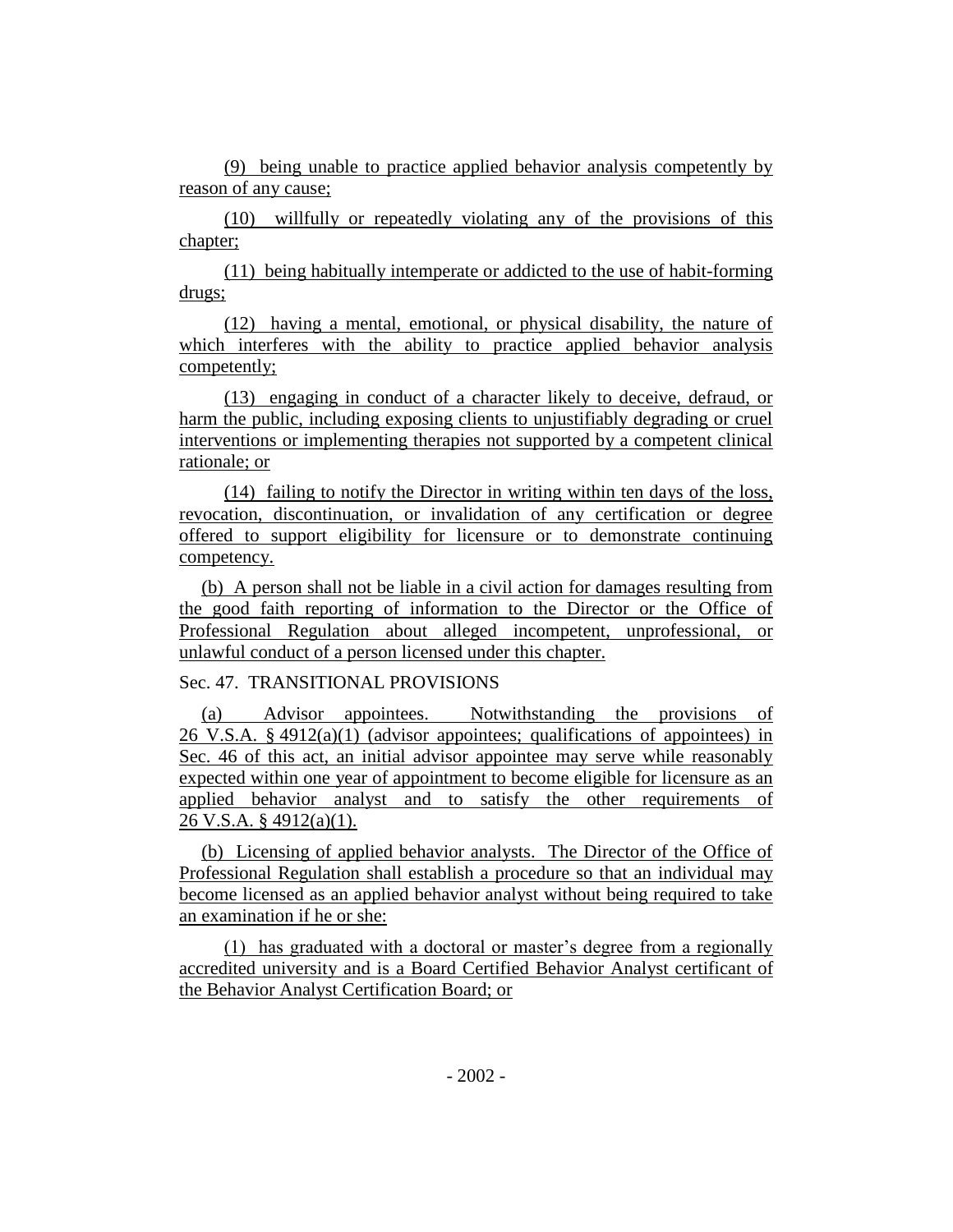(9) being unable to practice applied behavior analysis competently by reason of any cause;

(10) willfully or repeatedly violating any of the provisions of this chapter;

(11) being habitually intemperate or addicted to the use of habit-forming drugs;

(12) having a mental, emotional, or physical disability, the nature of which interferes with the ability to practice applied behavior analysis competently;

(13) engaging in conduct of a character likely to deceive, defraud, or harm the public, including exposing clients to unjustifiably degrading or cruel interventions or implementing therapies not supported by a competent clinical rationale; or

(14) failing to notify the Director in writing within ten days of the loss, revocation, discontinuation, or invalidation of any certification or degree offered to support eligibility for licensure or to demonstrate continuing competency.

(b) A person shall not be liable in a civil action for damages resulting from the good faith reporting of information to the Director or the Office of Professional Regulation about alleged incompetent, unprofessional, or unlawful conduct of a person licensed under this chapter.

Sec. 47. TRANSITIONAL PROVISIONS

(a) Advisor appointees. Notwithstanding the provisions of 26 V.S.A. § 4912(a)(1) (advisor appointees; qualifications of appointees) in Sec. 46 of this act, an initial advisor appointee may serve while reasonably expected within one year of appointment to become eligible for licensure as an applied behavior analyst and to satisfy the other requirements of 26 V.S.A. § 4912(a)(1).

(b) Licensing of applied behavior analysts. The Director of the Office of Professional Regulation shall establish a procedure so that an individual may become licensed as an applied behavior analyst without being required to take an examination if he or she:

(1) has graduated with a doctoral or master's degree from a regionally accredited university and is a Board Certified Behavior Analyst certificant of the Behavior Analyst Certification Board; or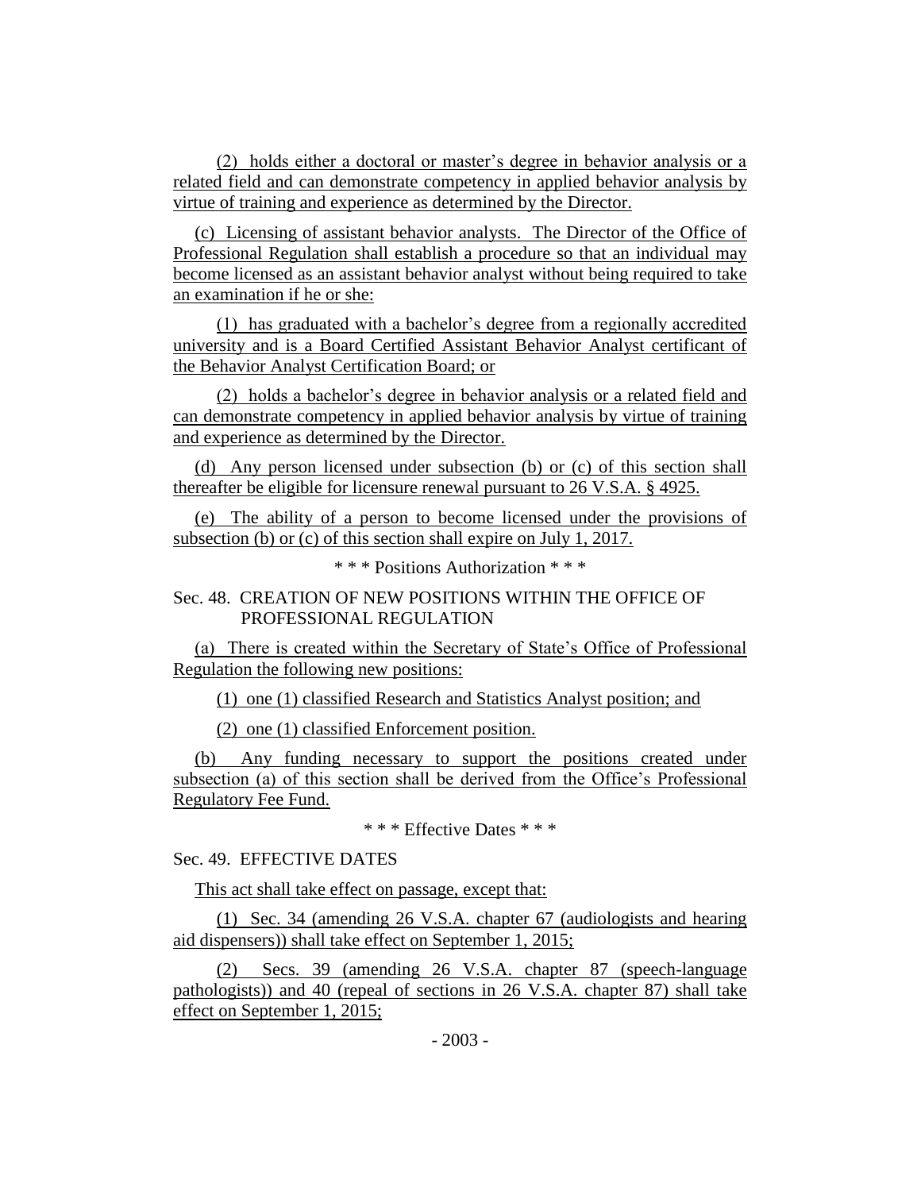(2) holds either a doctoral or master's degree in behavior analysis or a related field and can demonstrate competency in applied behavior analysis by virtue of training and experience as determined by the Director.

(c) Licensing of assistant behavior analysts. The Director of the Office of Professional Regulation shall establish a procedure so that an individual may become licensed as an assistant behavior analyst without being required to take an examination if he or she:

(1) has graduated with a bachelor's degree from a regionally accredited university and is a Board Certified Assistant Behavior Analyst certificant of the Behavior Analyst Certification Board; or

(2) holds a bachelor's degree in behavior analysis or a related field and can demonstrate competency in applied behavior analysis by virtue of training and experience as determined by the Director.

(d) Any person licensed under subsection (b) or (c) of this section shall thereafter be eligible for licensure renewal pursuant to 26 V.S.A. § 4925.

(e) The ability of a person to become licensed under the provisions of subsection (b) or (c) of this section shall expire on July 1, 2017.

\* \* \* Positions Authorization \* \* \*

Sec. 48. CREATION OF NEW POSITIONS WITHIN THE OFFICE OF PROFESSIONAL REGULATION

(a) There is created within the Secretary of State's Office of Professional Regulation the following new positions:

(1) one (1) classified Research and Statistics Analyst position; and

(2) one (1) classified Enforcement position.

(b) Any funding necessary to support the positions created under subsection (a) of this section shall be derived from the Office's Professional Regulatory Fee Fund.

\* \* \* Effective Dates \* \* \*

Sec. 49. EFFECTIVE DATES

This act shall take effect on passage, except that:

(1) Sec. 34 (amending 26 V.S.A. chapter 67 (audiologists and hearing aid dispensers)) shall take effect on September 1, 2015;

(2) Secs. 39 (amending 26 V.S.A. chapter 87 (speech-language pathologists)) and 40 (repeal of sections in 26 V.S.A. chapter 87) shall take effect on September 1, 2015;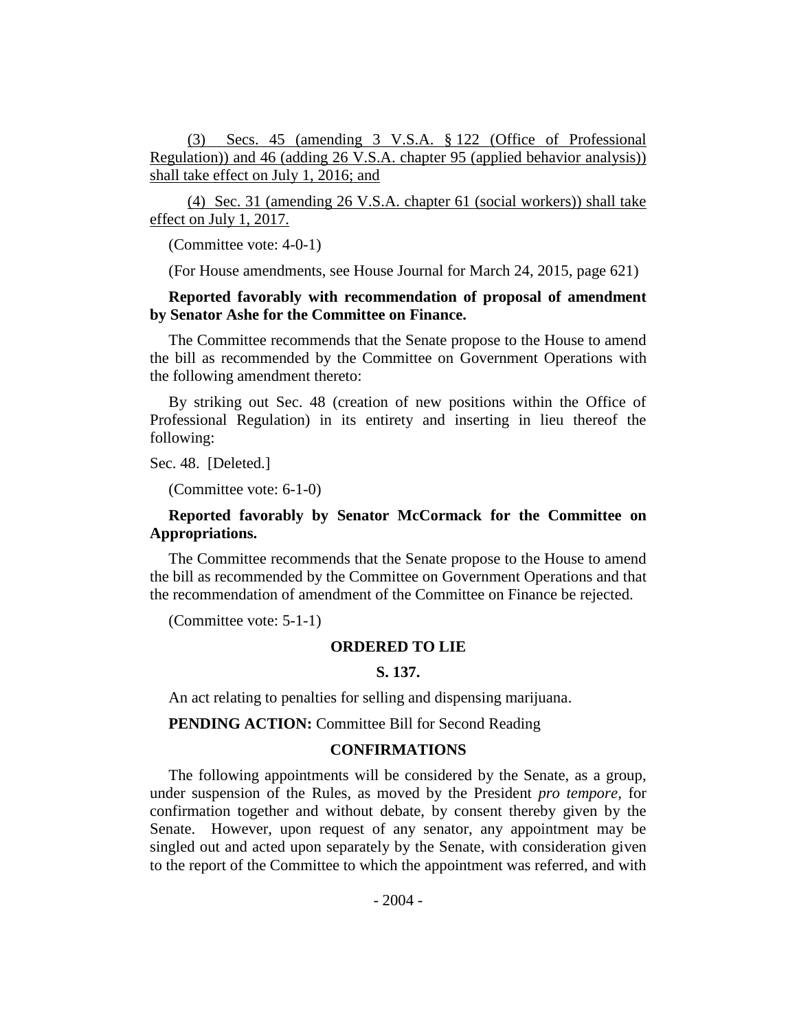(3) Secs. 45 (amending 3 V.S.A. § 122 (Office of Professional Regulation)) and 46 (adding 26 V.S.A. chapter 95 (applied behavior analysis)) shall take effect on July 1, 2016; and

(4) Sec. 31 (amending 26 V.S.A. chapter 61 (social workers)) shall take effect on July 1, 2017.

(Committee vote: 4-0-1)

(For House amendments, see House Journal for March 24, 2015, page 621)

**Reported favorably with recommendation of proposal of amendment by Senator Ashe for the Committee on Finance.**

The Committee recommends that the Senate propose to the House to amend the bill as recommended by the Committee on Government Operations with the following amendment thereto:

By striking out Sec. 48 (creation of new positions within the Office of Professional Regulation) in its entirety and inserting in lieu thereof the following:

Sec. 48. [Deleted.]

(Committee vote: 6-1-0)

**Reported favorably by Senator McCormack for the Committee on Appropriations.**

The Committee recommends that the Senate propose to the House to amend the bill as recommended by the Committee on Government Operations and that the recommendation of amendment of the Committee on Finance be rejected.

(Committee vote: 5-1-1)

## ORDERED TO LIE

### S. 137.

An act relating to penalties for selling and dispensing marijuana.

**PENDING ACTION:** Committee Bill for Second Reading

## CONFIRMATIONS

The following appointments will be considered by the Senate, as a group, under suspension of the Rules, as moved by the President *pro tempore,* for confirmation together and without debate, by consent thereby given by the Senate. However, upon request of any senator, any appointment may be singled out and acted upon separately by the Senate, with consideration given to the report of the Committee to which the appointment was referred, and with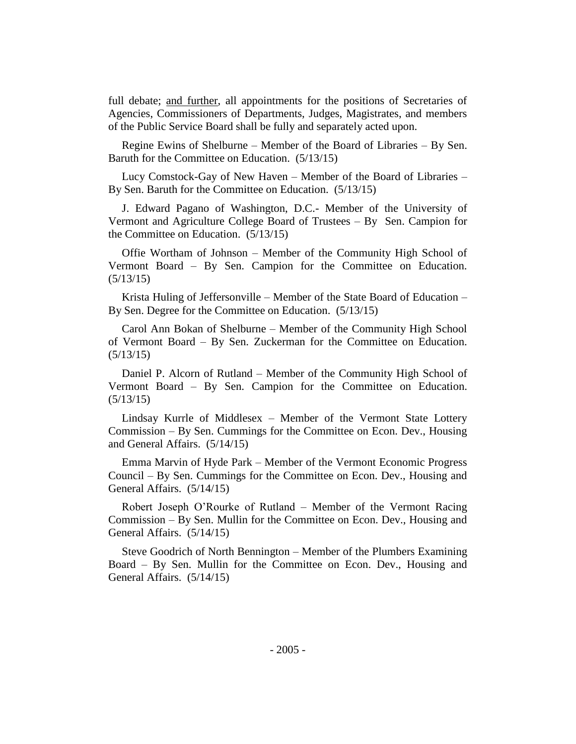full debate; <u>and further</u>, all appointments for the positions of Secretaries of Agencies, Commissioners of Departments, Judges, Magistrates, and members of the Public Service Board shall be fully and separately acted upon.

Regine Ewins of Shelburne – Member of the Board of Libraries – By Sen. Baruth for the Committee on Education. (5/13/15)

Lucy Comstock-Gay of New Haven – Member of the Board of Libraries – By Sen. Baruth for the Committee on Education. (5/13/15)

J. Edward Pagano of Washington, D.C.- Member of the University of Vermont and Agriculture College Board of Trustees – By Sen. Campion for the Committee on Education. (5/13/15)

Offie Wortham of Johnson – Member of the Community High School of Vermont Board – By Sen. Campion for the Committee on Education. (5/13/15)

Krista Huling of Jeffersonville – Member of the State Board of Education – By Sen. Degree for the Committee on Education. (5/13/15)

Carol Ann Bokan of Shelburne – Member of the Community High School of Vermont Board – By Sen. Zuckerman for the Committee on Education. (5/13/15)

Daniel P. Alcorn of Rutland – Member of the Community High School of Vermont Board – By Sen. Campion for the Committee on Education. (5/13/15)

Lindsay Kurrle of Middlesex – Member of the Vermont State Lottery Commission – By Sen. Cummings for the Committee on Econ. Dev., Housing and General Affairs. (5/14/15)

Emma Marvin of Hyde Park – Member of the Vermont Economic Progress Council – By Sen. Cummings for the Committee on Econ. Dev., Housing and General Affairs. (5/14/15)

Robert Joseph O'Rourke of Rutland – Member of the Vermont Racing Commission – By Sen. Mullin for the Committee on Econ. Dev., Housing and General Affairs. (5/14/15)

Steve Goodrich of North Bennington – Member of the Plumbers Examining Board – By Sen. Mullin for the Committee on Econ. Dev., Housing and General Affairs. (5/14/15)